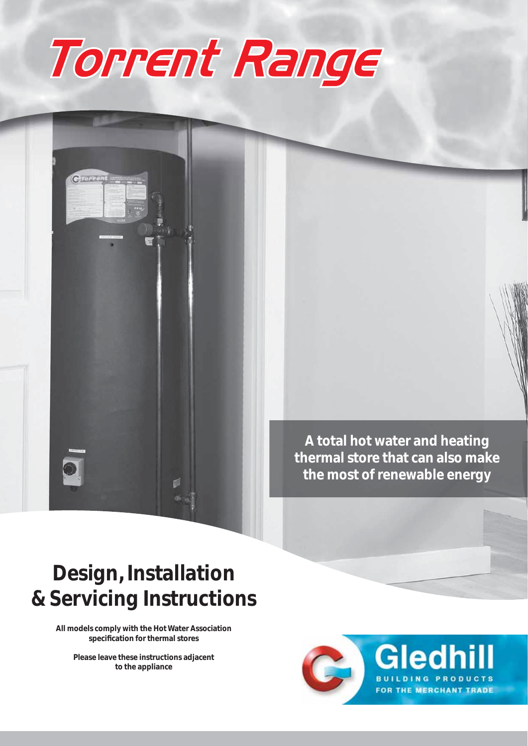# Torrent Range

A total hot water and heating thermal store that can also make the most of renewable energy

## Design, Installation & Servicing Instructions

**All models comply with the Hot Water Association specification for thermal stores**

**Please leave these instructions adjacent to the appliance**

Gledhill
BUILDING PRODUCTS
FOR THE MERCHANT TRADE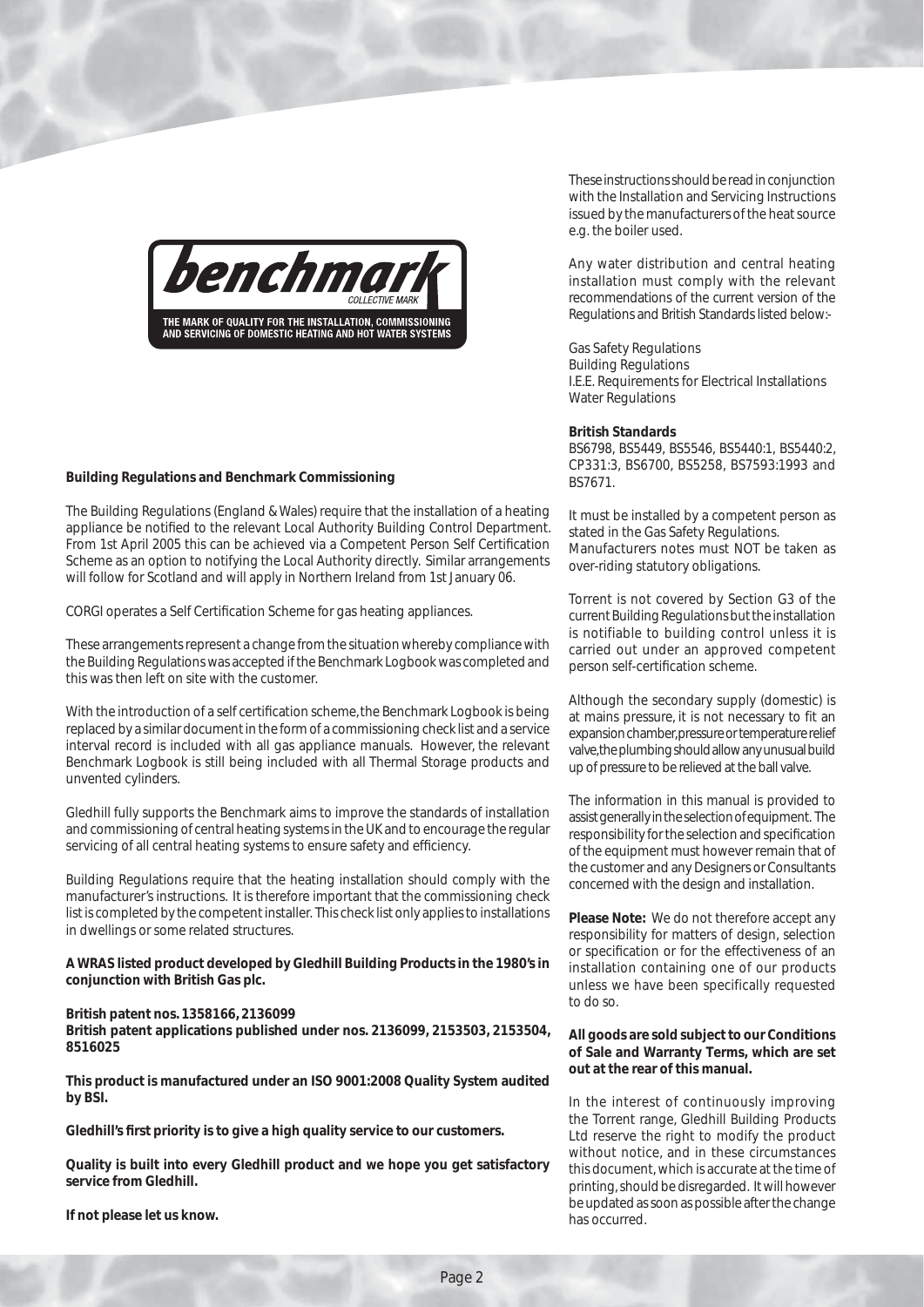**Building Regulations and Benchmark Commissioning**

The Building Regulations (England & Wales) require that the installation of a heating appliance be notified to the relevant Local Authority Building Control Department. From 1st April 2005 this can be achieved via a Competent Person Self Certification Scheme as an option to notifying the Local Authority directly. Similar arrangements will follow for Scotland and will apply in Northern Ireland from 1st January 06.

CORGI operates a Self Certification Scheme for gas heating appliances.

These arrangements represent a change from the situation whereby compliance with the Building Regulations was accepted if the Benchmark Logbook was completed and this was then left on site with the customer.

With the introduction of a self certification scheme, the Benchmark Logbook is being replaced by a similar document in the form of a commissioning check list and a service interval record is included with all gas appliance manuals. However, the relevant Benchmark Logbook is still being included with all Thermal Storage products and unvented cylinders.

Gledhill fully supports the Benchmark aims to improve the standards of installation and commissioning of central heating systems in the UK and to encourage the regular servicing of all central heating systems to ensure safety and efficiency.

Building Regulations require that the heating installation should comply with the manufacturer's instructions. It is therefore important that the commissioning check list is completed by the competent installer. This check list only applies to installations in dwellings or some related structures.

**A WRAS listed product developed by Gledhill Building Products in the 1980's in conjunction with British Gas plc.**

**British patent nos. 1358166, 2136099**
**British patent applications published under nos. 2136099, 2153503, 2153504, 8516025**

**This product is manufactured under an ISO 9001:2008 Quality System audited by BSI.**

**Gledhill's first priority is to give a high quality service to our customers.**

**Quality is built into every Gledhill product and we hope you get satisfactory service from Gledhill.**

**If not please let us know.**

These instructions should be read in conjunction with the Installation and Servicing Instructions issued by the manufacturers of the heat source e.g. the boiler used.

Any water distribution and central heating installation must comply with the relevant recommendations of the current version of the Regulations and British Standards listed below:-

Gas Safety Regulations
Building Regulations
I.E.E. Requirements for Electrical Installations
Water Regulations

**British Standards**
BS6798, BS5449, BS5546, BS5440:1, BS5440:2, CP331:3, BS6700, BS5258, BS7593:1993 and BS7671.

It must be installed by a competent person as stated in the Gas Safety Regulations.
Manufacturers notes must NOT be taken as over-riding statutory obligations.

Torrent is not covered by Section G3 of the current Building Regulations but the installation is notifiable to building control unless it is carried out under an approved competent person self-certification scheme.

Although the secondary supply (domestic) is at mains pressure, it is not necessary to fit an expansion chamber, pressure or temperature relief valve, the plumbing should allow any unusual build up of pressure to be relieved at the ball valve.

The information in this manual is provided to assist generally in the selection of equipment. The responsibility for the selection and specification of the equipment must however remain that of the customer and any Designers or Consultants concerned with the design and installation.

**Please Note:** We do not therefore accept any responsibility for matters of design, selection or specification or for the effectiveness of an installation containing one of our products unless we have been specifically requested to do so.

**All goods are sold subject to our Conditions of Sale and Warranty Terms, which are set out at the rear of this manual.**

In the interest of continuously improving the Torrent range, Gledhill Building Products Ltd reserve the right to modify the product without notice, and in these circumstances this document, which is accurate at the time of printing, should be disregarded. It will however be updated as soon as possible after the change has occurred.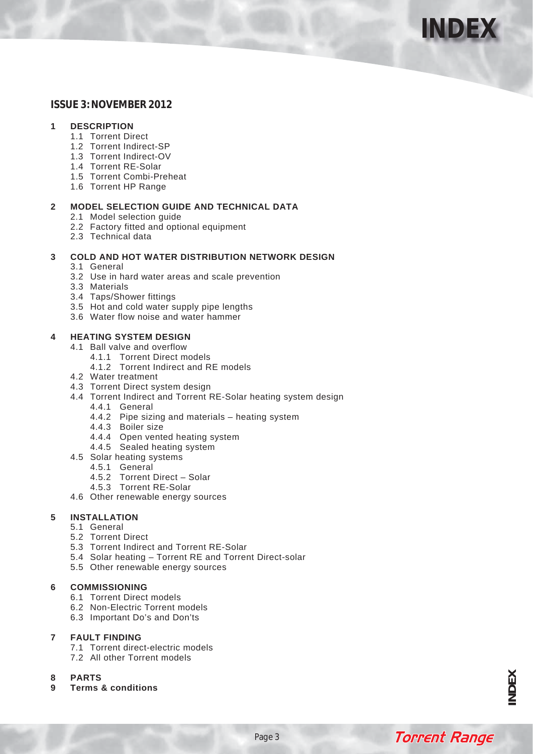# INDEX

## ISSUE 3: NOVEMBER 2012

**1 DESCRIPTION**

- 1.1 Torrent Direct
- 1.2 Torrent Indirect-SP
- 1.3 Torrent Indirect-OV
- 1.4 Torrent RE-Solar
- 1.5 Torrent Combi-Preheat
- 1.6 Torrent HP Range

**2 MODEL SELECTION GUIDE AND TECHNICAL DATA**

- 2.1 Model selection guide
- 2.2 Factory fitted and optional equipment
- 2.3 Technical data

**3 COLD AND HOT WATER DISTRIBUTION NETWORK DESIGN**

- 3.1 General
- 3.2 Use in hard water areas and scale prevention
- 3.3 Materials
- 3.4 Taps/Shower fittings
- 3.5 Hot and cold water supply pipe lengths
- 3.6 Water flow noise and water hammer

**4 HEATING SYSTEM DESIGN**

- 4.1 Ball valve and overflow
  - 4.1.1 Torrent Direct models
  - 4.1.2 Torrent Indirect and RE models
- 4.2 Water treatment
- 4.3 Torrent Direct system design
- 4.4 Torrent Indirect and Torrent RE-Solar heating system design
  - 4.4.1 General
  - 4.4.2 Pipe sizing and materials – heating system
  - 4.4.3 Boiler size
  - 4.4.4 Open vented heating system
  - 4.4.5 Sealed heating system
- 4.5 Solar heating systems
  - 4.5.1 General
  - 4.5.2 Torrent Direct – Solar
  - 4.5.3 Torrent RE-Solar
- 4.6 Other renewable energy sources

**5 INSTALLATION**

- 5.1 General
- 5.2 Torrent Direct
- 5.3 Torrent Indirect and Torrent RE-Solar
- 5.4 Solar heating – Torrent RE and Torrent Direct-solar
- 5.5 Other renewable energy sources

**6 COMMISSIONING**

- 6.1 Torrent Direct models
- 6.2 Non-Electric Torrent models
- 6.3 Important Do's and Don'ts

**7 FAULT FINDING**

- 7.1 Torrent direct-electric models
- 7.2 All other Torrent models

**8 PARTS**

**9 Terms & conditions**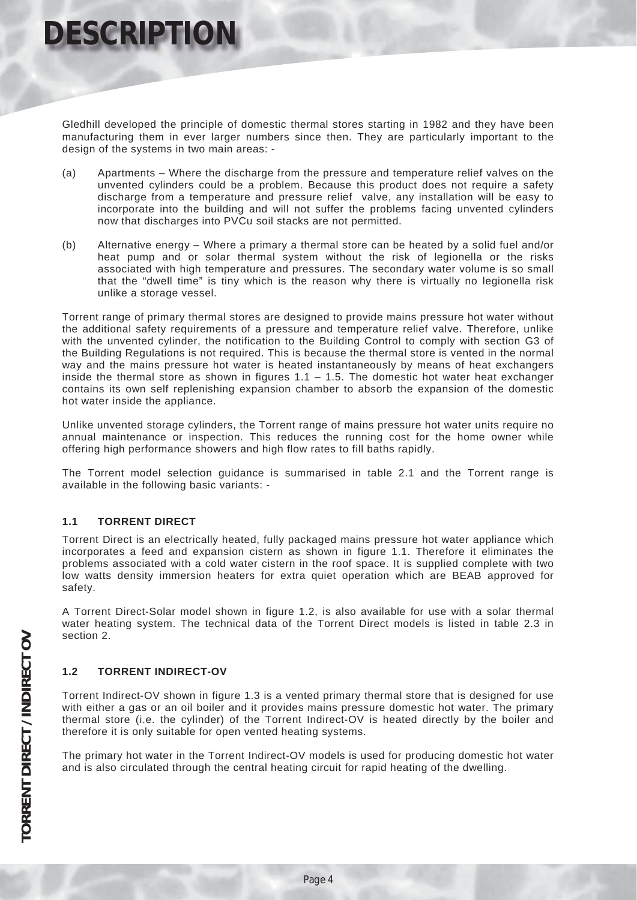# DESCRIPTION

Gledhill developed the principle of domestic thermal stores starting in 1982 and they have been manufacturing them in ever larger numbers since then. They are particularly important to the design of the systems in two main areas: -

(a) Apartments – Where the discharge from the pressure and temperature relief valves on the unvented cylinders could be a problem. Because this product does not require a safety discharge from a temperature and pressure relief valve, any installation will be easy to incorporate into the building and will not suffer the problems facing unvented cylinders now that discharges into PVCu soil stacks are not permitted.

(b) Alternative energy – Where a primary a thermal store can be heated by a solid fuel and/or heat pump and or solar thermal system without the risk of legionella or the risks associated with high temperature and pressures. The secondary water volume is so small that the "dwell time" is tiny which is the reason why there is virtually no legionella risk unlike a storage vessel.

Torrent range of primary thermal stores are designed to provide mains pressure hot water without the additional safety requirements of a pressure and temperature relief valve. Therefore, unlike with the unvented cylinder, the notification to the Building Control to comply with section G3 of the Building Regulations is not required. This is because the thermal store is vented in the normal way and the mains pressure hot water is heated instantaneously by means of heat exchangers inside the thermal store as shown in figures 1.1 – 1.5. The domestic hot water heat exchanger contains its own self replenishing expansion chamber to absorb the expansion of the domestic hot water inside the appliance.

Unlike unvented storage cylinders, the Torrent range of mains pressure hot water units require no annual maintenance or inspection. This reduces the running cost for the home owner while offering high performance showers and high flow rates to fill baths rapidly.

The Torrent model selection guidance is summarised in table 2.1 and the Torrent range is available in the following basic variants: -

## 1.1 TORRENT DIRECT

Torrent Direct is an electrically heated, fully packaged mains pressure hot water appliance which incorporates a feed and expansion cistern as shown in figure 1.1. Therefore it eliminates the problems associated with a cold water cistern in the roof space. It is supplied complete with two low watts density immersion heaters for extra quiet operation which are BEAB approved for safety.

A Torrent Direct-Solar model shown in figure 1.2, is also available for use with a solar thermal water heating system. The technical data of the Torrent Direct models is listed in table 2.3 in section 2.

## 1.2 TORRENT INDIRECT-OV

Torrent Indirect-OV shown in figure 1.3 is a vented primary thermal store that is designed for use with either a gas or an oil boiler and it provides mains pressure domestic hot water. The primary thermal store (i.e. the cylinder) of the Torrent Indirect-OV is heated directly by the boiler and therefore it is only suitable for open vented heating systems.

The primary hot water in the Torrent Indirect-OV models is used for producing domestic hot water and is also circulated through the central heating circuit for rapid heating of the dwelling.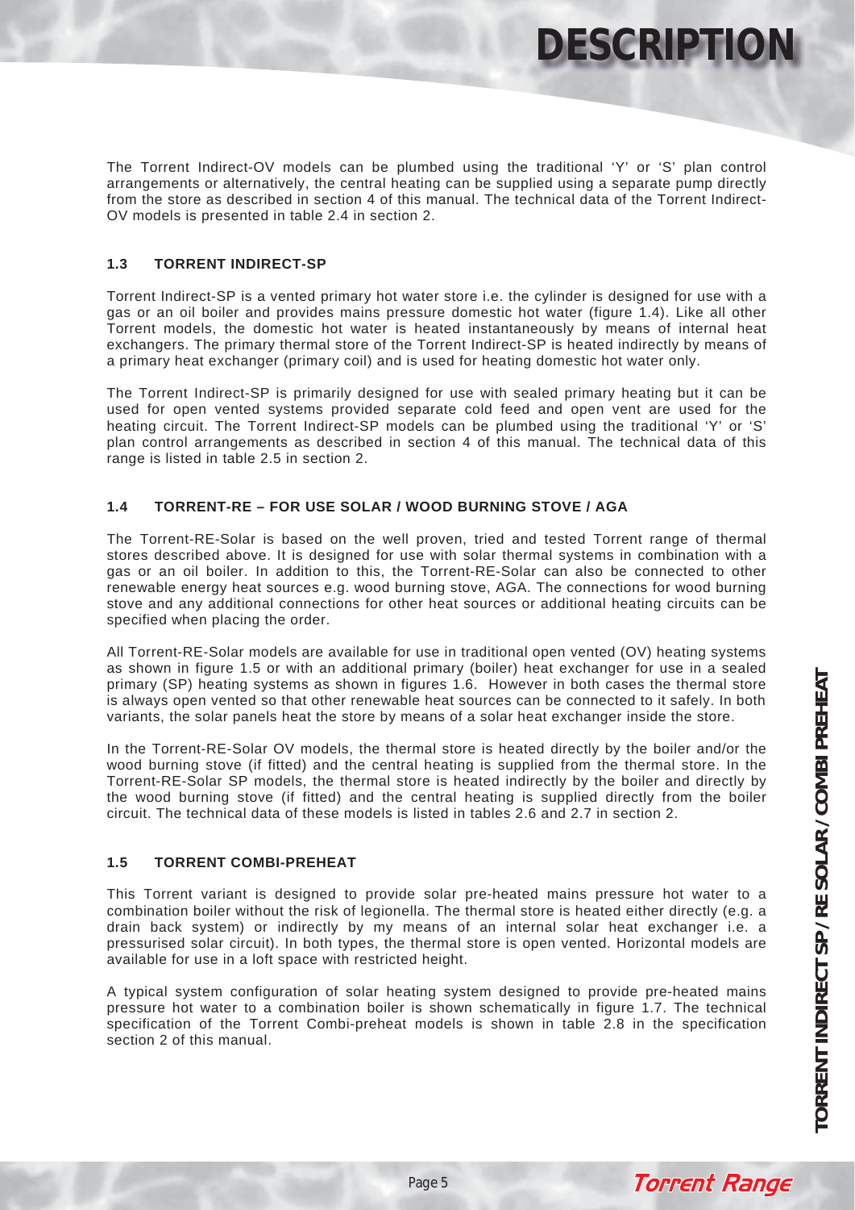The Torrent Indirect-OV models can be plumbed using the traditional 'Y' or 'S' plan control arrangements or alternatively, the central heating can be supplied using a separate pump directly from the store as described in section 4 of this manual. The technical data of the Torrent Indirect-OV models is presented in table 2.4 in section 2.

## 1.3 TORRENT INDIRECT-SP

Torrent Indirect-SP is a vented primary hot water store i.e. the cylinder is designed for use with a gas or an oil boiler and provides mains pressure domestic hot water (figure 1.4). Like all other Torrent models, the domestic hot water is heated instantaneously by means of internal heat exchangers. The primary thermal store of the Torrent Indirect-SP is heated indirectly by means of a primary heat exchanger (primary coil) and is used for heating domestic hot water only.

The Torrent Indirect-SP is primarily designed for use with sealed primary heating but it can be used for open vented systems provided separate cold feed and open vent are used for the heating circuit. The Torrent Indirect-SP models can be plumbed using the traditional 'Y' or 'S' plan control arrangements as described in section 4 of this manual. The technical data of this range is listed in table 2.5 in section 2.

## 1.4 TORRENT-RE – FOR USE SOLAR / WOOD BURNING STOVE / AGA

The Torrent-RE-Solar is based on the well proven, tried and tested Torrent range of thermal stores described above. It is designed for use with solar thermal systems in combination with a gas or an oil boiler. In addition to this, the Torrent-RE-Solar can also be connected to other renewable energy heat sources e.g. wood burning stove, AGA. The connections for wood burning stove and any additional connections for other heat sources or additional heating circuits can be specified when placing the order.

All Torrent-RE-Solar models are available for use in traditional open vented (OV) heating systems as shown in figure 1.5 or with an additional primary (boiler) heat exchanger for use in a sealed primary (SP) heating systems as shown in figures 1.6. However in both cases the thermal store is always open vented so that other renewable heat sources can be connected to it safely. In both variants, the solar panels heat the store by means of a solar heat exchanger inside the store.

In the Torrent-RE-Solar OV models, the thermal store is heated directly by the boiler and/or the wood burning stove (if fitted) and the central heating is supplied from the thermal store. In the Torrent-RE-Solar SP models, the thermal store is heated indirectly by the boiler and directly by the wood burning stove (if fitted) and the central heating is supplied directly from the boiler circuit. The technical data of these models is listed in tables 2.6 and 2.7 in section 2.

## 1.5 TORRENT COMBI-PREHEAT

This Torrent variant is designed to provide solar pre-heated mains pressure hot water to a combination boiler without the risk of legionella. The thermal store is heated either directly (e.g. a drain back system) or indirectly by my means of an internal solar heat exchanger i.e. a pressurised solar circuit). In both types, the thermal store is open vented. Horizontal models are available for use in a loft space with restricted height.

A typical system configuration of solar heating system designed to provide pre-heated mains pressure hot water to a combination boiler is shown schematically in figure 1.7. The technical specification of the Torrent Combi-preheat models is shown in table 2.8 in the specification section 2 of this manual.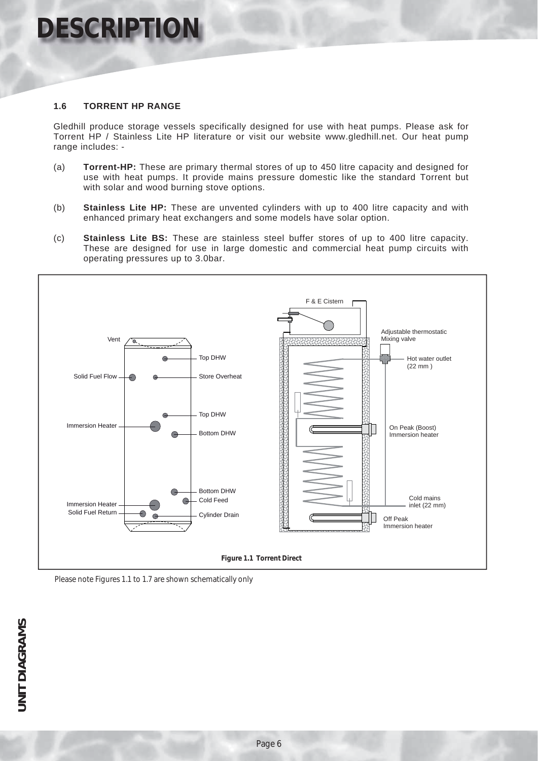# DESCRIPTION

### 1.6 TORRENT HP RANGE

Gledhill produce storage vessels specifically designed for use with heat pumps. Please ask for Torrent HP / Stainless Lite HP literature or visit our website www.gledhill.net. Our heat pump range includes: -

(a) **Torrent-HP:** These are primary thermal stores of up to 450 litre capacity and designed for use with heat pumps. It provide mains pressure domestic like the standard Torrent but with solar and wood burning stove options.

(b) **Stainless Lite HP:** These are unvented cylinders with up to 400 litre capacity and with enhanced primary heat exchangers and some models have solar option.

(c) **Stainless Lite BS:** These are stainless steel buffer stores of up to 400 litre capacity. These are designed for use in large domestic and commercial heat pump circuits with operating pressures up to 3.0bar.

Vent, Solid Fuel Flow, Immersion Heater, Immersion Heater, Solid Fuel Return, Top DHW, Store Overheat, Top DHW, Bottom DHW, Bottom DHW, Cold Feed, Cylinder Drain

F & E Cistern, Adjustable thermostatic Mixing valve, Hot water outlet (22 mm ), On Peak (Boost) Immersion heater, Cold mains inlet (22 mm), Off Peak Immersion heater

**Figure 1.1 Torrent Direct**

*Please note Figures 1.1 to 1.7 are shown schematically only*

**UNIT DIAGRAMS**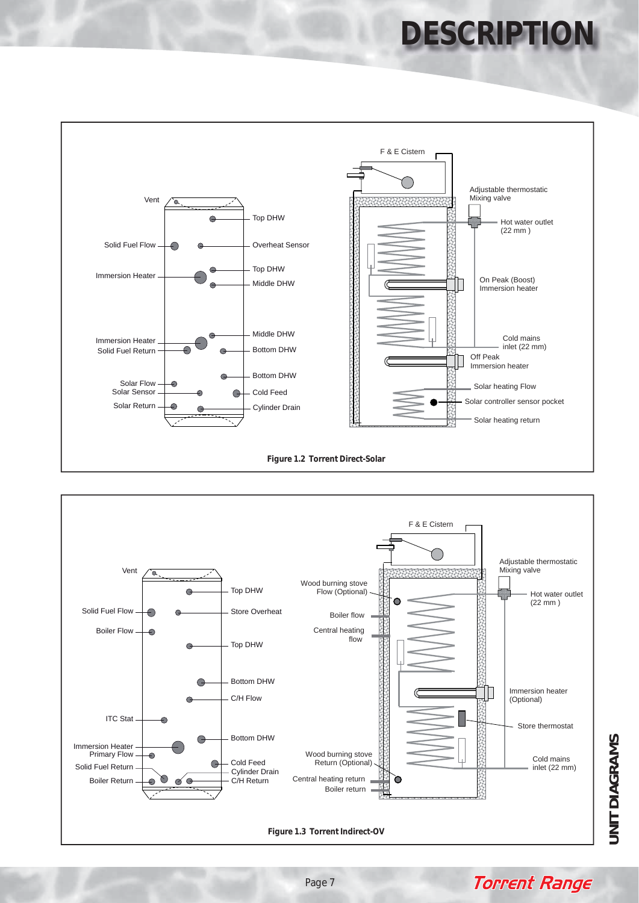# DESCRIPTION

Vent

Solid Fuel Flow

Immersion Heater

Immersion Heater

Solid Fuel Return

Solar Flow

Solar Sensor

Solar Return

Top DHW

Overheat Sensor

Top DHW

Middle DHW

Middle DHW

Bottom DHW

Bottom DHW

Cold Feed

Cylinder Drain

F & E Cistern

Adjustable thermostatic Mixing valve

Hot water outlet (22 mm )

On Peak (Boost) Immersion heater

Cold mains inlet (22 mm)

Off Peak Immersion heater

Solar heating Flow

Solar controller sensor pocket

Solar heating return

**Figure 1.2 Torrent Direct-Solar**

Vent

Solid Fuel Flow

Boiler Flow

ITC Stat

Immersion Heater

Primary Flow

Solid Fuel Return

Boiler Return

Top DHW

Store Overheat

Top DHW

Bottom DHW

C/H Flow

Bottom DHW

Cold Feed

Cylinder Drain

C/H Return

F & E Cistern

Wood burning stove Flow (Optional)

Boiler flow

Central heating flow

Wood burning stove Return (Optional)

Central heating return

Boiler return

Adjustable thermostatic Mixing valve

Hot water outlet (22 mm )

Immersion heater (Optional)

Store thermostat

Cold mains inlet (22 mm)

**Figure 1.3 Torrent Indirect-OV**

UNIT DIAGRAMS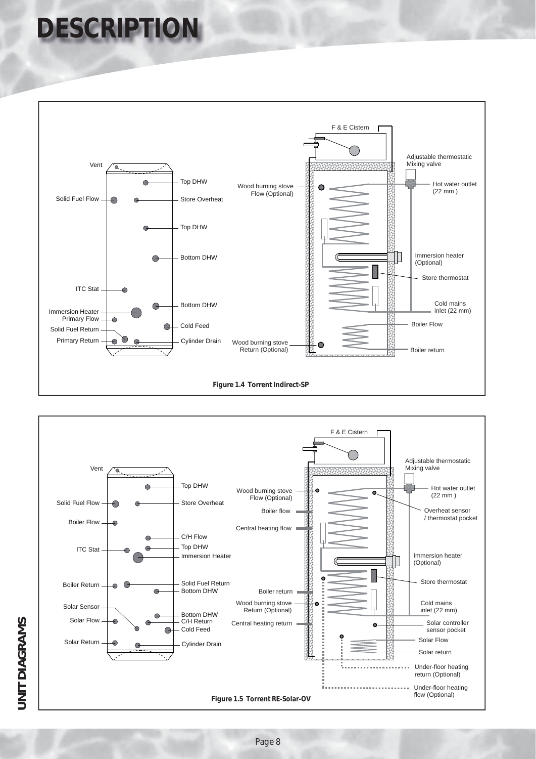# DESCRIPTION

Vent

Solid Fuel Flow

ITC Stat

Immersion Heater

Primary Flow

Solid Fuel Return

Primary Return

Top DHW

Store Overheat

Top DHW

Bottom DHW

Bottom DHW

Cold Feed

Cylinder Drain

F & E Cistern

Wood burning stove Flow (Optional)

Wood burning stove Return (Optional)

Adjustable thermostatic Mixing valve

Hot water outlet (22 mm )

Immersion heater (Optional)

Store thermostat

Cold mains inlet (22 mm)

Boiler Flow

Boiler return

**Figure 1.4 Torrent Indirect-SP**

Vent

Solid Fuel Flow

Boiler Flow

ITC Stat

Boiler Return

Solar Sensor

Solar Flow

Solar Return

Top DHW

Store Overheat

C/H Flow

Top DHW

Immersion Heater

Solid Fuel Return

Bottom DHW

Bottom DHW

C/H Return

Cold Feed

Cylinder Drain

F & E Cistern

Wood burning stove Flow (Optional)

Boiler flow

Central heating flow

Boiler return

Wood burning stove Return (Optional)

Central heating return

Adjustable thermostatic Mixing valve

Hot water outlet (22 mm )

Overheat sensor / thermostat pocket

Immersion heater (Optional)

Store thermostat

Cold mains inlet (22 mm)

Solar controller sensor pocket

Solar Flow

Solar return

Under-floor heating return (Optional)

Under-floor heating flow (Optional)

**Figure 1.5 Torrent RE-Solar-OV**

UNIT DIAGRAMS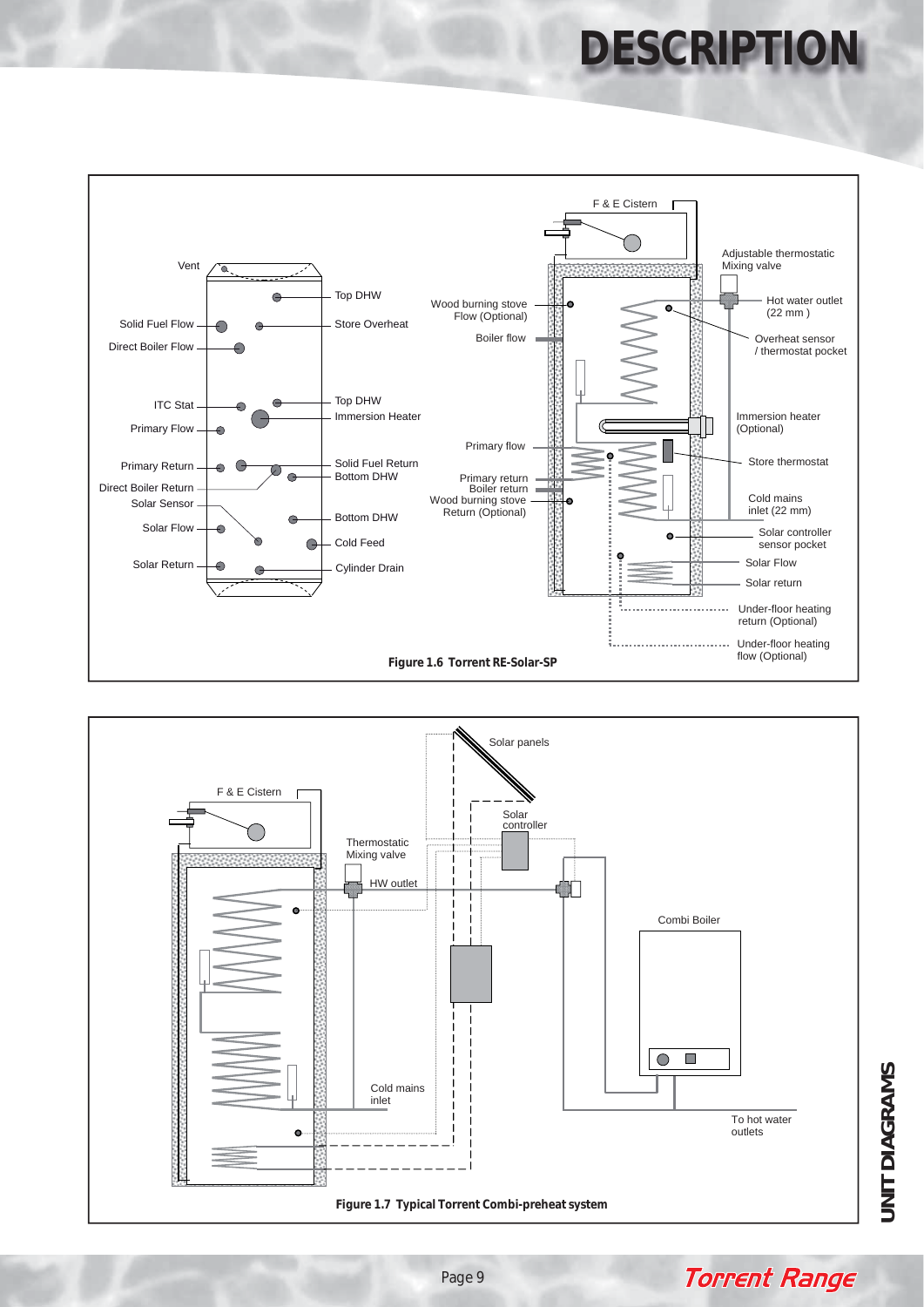# DESCRIPTION

Vent

Solid Fuel Flow

Direct Boiler Flow

ITC Stat

Primary Flow

Primary Return

Direct Boiler Return

Solar Sensor

Solar Flow

Solar Return

Top DHW

Store Overheat

Top DHW

Immersion Heater

Solid Fuel Return

Bottom DHW

Bottom DHW

Cold Feed

Cylinder Drain

F & E Cistern

Wood burning stove Flow (Optional)

Boiler flow

Primary flow

Primary return

Boiler return

Wood burning stove Return (Optional)

Adjustable thermostatic Mixing valve

Hot water outlet (22 mm )

Overheat sensor / thermostat pocket

Immersion heater (Optional)

Store thermostat

Cold mains inlet (22 mm)

Solar controller sensor pocket

Solar Flow

Solar return

Under-floor heating return (Optional)

Under-floor heating flow (Optional)

**Figure 1.6 Torrent RE-Solar-SP**

Solar panels

F & E Cistern

Solar controller

Thermostatic Mixing valve

HW outlet

Combi Boiler

Cold mains inlet

To hot water outlets

**Figure 1.7 Typical Torrent Combi-preheat system**

UNIT DIAGRAMS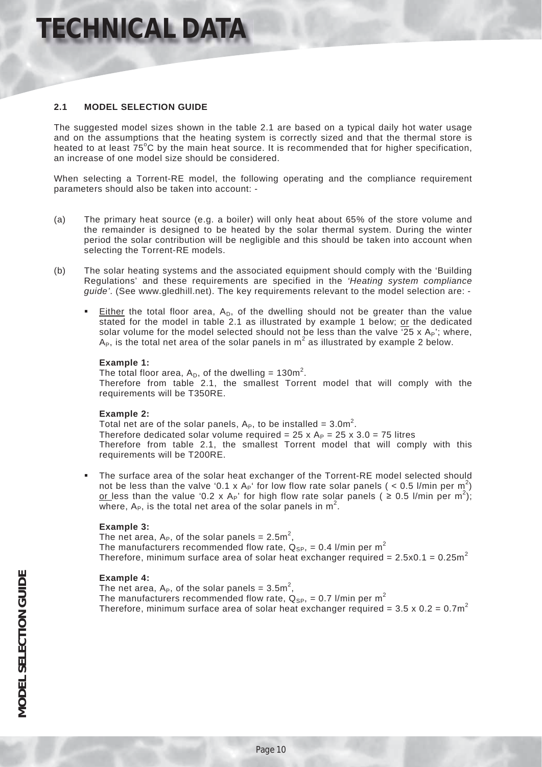# TECHNICAL DATA

### 2.1 MODEL SELECTION GUIDE

The suggested model sizes shown in the table 2.1 are based on a typical daily hot water usage and on the assumptions that the heating system is correctly sized and that the thermal store is heated to at least 75°C by the main heat source. It is recommended that for higher specification, an increase of one model size should be considered.

When selecting a Torrent-RE model, the following operating and the compliance requirement parameters should also be taken into account: -

(a) The primary heat source (e.g. a boiler) will only heat about 65% of the store volume and the remainder is designed to be heated by the solar thermal system. During the winter period the solar contribution will be negligible and this should be taken into account when selecting the Torrent-RE models.

(b) The solar heating systems and the associated equipment should comply with the 'Building Regulations' and these requirements are specified in the *'Heating system compliance guide'*. (See www.gledhill.net). The key requirements relevant to the model selection are: -

- Either the total floor area, $A_D$, of the dwelling should not be greater than the value stated for the model in table 2.1 as illustrated by example 1 below; or the dedicated solar volume for the model selected should not be less than the valve '$25 \times A_P$'; where, $A_P$, is the total net area of the solar panels in $m^2$ as illustrated by example 2 below.

  **Example 1:**
  The total floor area, $A_D$, of the dwelling = $130m^2$.
  Therefore from table 2.1, the smallest Torrent model that will comply with the requirements will be T350RE.

  **Example 2:**
  Total net are of the solar panels, $A_P$, to be installed = $3.0m^2$.
  Therefore dedicated solar volume required = $25 \times A_P = 25 \times 3.0 = 75$ litres
  Therefore from table 2.1, the smallest Torrent model that will comply with this requirements will be T200RE.

- The surface area of the solar heat exchanger of the Torrent-RE model selected should not be less than the valve '$0.1 \times A_P$' for low flow rate solar panels ( $< 0.5$ l/min per $m^2$) or less than the value '$0.2 \times A_P$' for high flow rate solar panels ( $\geq 0.5$ l/min per $m^2$); where, $A_P$, is the total net area of the solar panels in $m^2$.

  **Example 3:**
  The net area, $A_P$, of the solar panels = $2.5m^2$,
  The manufacturers recommended flow rate, $Q_{SP}$, = 0.4 l/min per $m^2$
  Therefore, minimum surface area of solar heat exchanger required = $2.5 \times 0.1 = 0.25m^2$

  **Example 4:**
  The net area, $A_P$, of the solar panels = $3.5m^2$,
  The manufacturers recommended flow rate, $Q_{SP}$, = 0.7 l/min per $m^2$
  Therefore, minimum surface area of solar heat exchanger required = $3.5 \times 0.2 = 0.7m^2$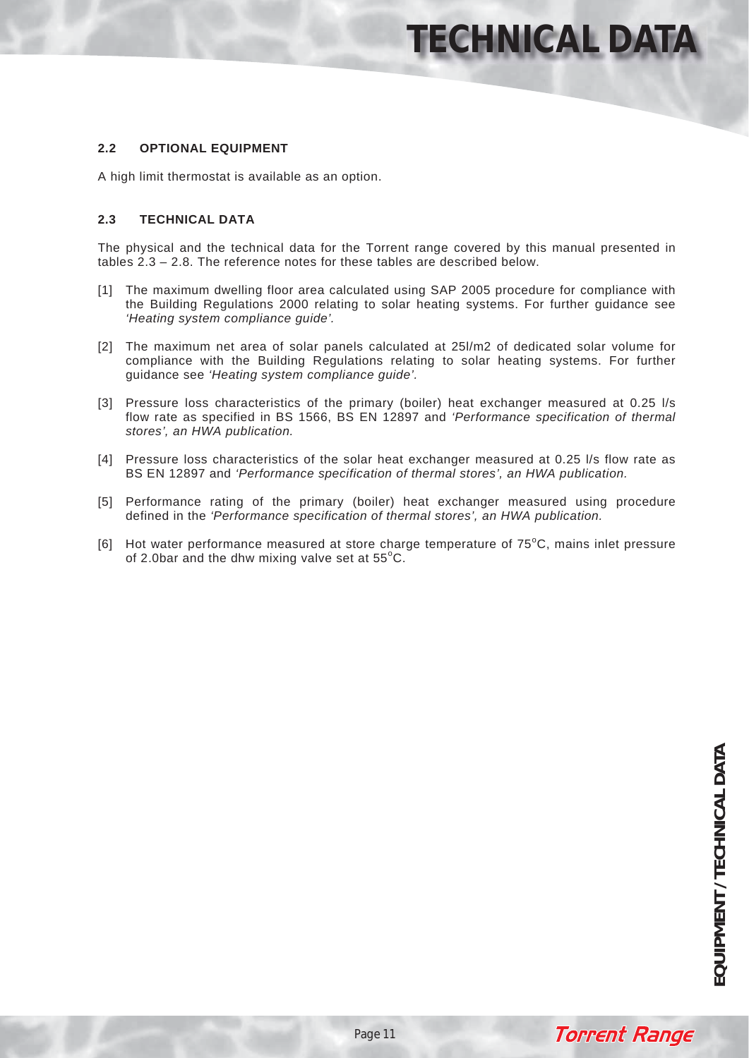### 2.2 OPTIONAL EQUIPMENT

A high limit thermostat is available as an option.

### 2.3 TECHNICAL DATA

The physical and the technical data for the Torrent range covered by this manual presented in tables 2.3 – 2.8. The reference notes for these tables are described below.

[1] The maximum dwelling floor area calculated using SAP 2005 procedure for compliance with the Building Regulations 2000 relating to solar heating systems. For further guidance see *'Heating system compliance guide'.*

[2] The maximum net area of solar panels calculated at 25l/m2 of dedicated solar volume for compliance with the Building Regulations relating to solar heating systems. For further guidance see *'Heating system compliance guide'.*

[3] Pressure loss characteristics of the primary (boiler) heat exchanger measured at 0.25 l/s flow rate as specified in BS 1566, BS EN 12897 and *'Performance specification of thermal stores', an HWA publication.*

[4] Pressure loss characteristics of the solar heat exchanger measured at 0.25 l/s flow rate as BS EN 12897 and *'Performance specification of thermal stores', an HWA publication.*

[5] Performance rating of the primary (boiler) heat exchanger measured using procedure defined in the *'Performance specification of thermal stores', an HWA publication.*

[6] Hot water performance measured at store charge temperature of 75°C, mains inlet pressure of 2.0bar and the dhw mixing valve set at 55°C.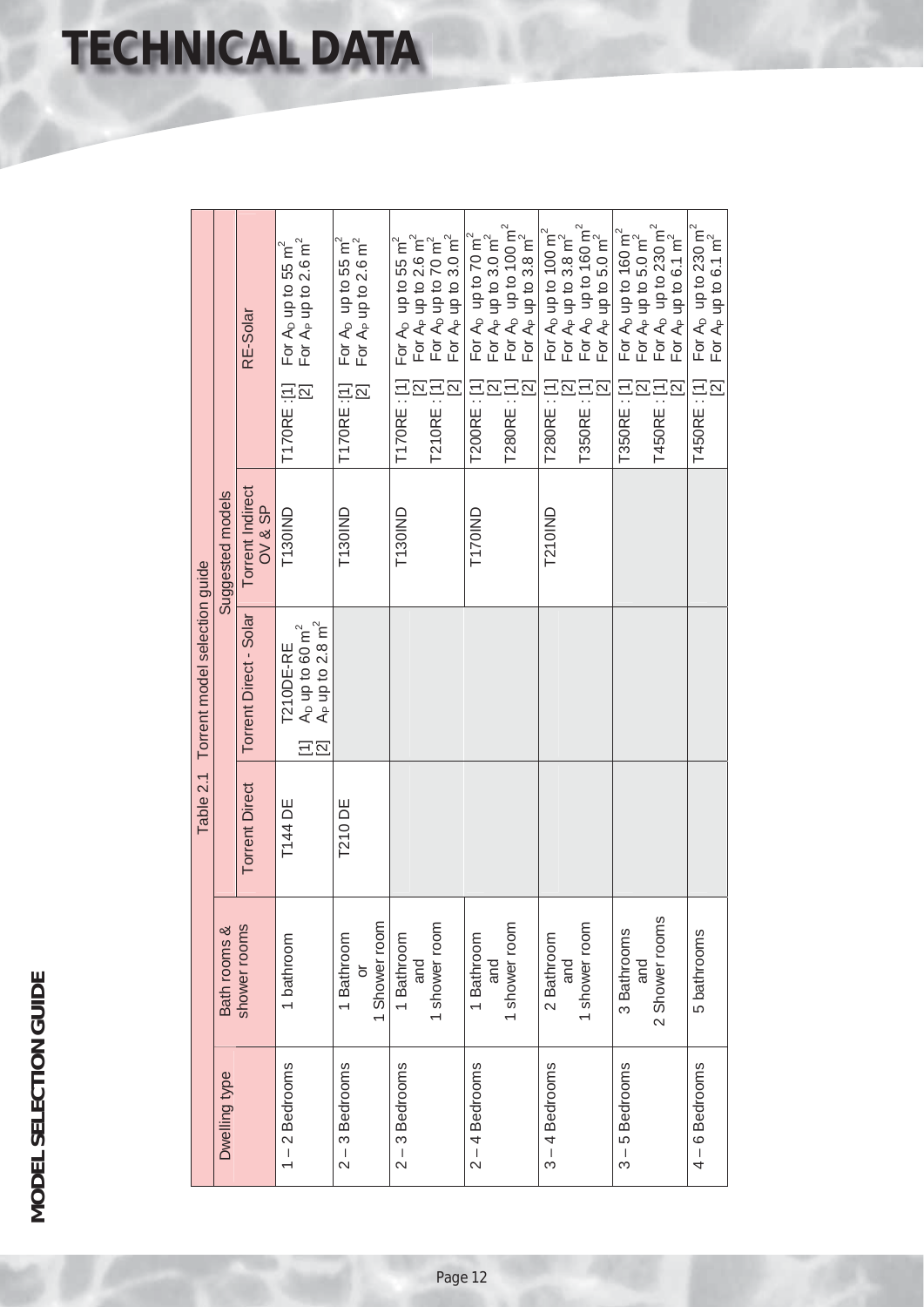# TECHNICAL DATA

## MODEL SELECTION GUIDE

Table 2.1 Torrent model selection guide

| Dwelling type | Bath rooms & shower rooms | Suggested models | | | |
|---|---|---|---|---|---|
| | | Torrent Direct | Torrent Direct - Solar | Torrent Indirect OV & SP | RE-Solar |
| 1 – 2 Bedrooms | 1 bathroom | T144 DE | T210DE-RE [1] $A_D$ up to 60 $m^2$ [2] $A_P$ up to 2.8 $m^2$ | T130IND | T170RE : [1] For $A_D$ up to 55 $m^2$ [2] For $A_P$ up to 2.6 $m^2$ |
| 2 – 3 Bedrooms | 1 Bathroom or 1 Shower room | T210 DE | | T130IND | T170RE : [1] For $A_D$ up to 55 $m^2$ [2] For $A_P$ up to 2.6 $m^2$ |
| 2 – 3 Bedrooms | 1 Bathroom and 1 shower room | | | T130IND | T170RE : [1] For $A_D$ up to 55 $m^2$ [2] For $A_P$ up to 2.6 $m^2$ T210RE : [1] For $A_D$ up to 70 $m^2$ [2] For $A_P$ up to 3.0 $m^2$ |
| 2 – 4 Bedrooms | 1 Bathroom and 1 shower room | | | T170IND | T200RE : [1] For $A_D$ up to 70 $m^2$ [2] For $A_P$ up to 3.0 $m^2$ T280RE : [1] For $A_D$ up to 100 $m^2$ [2] For $A_P$ up to 3.8 $m^2$ |
| 3 – 4 Bedrooms | 2 Bathroom and 1 shower room | | | T210IND | T280RE : [1] For $A_D$ up to 100 $m^2$ [2] For $A_P$ up to 3.8 $m^2$ T350RE : [1] For $A_D$ up to 160 $m^2$ [2] For $A_P$ up to 5.0 $m^2$ |
| 3 – 5 Bedrooms | 3 Bathrooms and 2 Shower rooms | | | | T350RE : [1] For $A_D$ up to 160 $m^2$ [2] For $A_P$ up to 5.0 $m^2$ T450RE : [1] For $A_D$ up to 230 $m^2$ [2] For $A_P$ up to 6.1 $m^2$ |
| 4 – 6 Bedrooms | 5 bathrooms | | | | T450RE : [1] For $A_D$ up to 230 $m^2$ [2] For $A_P$ up to 6.1 $m^2$ |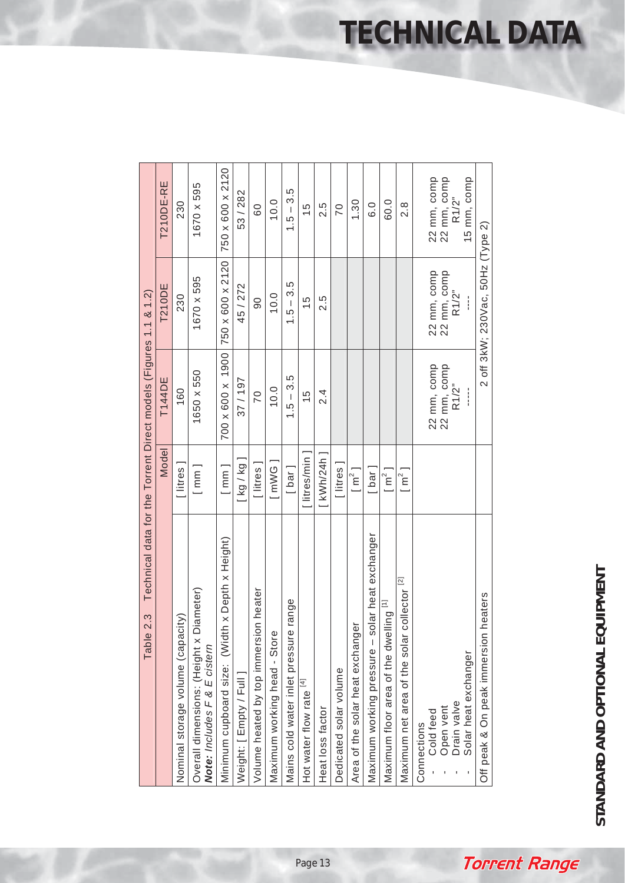# TECHNICAL DATA

**Table 2.3 Technical data for the Torrent Direct models (Figures 1.1 & 1.2)**

| | Model | T144DE | T210DE | T210DE-RE |
|---|---|---|---|---|
| Nominal storage volume (capacity) | [ litres ] | 160 | 230 | 230 |
| Overall dimensions: (Height x Diameter) ***Note:** Includes F & E cistern* | [ mm ] | 1650 x 550 | 1670 x 595 | 1670 x 595 |
| Minimum cupboard size: (Width x Depth x Height) | [ mm ] | 700 x 600 x 1900 | 750 x 600 x 2120 | 750 x 600 x 2120 |
| Weight: [ Empty / Full ] | [ kg / kg ] | 37 / 197 | 45 / 272 | 53 / 282 |
| Volume heated by top immersion heater | [ litres ] | 70 | 90 | 60 |
| Maximum working head - Store | [ mWG ] | 10.0 | 10.0 | 10.0 |
| Mains cold water inlet pressure range | [ bar ] | 1.5 – 3.5 | 1.5 – 3.5 | 1.5 – 3.5 |
| Hot water flow rate [4] | [ litres/min ] | 15 | 15 | 15 |
| Heat loss factor | [ kWh/24h ] | 2.4 | 2.5 | 2.5 |
| Dedicated solar volume | [ litres ] | | | 70 |
| Area of the solar heat exchanger | [ $m^2$ ] | | | 1.30 |
| Maximum working pressure – solar heat exchanger | [ bar ] | | | 6.0 |
| Maximum floor area of the dwelling [1] | [ $m^2$ ] | | | 60.0 |
| Maximum net area of the solar collector [2] | [ $m^2$ ] | | | 2.8 |
| Connections<br>- Cold feed<br>- Open vent<br>- Drain valve<br>- Solar heat exchanger | | <br>22 mm, comp<br>22 mm, comp<br>R1/2"<br>----- | <br>22 mm, comp<br>22 mm, comp<br>R1/2"<br>---- | <br>22 mm, comp<br>22 mm, comp<br>R1/2"<br>15 mm, comp |
| Off peak & On peak immersion heaters | | 2 off 3kW; 230Vac, 50Hz (Type 2) | | |

**STANDARD AND OPTIONAL EQUIPMENT**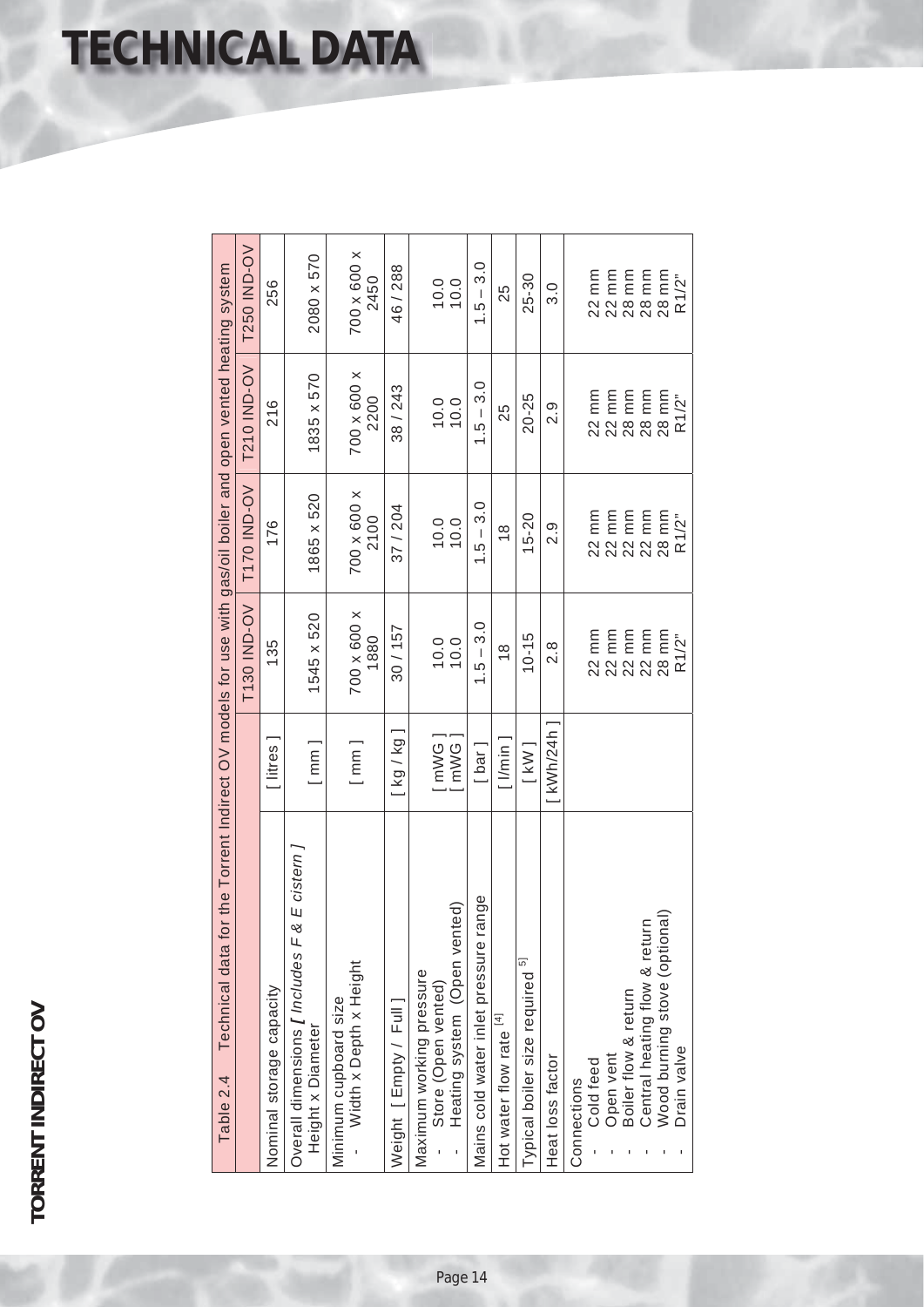# TECHNICAL DATA

TORRENT INDIRECT OV

Table 2.4 Technical data for the Torrent Indirect OV models for use with gas/oil boiler and open vented heating system

| | | T130 IND-OV | T170 IND-OV | T210 IND-OV | T250 IND-OV |
|---|---|---|---|---|---|
| Nominal storage capacity | [ litres ] | 135 | 176 | 216 | 256 |
| Overall dimensions *[ Includes F & E cistern ]*<br>Height x Diameter | [ mm ] | 1545 x 520 | 1865 x 520 | 1835 x 570 | 2080 x 570 |
| Minimum cupboard size<br>- Width x Depth x Height | [ mm ] | 700 x 600 x 1880 | 700 x 600 x 2100 | 700 x 600 x 2200 | 700 x 600 x 2450 |
| Weight [ Empty / Full ] | [ kg / kg ] | 30 / 157 | 37 / 204 | 38 / 243 | 46 / 288 |
| Maximum working pressure<br>- Store (Open vented)<br>- Heating system (Open vented) | <br>[ mWG ]<br>[ mWG ] | <br>10.0<br>10.0 | <br>10.0<br>10.0 | <br>10.0<br>10.0 | <br>10.0<br>10.0 |
| Mains cold water inlet pressure range | [ bar ] | 1.5 – 3.0 | 1.5 – 3.0 | 1.5 – 3.0 | 1.5 – 3.0 |
| Hot water flow rate [4] | [ l/min ] | 18 | 18 | 25 | 25 |
| Typical boiler size required [5] | [ kW ] | 10-15 | 15-20 | 20-25 | 25-30 |
| Heat loss factor | [ kWh/24h ] | 2.8 | 2.9 | 2.9 | 3.0 |
| Connections<br>- Cold feed<br>- Open vent<br>- Boiler flow & return<br>- Central heating flow & return<br>- Wood burning stove (optional)<br>- Drain valve | | <br>22 mm<br>22 mm<br>22 mm<br>22 mm<br>28 mm<br>R1/2" | <br>22 mm<br>22 mm<br>22 mm<br>22 mm<br>28 mm<br>R1/2" | <br>22 mm<br>22 mm<br>28 mm<br>28 mm<br>28 mm<br>R1/2" | <br>22 mm<br>22 mm<br>28 mm<br>28 mm<br>28 mm<br>R1/2" |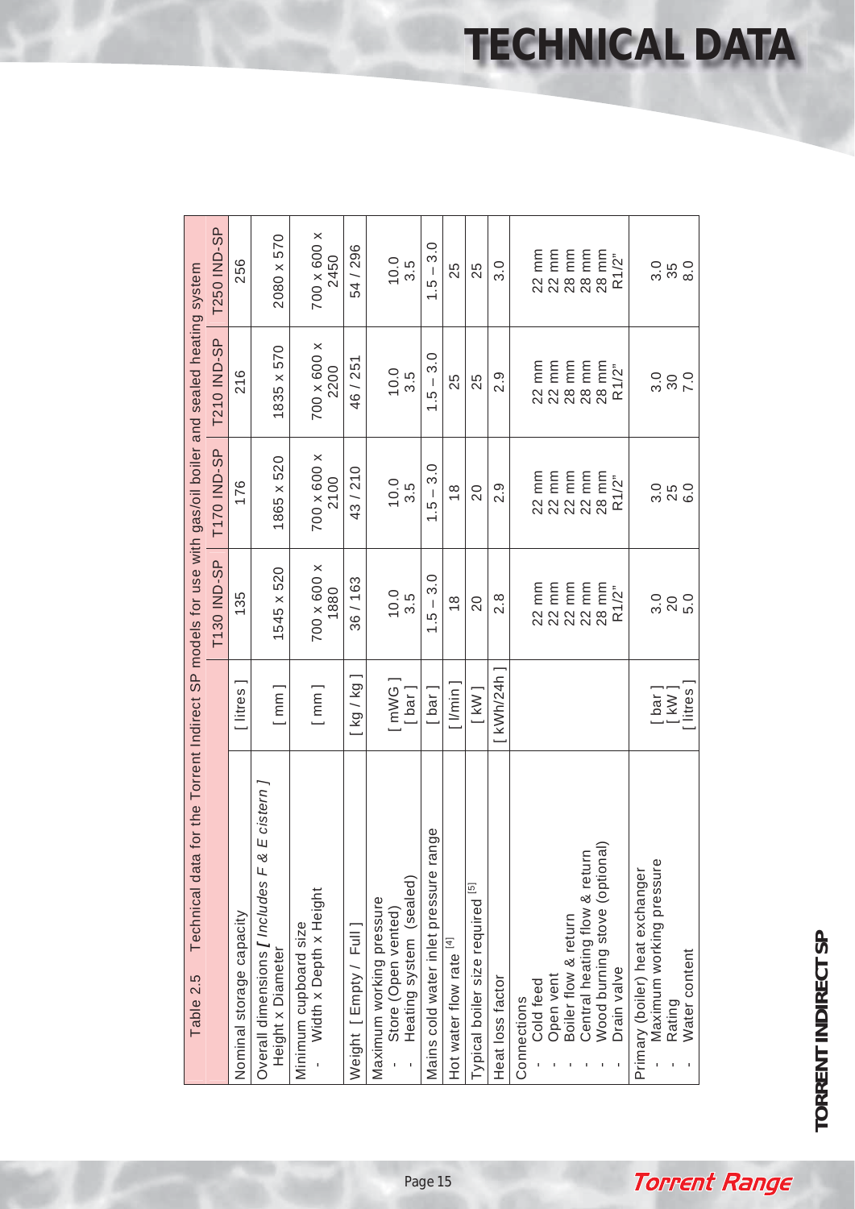# TECHNICAL DATA

**Table 2.5 Technical data for the Torrent Indirect SP models for use with gas/oil boiler and sealed heating system**

| | | T130 IND-SP | T170 IND-SP | T210 IND-SP | T250 IND-SP |
|---|---|---|---|---|---|
| Nominal storage capacity | [ litres ] | 135 | 176 | 216 | 256 |
| Overall dimensions *[ Includes F & E cistern ]*<br>Height x Diameter | [ mm ] | 1545 x 520 | 1865 x 520 | 1835 x 570 | 2080 x 570 |
| Minimum cupboard size<br>- Width x Depth x Height | [ mm ] | 700 x 600 x 1880 | 700 x 600 x 2100 | 700 x 600 x 2200 | 700 x 600 x 2450 |
| Weight [ Empty / Full ] | [ kg / kg ] | 36 / 163 | 43 / 210 | 46 / 251 | 54 / 296 |
| Maximum working pressure<br>- Store (Open vented)<br>- Heating system (sealed) | <br>[ mWG ]<br>[ bar ] | <br>10.0<br>3.5 | <br>10.0<br>3.5 | <br>10.0<br>3.5 | <br>10.0<br>3.5 |
| Mains cold water inlet pressure range | [ bar ] | 1.5 – 3.0 | 1.5 – 3.0 | 1.5 – 3.0 | 1.5 – 3.0 |
| Hot water flow rate [4] | [ l/min ] | 18 | 18 | 25 | 25 |
| Typical boiler size required [5] | [ kW ] | 20 | 20 | 25 | 25 |
| Heat loss factor | [ kWh/24h ] | 2.8 | 2.9 | 2.9 | 3.0 |
| Connections<br>- Cold feed<br>- Open vent<br>- Boiler flow & return<br>- Central heating flow & return<br>- Wood burning stove (optional)<br>- Drain valve | | <br>22 mm<br>22 mm<br>22 mm<br>22 mm<br>28 mm<br>R1/2" | <br>22 mm<br>22 mm<br>22 mm<br>22 mm<br>28 mm<br>R1/2" | <br>22 mm<br>22 mm<br>28 mm<br>28 mm<br>28 mm<br>R1/2" | <br>22 mm<br>22 mm<br>28 mm<br>28 mm<br>28 mm<br>R1/2" |
| Primary (boiler) heat exchanger<br>- Maximum working pressure<br>- Rating<br>- Water content | <br>[ bar ]<br>[ kW ]<br>[ litres ] | <br>3.0<br>20<br>5.0 | <br>3.0<br>25<br>6.0 | <br>3.0<br>30<br>7.0 | <br>3.0<br>35<br>8.0 |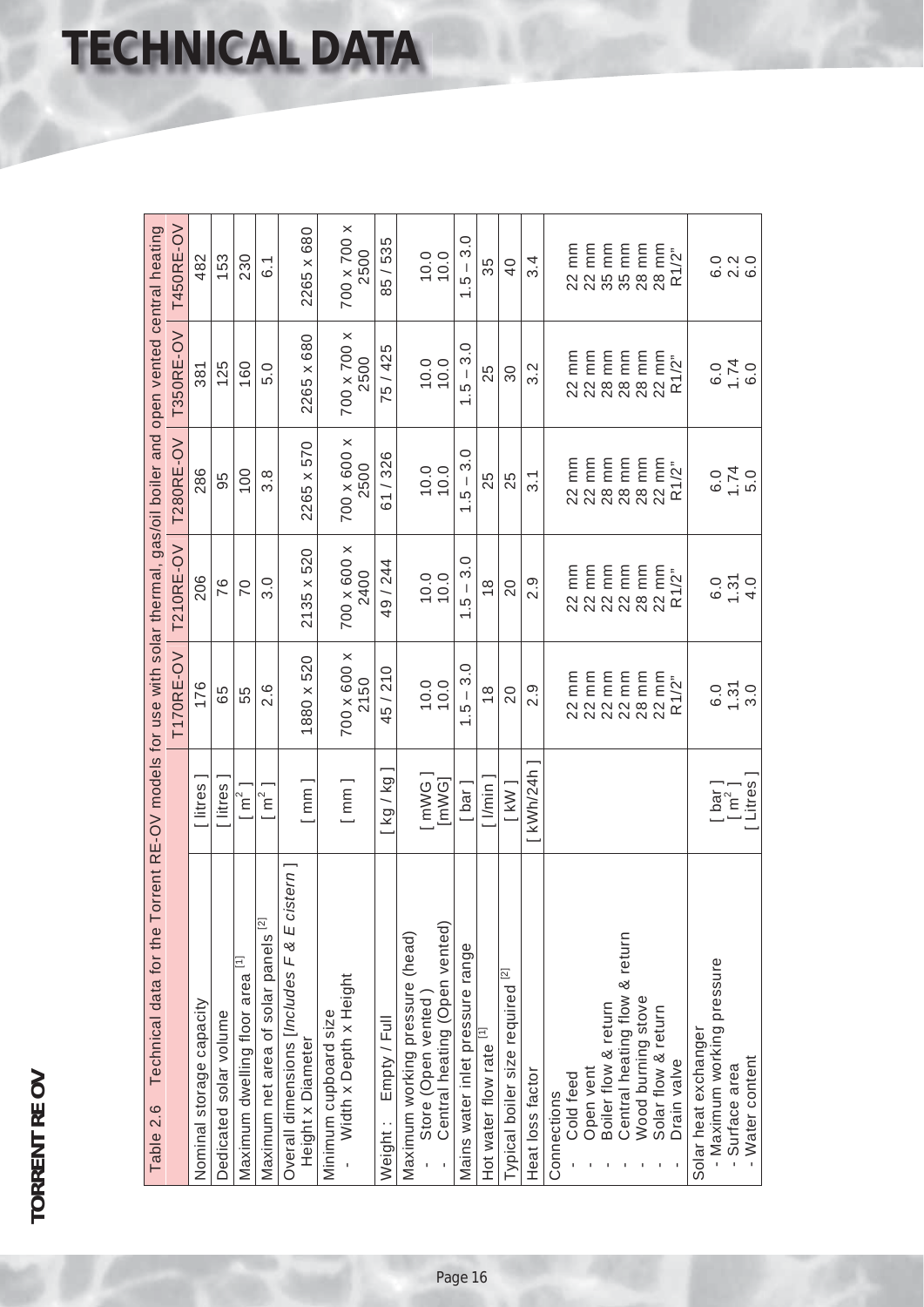# TECHNICAL DATA

Table 2.6 Technical data for the Torrent RE-OV models for use with solar thermal, gas/oil boiler and open vented central heating

| | | T170RE-OV | T210RE-OV | T280RE-OV | T350RE-OV | T450RE-OV |
|---|---|---|---|---|---|---|
| Nominal storage capacity | [ litres ] | 176 | 206 | 286 | 381 | 482 |
| Dedicated solar volume | [ litres ] | 65 | 76 | 95 | 125 | 153 |
| Maximum dwelling floor area [1] | [ $m^2$ ] | 55 | 70 | 100 | 160 | 230 |
| Maximum net area of solar panels [2] | [ $m^2$ ] | 2.6 | 3.0 | 3.8 | 5.0 | 6.1 |
| Overall dimensions [*Includes F & E cistern* ] Height x Diameter | [ mm ] | 1880 x 520 | 2135 x 520 | 2265 x 570 | 2265 x 680 | 2265 x 680 |
| Minimum cupboard size - Width x Depth x Height | [ mm ] | 700 x 600 x 2150 | 700 x 600 x 2400 | 700 x 600 x 2500 | 700 x 700 x 2500 | 700 x 700 x 2500 |
| Weight : Empty / Full | [ kg / kg ] | 45 / 210 | 49 / 244 | 61 / 326 | 75 / 425 | 85 / 535 |
| Maximum working pressure (head)<br>- Store (Open vented )<br>- Central heating (Open vented) | [ mWG ]<br>[mWG] | 10.0<br>10.0 | 10.0<br>10.0 | 10.0<br>10.0 | 10.0<br>10.0 | 10.0<br>10.0 |
| Mains water inlet pressure range | [ bar ] | 1.5 – 3.0 | 1.5 – 3.0 | 1.5 – 3.0 | 1.5 – 3.0 | 1.5 – 3.0 |
| Hot water flow rate [1] | [ l/min ] | 18 | 18 | 25 | 25 | 35 |
| Typical boiler size required [2] | [ kW ] | 20 | 20 | 25 | 30 | 40 |
| Heat loss factor | [ kWh/24h ] | 2.9 | 2.9 | 3.1 | 3.2 | 3.4 |
| Connections<br>- Cold feed<br>- Open vent<br>- Boiler flow & return<br>- Central heating flow & return<br>- Wood burning stove<br>- Solar flow & return<br>- Drain valve | | <br>22 mm<br>22 mm<br>22 mm<br>22 mm<br>28 mm<br>22 mm<br>R1/2" | <br>22 mm<br>22 mm<br>22 mm<br>22 mm<br>28 mm<br>22 mm<br>R1/2" | <br>22 mm<br>22 mm<br>28 mm<br>28 mm<br>28 mm<br>22 mm<br>R1/2" | <br>22 mm<br>22 mm<br>28 mm<br>28 mm<br>28 mm<br>22 mm<br>R1/2" | <br>22 mm<br>22 mm<br>35 mm<br>35 mm<br>28 mm<br>28 mm<br>R1/2" |
| Solar heat exchanger<br>- Maximum working pressure<br>- Surface area<br>- Water content | <br>[ bar ]<br>[ $m^2$ ]<br>[ Litres ] | <br>6.0<br>1.31<br>3.0 | <br>6.0<br>1.31<br>4.0 | <br>6.0<br>1.74<br>5.0 | <br>6.0<br>1.74<br>6.0 | <br>6.0<br>2.2<br>6.0 |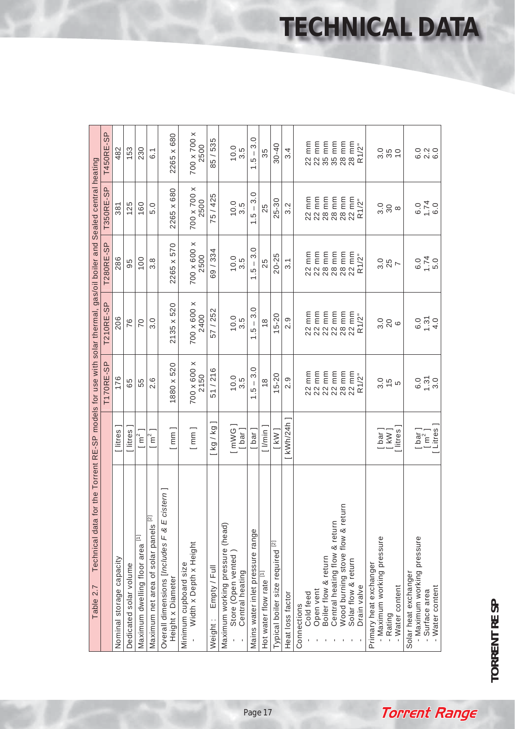# TECHNICAL DATA

Table 2.7 Technical data for the Torrent RE-SP models for use with solar thermal, gas/oil boiler and Sealed central heating

| | | T170RE-SP | T210RE-SP | T280RE-SP | T350RE-SP | T450RE-SP |
|---|---|---|---|---|---|---|
| Nominal storage capacity | [ litres ] | 176 | 206 | 286 | 381 | 482 |
| Dedicated solar volume | [ litres ] | 65 | 76 | 95 | 125 | 153 |
| Maximum dwelling floor area [1] | [ $m^2$ ] | 55 | 70 | 100 | 160 | 230 |
| Maximum net area of solar panels [2] | [ $m^2$ ] | 2.6 | 3.0 | 3.8 | 5.0 | 6.1 |
| Overall dimensions [*Includes F & E cistern* ] Height x Diameter | [ mm ] | 1880 x 520 | 2135 x 520 | 2265 x 570 | 2265 x 680 | 2265 x 680 |
| Minimum cupboard size - Width x Depth x Height | [ mm ] | 700 x 600 x 2150 | 700 x 600 x 2400 | 700 x 600 x 2500 | 700 x 700 x 2500 | 700 x 700 x 2500 |
| Weight : Empty / Full | [ kg / kg ] | 51 / 216 | 57 / 252 | 69 / 334 | 75 / 425 | 85 / 535 |
| Maximum working pressure (head) - Store (Open vented ) - Central heating | [ mWG ] [ bar ] | 10.0 3.5 | 10.0 3.5 | 10.0 3.5 | 10.0 3.5 | 10.0 3.5 |
| Mains water inlet pressure range | [ bar ] | 1.5 – 3.0 | 1.5 – 3.0 | 1.5 – 3.0 | 1.5 – 3.0 | 1.5 – 3.0 |
| Hot water flow rate [1] | [ l/min ] | 18 | 18 | 25 | 25 | 35 |
| Typical boiler size required [2] | [ kW ] | 15-20 | 15-20 | 20-25 | 25-30 | 30-40 |
| Heat loss factor | [ kWh/24h ] | 2.9 | 2.9 | 3.1 | 3.2 | 3.4 |
| Connections - Cold feed - Open vent - Boiler flow & return - Central heating flow & return - Wood burning stove flow & return - Solar flow & return - Drain valve | | 22 mm 22 mm 22 mm 22 mm 28 mm 22 mm R1/2" | 22 mm 22 mm 22 mm 22 mm 28 mm 22 mm R1/2" | 22 mm 22 mm 28 mm 28 mm 28 mm 22 mm R1/2" | 22 mm 22 mm 28 mm 28 mm 28 mm 22 mm R1/2" | 22 mm 22 mm 35 mm 35 mm 28 mm 28 mm R1/2" |
| Primary heat exchanger - Maximum working pressure - Rating - Water content | [ bar ] [ kW ] [ litres ] | 3.0 15 5 | 3.0 20 6 | 3.0 25 7 | 3.0 30 8 | 3.0 35 10 |
| Solar heat exchanger - Maximum working pressure - Surface area - Water content | [ bar ] [ $m^2$ ] [ Litres ] | 6.0 1.31 3.0 | 6.0 1.31 4.0 | 6.0 1.74 5.0 | 6.0 1.74 6.0 | 6.0 2.2 6.0 |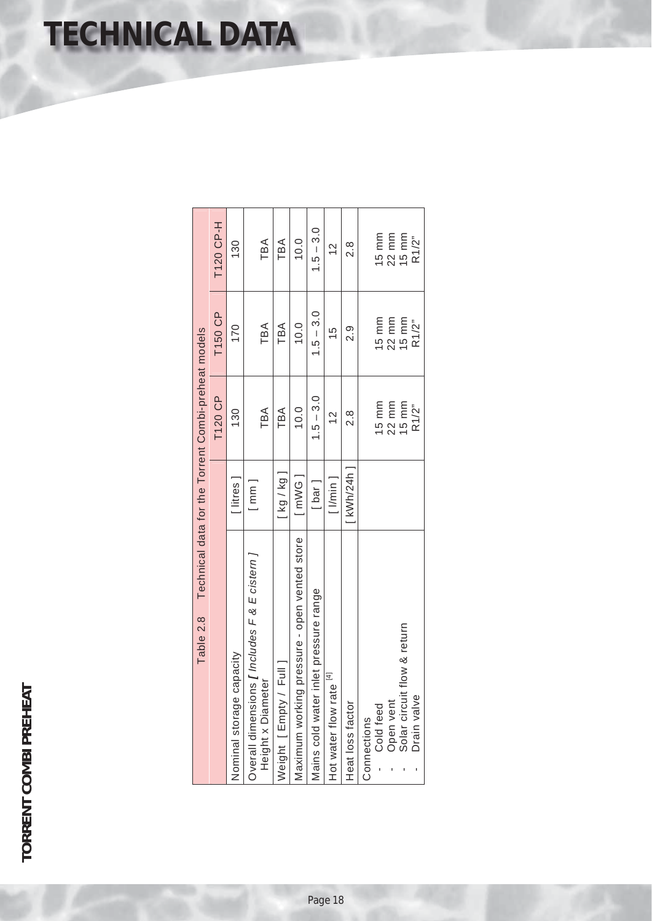# TECHNICAL DATA

Table 2.8 Technical data for the Torrent Combi-preheat models

| | | T120 CP | T150 CP | T120 CP-H |
|---|---|---|---|---|
| Nominal storage capacity | [ litres ] | 130 | 170 | 130 |
| Overall dimensions ***[** Includes F & E cistern **]**<br>Height x Diameter | [ mm ] | TBA | TBA | TBA |
| Weight [ Empty / Full ] | [ kg / kg ] | TBA | TBA | TBA |
| Maximum working pressure - open vented store | [ mWG ] | 10.0 | 10.0 | 10.0 |
| Mains cold water inlet pressure range | [ bar ] | 1.5 – 3.0 | 1.5 – 3.0 | 1.5 – 3.0 |
| Hot water flow rate [4] | [ l/min ] | 12 | 15 | 12 |
| Heat loss factor | [ kWh/24h ] | 2.8 | 2.9 | 2.8 |
| Connections<br>- Cold feed<br>- Open vent<br>- Solar circuit flow & return<br>- Drain valve | | <br>15 mm<br>22 mm<br>15 mm<br>R1/2" | <br>15 mm<br>22 mm<br>15 mm<br>R1/2" | <br>15 mm<br>22 mm<br>15 mm<br>R1/2" |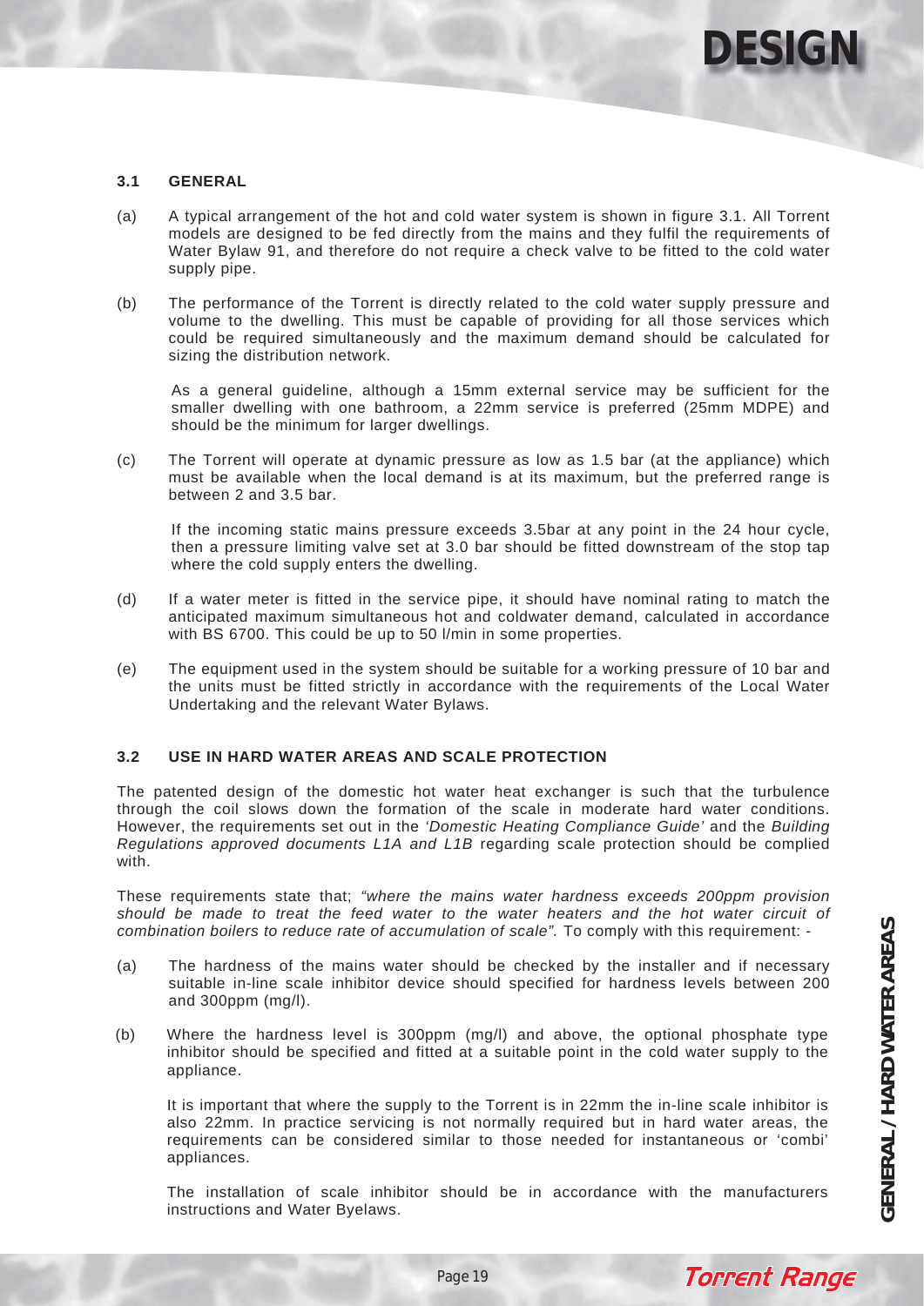## 3.1 GENERAL

(a) A typical arrangement of the hot and cold water system is shown in figure 3.1. All Torrent models are designed to be fed directly from the mains and they fulfil the requirements of Water Bylaw 91, and therefore do not require a check valve to be fitted to the cold water supply pipe.

(b) The performance of the Torrent is directly related to the cold water supply pressure and volume to the dwelling. This must be capable of providing for all those services which could be required simultaneously and the maximum demand should be calculated for sizing the distribution network.

As a general guideline, although a 15mm external service may be sufficient for the smaller dwelling with one bathroom, a 22mm service is preferred (25mm MDPE) and should be the minimum for larger dwellings.

(c) The Torrent will operate at dynamic pressure as low as 1.5 bar (at the appliance) which must be available when the local demand is at its maximum, but the preferred range is between 2 and 3.5 bar.

If the incoming static mains pressure exceeds 3.5bar at any point in the 24 hour cycle, then a pressure limiting valve set at 3.0 bar should be fitted downstream of the stop tap where the cold supply enters the dwelling.

(d) If a water meter is fitted in the service pipe, it should have nominal rating to match the anticipated maximum simultaneous hot and coldwater demand, calculated in accordance with BS 6700. This could be up to 50 l/min in some properties.

(e) The equipment used in the system should be suitable for a working pressure of 10 bar and the units must be fitted strictly in accordance with the requirements of the Local Water Undertaking and the relevant Water Bylaws.

## 3.2 USE IN HARD WATER AREAS AND SCALE PROTECTION

The patented design of the domestic hot water heat exchanger is such that the turbulence through the coil slows down the formation of the scale in moderate hard water conditions. However, the requirements set out in the *'Domestic Heating Compliance Guide'* and the *Building Regulations approved documents L1A and L1B* regarding scale protection should be complied with.

These requirements state that; *"where the mains water hardness exceeds 200ppm provision should be made to treat the feed water to the water heaters and the hot water circuit of combination boilers to reduce rate of accumulation of scale".* To comply with this requirement: -

(a) The hardness of the mains water should be checked by the installer and if necessary suitable in-line scale inhibitor device should specified for hardness levels between 200 and 300ppm (mg/l).

(b) Where the hardness level is 300ppm (mg/l) and above, the optional phosphate type inhibitor should be specified and fitted at a suitable point in the cold water supply to the appliance.

It is important that where the supply to the Torrent is in 22mm the in-line scale inhibitor is also 22mm. In practice servicing is not normally required but in hard water areas, the requirements can be considered similar to those needed for instantaneous or 'combi' appliances.

The installation of scale inhibitor should be in accordance with the manufacturers instructions and Water Byelaws.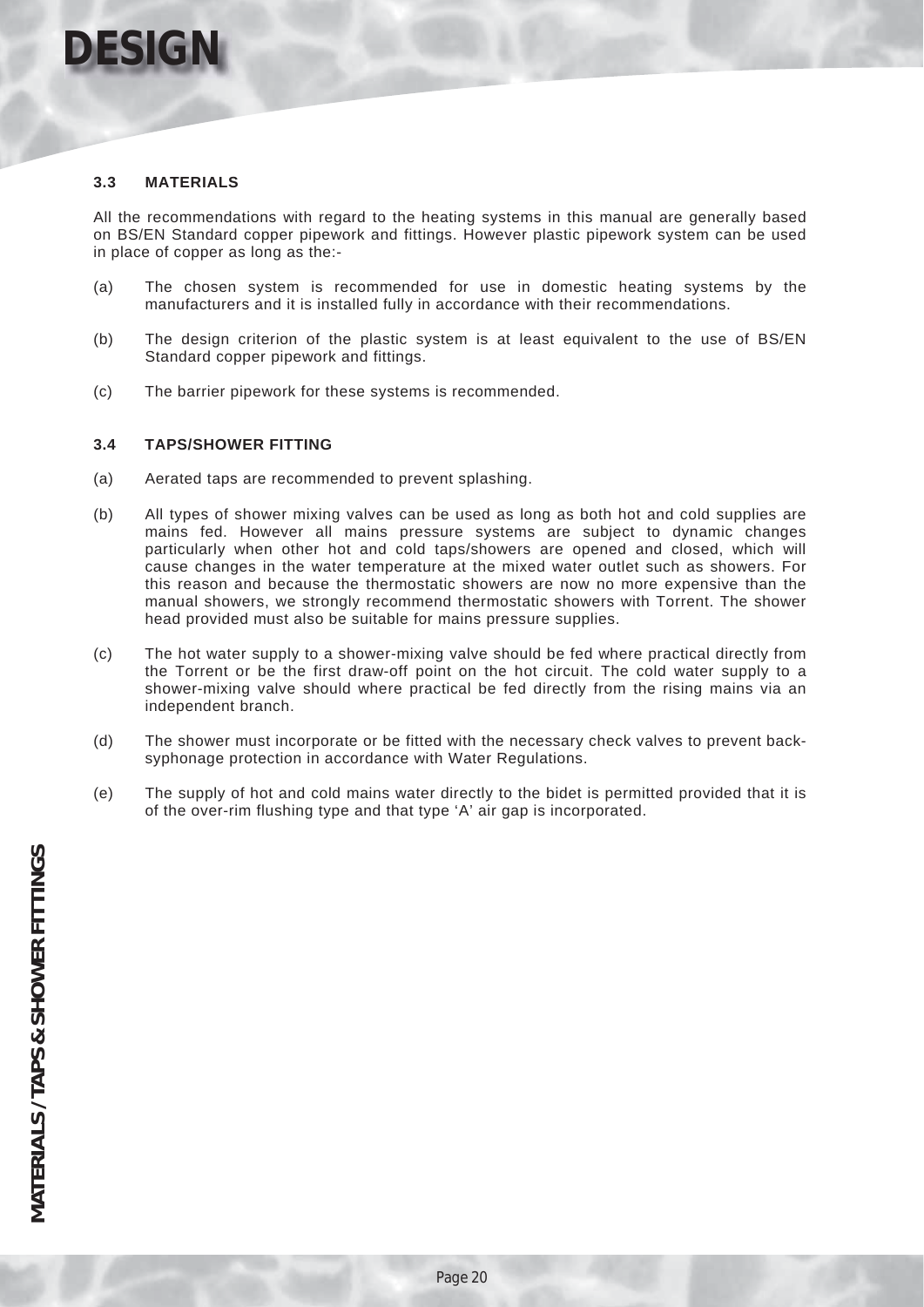## 3.3 MATERIALS

All the recommendations with regard to the heating systems in this manual are generally based on BS/EN Standard copper pipework and fittings. However plastic pipework system can be used in place of copper as long as the:-

(a) The chosen system is recommended for use in domestic heating systems by the manufacturers and it is installed fully in accordance with their recommendations.

(b) The design criterion of the plastic system is at least equivalent to the use of BS/EN Standard copper pipework and fittings.

(c) The barrier pipework for these systems is recommended.

## 3.4 TAPS/SHOWER FITTING

(a) Aerated taps are recommended to prevent splashing.

(b) All types of shower mixing valves can be used as long as both hot and cold supplies are mains fed. However all mains pressure systems are subject to dynamic changes particularly when other hot and cold taps/showers are opened and closed, which will cause changes in the water temperature at the mixed water outlet such as showers. For this reason and because the thermostatic showers are now no more expensive than the manual showers, we strongly recommend thermostatic showers with Torrent. The shower head provided must also be suitable for mains pressure supplies.

(c) The hot water supply to a shower-mixing valve should be fed where practical directly from the Torrent or be the first draw-off point on the hot circuit. The cold water supply to a shower-mixing valve should where practical be fed directly from the rising mains via an independent branch.

(d) The shower must incorporate or be fitted with the necessary check valves to prevent back-syphonage protection in accordance with Water Regulations.

(e) The supply of hot and cold mains water directly to the bidet is permitted provided that it is of the over-rim flushing type and that type 'A' air gap is incorporated.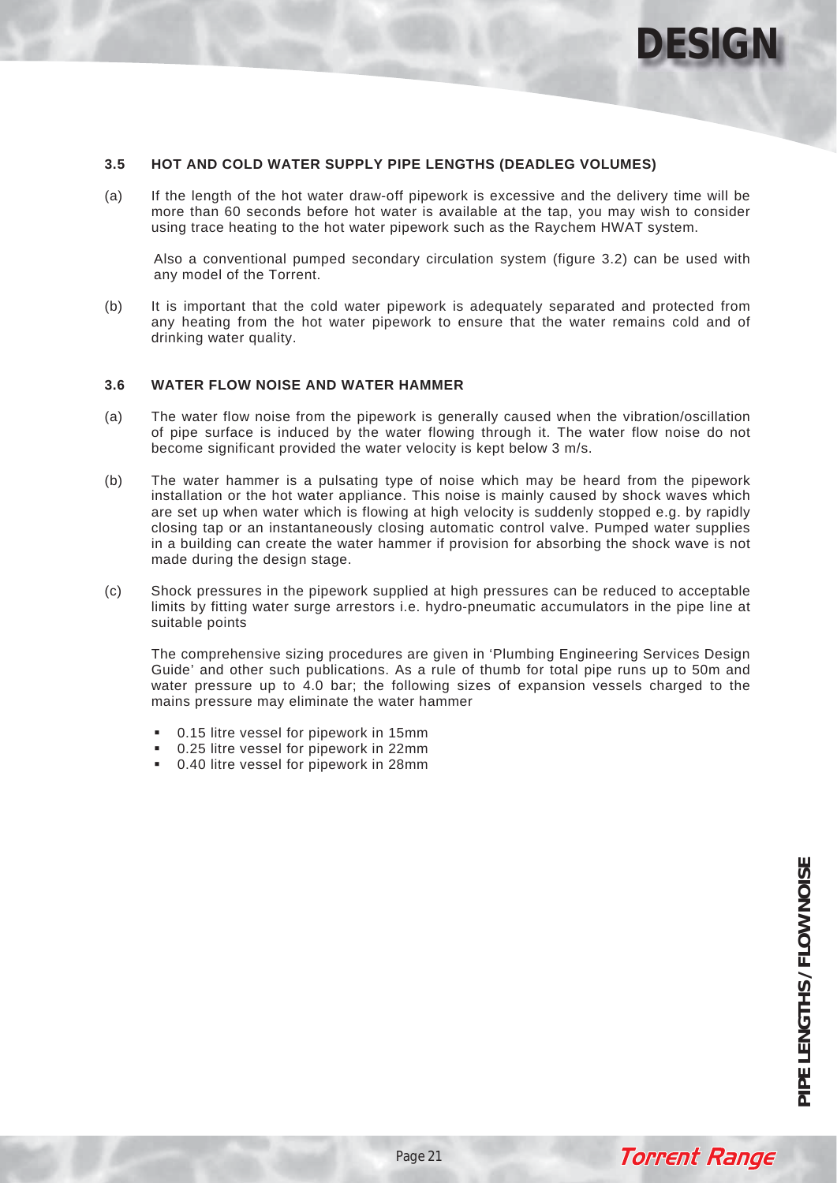### 3.5 HOT AND COLD WATER SUPPLY PIPE LENGTHS (DEADLEG VOLUMES)

(a) If the length of the hot water draw-off pipework is excessive and the delivery time will be more than 60 seconds before hot water is available at the tap, you may wish to consider using trace heating to the hot water pipework such as the Raychem HWAT system.

Also a conventional pumped secondary circulation system (figure 3.2) can be used with any model of the Torrent.

(b) It is important that the cold water pipework is adequately separated and protected from any heating from the hot water pipework to ensure that the water remains cold and of drinking water quality.

### 3.6 WATER FLOW NOISE AND WATER HAMMER

(a) The water flow noise from the pipework is generally caused when the vibration/oscillation of pipe surface is induced by the water flowing through it. The water flow noise do not become significant provided the water velocity is kept below 3 m/s.

(b) The water hammer is a pulsating type of noise which may be heard from the pipework installation or the hot water appliance. This noise is mainly caused by shock waves which are set up when water which is flowing at high velocity is suddenly stopped e.g. by rapidly closing tap or an instantaneously closing automatic control valve. Pumped water supplies in a building can create the water hammer if provision for absorbing the shock wave is not made during the design stage.

(c) Shock pressures in the pipework supplied at high pressures can be reduced to acceptable limits by fitting water surge arrestors i.e. hydro-pneumatic accumulators in the pipe line at suitable points

The comprehensive sizing procedures are given in 'Plumbing Engineering Services Design Guide' and other such publications. As a rule of thumb for total pipe runs up to 50m and water pressure up to 4.0 bar; the following sizes of expansion vessels charged to the mains pressure may eliminate the water hammer

- 0.15 litre vessel for pipework in 15mm
- 0.25 litre vessel for pipework in 22mm
- 0.40 litre vessel for pipework in 28mm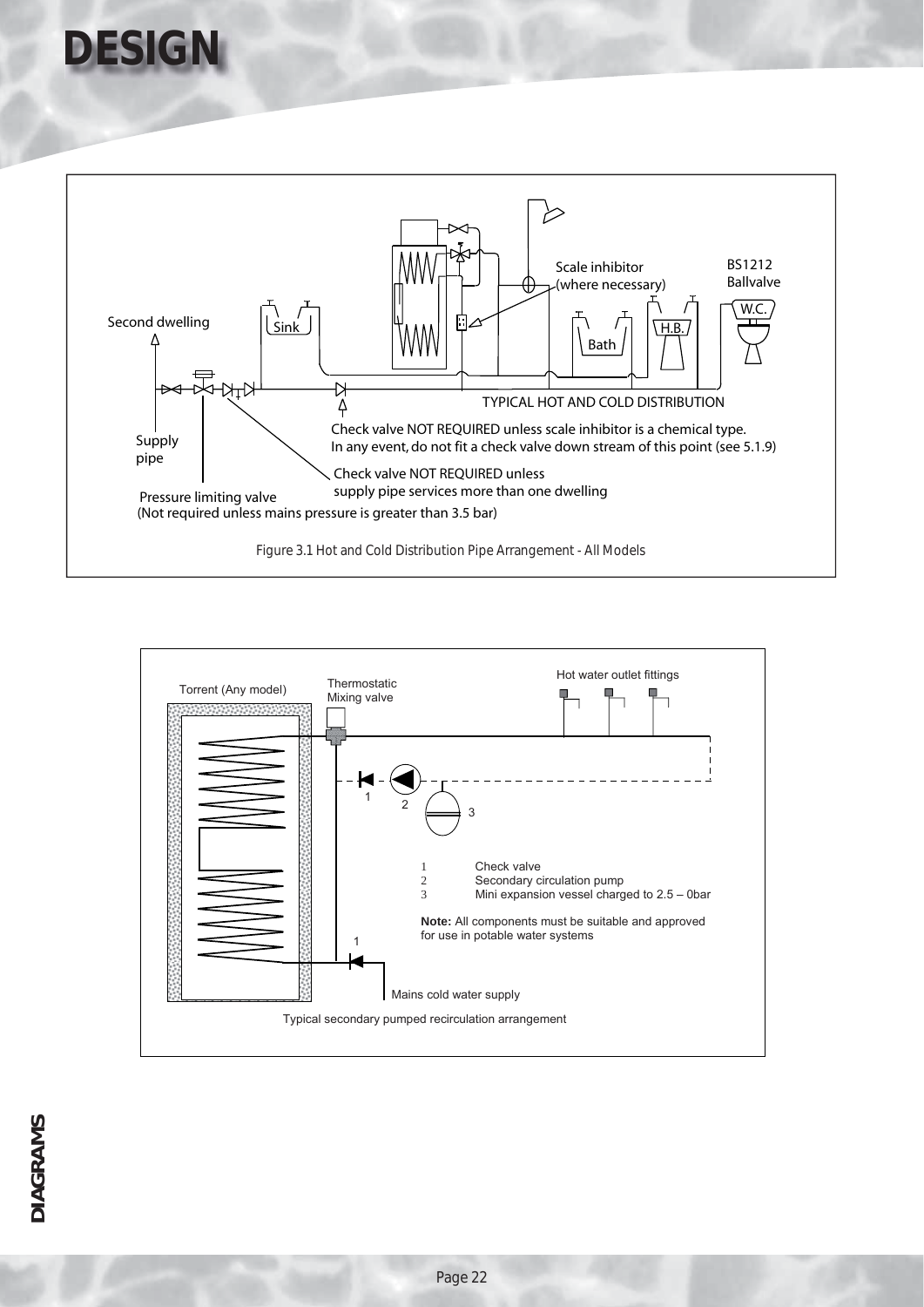# DESIGN

Second dwelling

Sink

Scale inhibitor (where necessary)

BS1212 Ballvalve

W.C.

H.B.

Bath

TYPICAL HOT AND COLD DISTRIBUTION

Supply pipe

Check valve NOT REQUIRED unless scale inhibitor is a chemical type. In any event, do not fit a check valve down stream of this point (see 5.1.9)

Check valve NOT REQUIRED unless supply pipe services more than one dwelling

Pressure limiting valve (Not required unless mains pressure is greater than 3.5 bar)

Figure 3.1 Hot and Cold Distribution Pipe Arrangement - All Models

Torrent (Any model)

Thermostatic Mixing valve

Hot water outlet fittings

1 Check valve
2 Secondary circulation pump
3 Mini expansion vessel charged to 2.5 – 0bar

**Note:** All components must be suitable and approved for use in potable water systems

Mains cold water supply

Typical secondary pumped recirculation arrangement

DIAGRAMS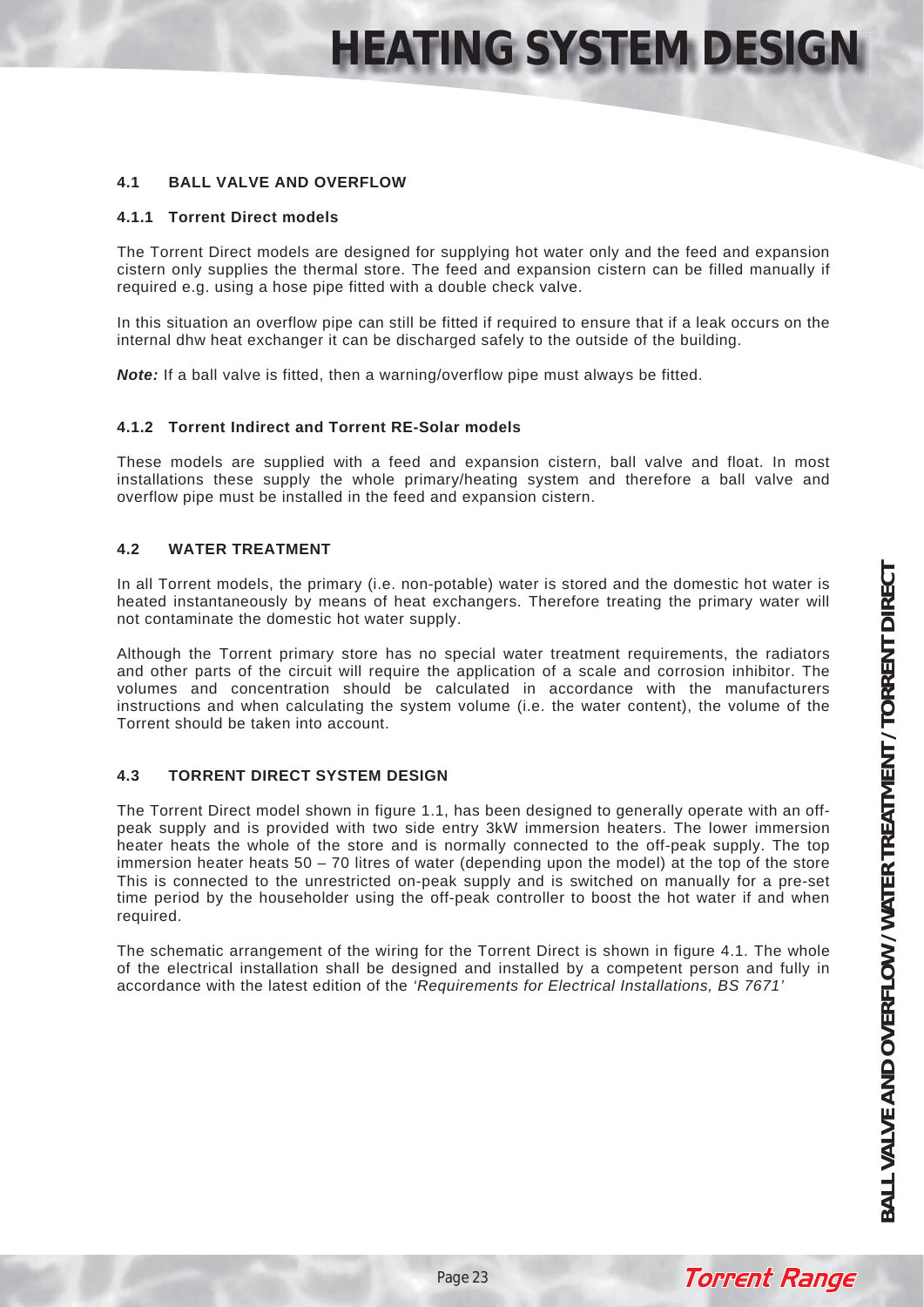# HEATING SYSTEM DESIGN

## 4.1 BALL VALVE AND OVERFLOW

### 4.1.1 Torrent Direct models

The Torrent Direct models are designed for supplying hot water only and the feed and expansion cistern only supplies the thermal store. The feed and expansion cistern can be filled manually if required e.g. using a hose pipe fitted with a double check valve.

In this situation an overflow pipe can still be fitted if required to ensure that if a leak occurs on the internal dhw heat exchanger it can be discharged safely to the outside of the building.

***Note:*** If a ball valve is fitted, then a warning/overflow pipe must always be fitted.

### 4.1.2 Torrent Indirect and Torrent RE-Solar models

These models are supplied with a feed and expansion cistern, ball valve and float. In most installations these supply the whole primary/heating system and therefore a ball valve and overflow pipe must be installed in the feed and expansion cistern.

## 4.2 WATER TREATMENT

In all Torrent models, the primary (i.e. non-potable) water is stored and the domestic hot water is heated instantaneously by means of heat exchangers. Therefore treating the primary water will not contaminate the domestic hot water supply.

Although the Torrent primary store has no special water treatment requirements, the radiators and other parts of the circuit will require the application of a scale and corrosion inhibitor. The volumes and concentration should be calculated in accordance with the manufacturers instructions and when calculating the system volume (i.e. the water content), the volume of the Torrent should be taken into account.

## 4.3 TORRENT DIRECT SYSTEM DESIGN

The Torrent Direct model shown in figure 1.1, has been designed to generally operate with an off-peak supply and is provided with two side entry 3kW immersion heaters. The lower immersion heater heats the whole of the store and is normally connected to the off-peak supply. The top immersion heater heats 50 – 70 litres of water (depending upon the model) at the top of the store This is connected to the unrestricted on-peak supply and is switched on manually for a pre-set time period by the householder using the off-peak controller to boost the hot water if and when required.

The schematic arrangement of the wiring for the Torrent Direct is shown in figure 4.1. The whole of the electrical installation shall be designed and installed by a competent person and fully in accordance with the latest edition of the *'Requirements for Electrical Installations, BS 7671'*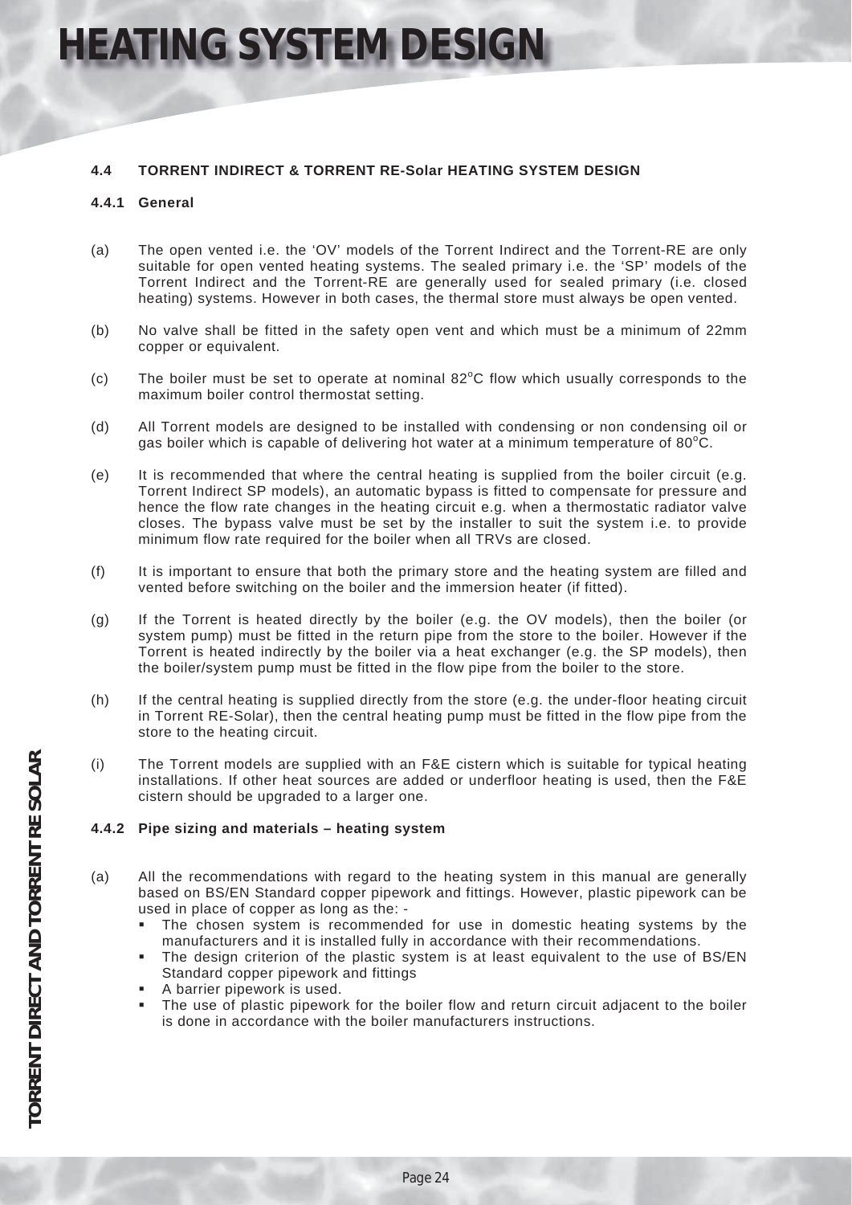# HEATING SYSTEM DESIGN

### 4.4 TORRENT INDIRECT & TORRENT RE-Solar HEATING SYSTEM DESIGN

#### 4.4.1 General

(a) The open vented i.e. the 'OV' models of the Torrent Indirect and the Torrent-RE are only suitable for open vented heating systems. The sealed primary i.e. the 'SP' models of the Torrent Indirect and the Torrent-RE are generally used for sealed primary (i.e. closed heating) systems. However in both cases, the thermal store must always be open vented.

(b) No valve shall be fitted in the safety open vent and which must be a minimum of 22mm copper or equivalent.

(c) The boiler must be set to operate at nominal 82°C flow which usually corresponds to the maximum boiler control thermostat setting.

(d) All Torrent models are designed to be installed with condensing or non condensing oil or gas boiler which is capable of delivering hot water at a minimum temperature of 80°C.

(e) It is recommended that where the central heating is supplied from the boiler circuit (e.g. Torrent Indirect SP models), an automatic bypass is fitted to compensate for pressure and hence the flow rate changes in the heating circuit e.g. when a thermostatic radiator valve closes. The bypass valve must be set by the installer to suit the system i.e. to provide minimum flow rate required for the boiler when all TRVs are closed.

(f) It is important to ensure that both the primary store and the heating system are filled and vented before switching on the boiler and the immersion heater (if fitted).

(g) If the Torrent is heated directly by the boiler (e.g. the OV models), then the boiler (or system pump) must be fitted in the return pipe from the store to the boiler. However if the Torrent is heated indirectly by the boiler via a heat exchanger (e.g. the SP models), then the boiler/system pump must be fitted in the flow pipe from the boiler to the store.

(h) If the central heating is supplied directly from the store (e.g. the under-floor heating circuit in Torrent RE-Solar), then the central heating pump must be fitted in the flow pipe from the store to the heating circuit.

(i) The Torrent models are supplied with an F&E cistern which is suitable for typical heating installations. If other heat sources are added or underfloor heating is used, then the F&E cistern should be upgraded to a larger one.

#### 4.4.2 Pipe sizing and materials – heating system

(a) All the recommendations with regard to the heating system in this manual are generally based on BS/EN Standard copper pipework and fittings. However, plastic pipework can be used in place of copper as long as the: -
   - The chosen system is recommended for use in domestic heating systems by the manufacturers and it is installed fully in accordance with their recommendations.
   - The design criterion of the plastic system is at least equivalent to the use of BS/EN Standard copper pipework and fittings
   - A barrier pipework is used.
   - The use of plastic pipework for the boiler flow and return circuit adjacent to the boiler is done in accordance with the boiler manufacturers instructions.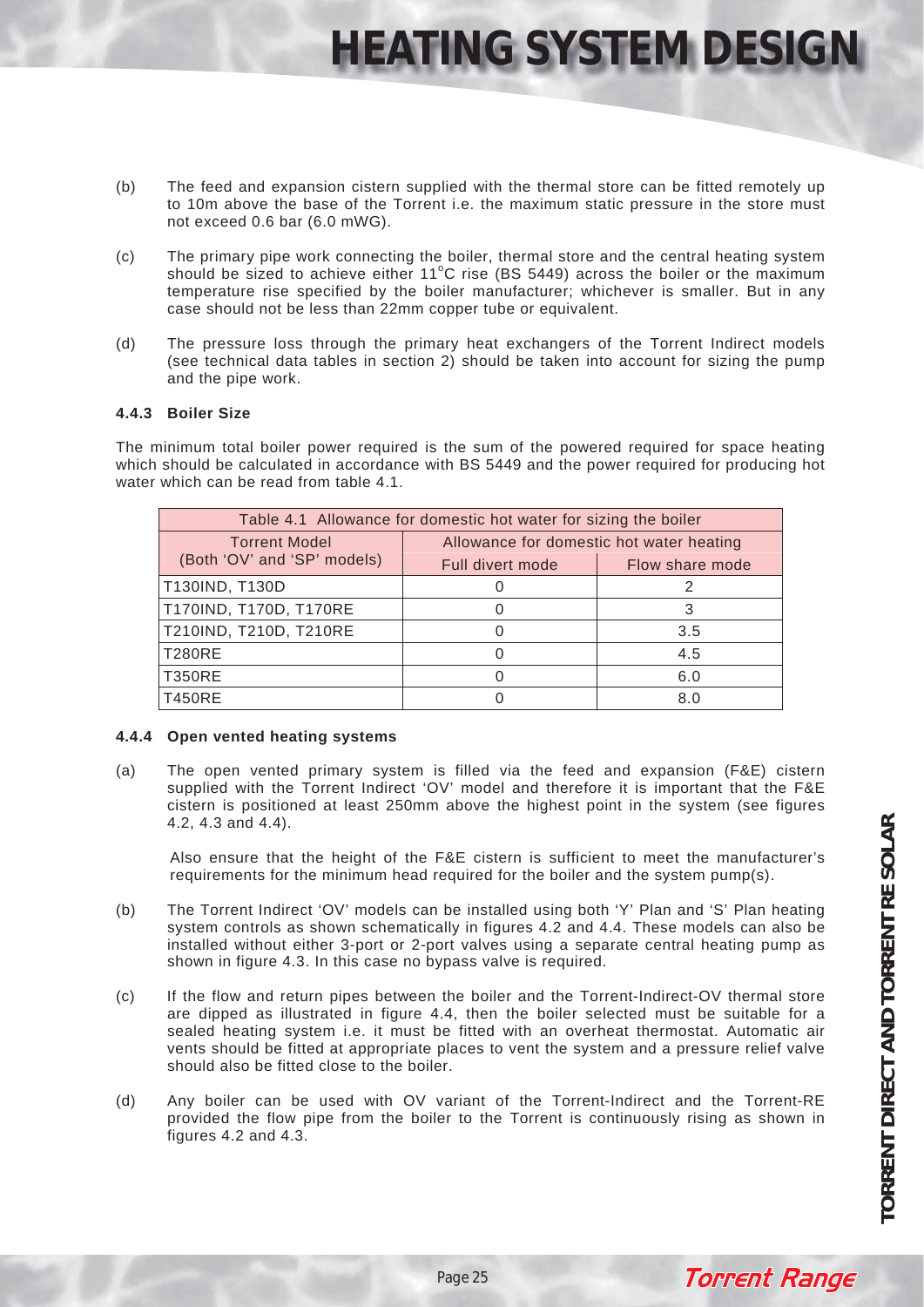(b) The feed and expansion cistern supplied with the thermal store can be fitted remotely up to 10m above the base of the Torrent i.e. the maximum static pressure in the store must not exceed 0.6 bar (6.0 mWG).

(c) The primary pipe work connecting the boiler, thermal store and the central heating system should be sized to achieve either 11°C rise (BS 5449) across the boiler or the maximum temperature rise specified by the boiler manufacturer; whichever is smaller. But in any case should not be less than 22mm copper tube or equivalent.

(d) The pressure loss through the primary heat exchangers of the Torrent Indirect models (see technical data tables in section 2) should be taken into account for sizing the pump and the pipe work.

#### 4.4.3 Boiler Size

The minimum total boiler power required is the sum of the powered required for space heating which should be calculated in accordance with BS 5449 and the power required for producing hot water which can be read from table 4.1.

Table 4.1 Allowance for domestic hot water for sizing the boiler

| Torrent Model (Both 'OV' and 'SP' models) | Allowance for domestic hot water heating | |
|---|---|---|
| | Full divert mode | Flow share mode |
| T130IND, T130D | 0 | 2 |
| T170IND, T170D, T170RE | 0 | 3 |
| T210IND, T210D, T210RE | 0 | 3.5 |
| T280RE | 0 | 4.5 |
| T350RE | 0 | 6.0 |
| T450RE | 0 | 8.0 |

#### 4.4.4 Open vented heating systems

(a) The open vented primary system is filled via the feed and expansion (F&E) cistern supplied with the Torrent Indirect 'OV' model and therefore it is important that the F&E cistern is positioned at least 250mm above the highest point in the system (see figures 4.2, 4.3 and 4.4).

Also ensure that the height of the F&E cistern is sufficient to meet the manufacturer's requirements for the minimum head required for the boiler and the system pump(s).

(b) The Torrent Indirect 'OV' models can be installed using both 'Y' Plan and 'S' Plan heating system controls as shown schematically in figures 4.2 and 4.4. These models can also be installed without either 3-port or 2-port valves using a separate central heating pump as shown in figure 4.3. In this case no bypass valve is required.

(c) If the flow and return pipes between the boiler and the Torrent-Indirect-OV thermal store are dipped as illustrated in figure 4.4, then the boiler selected must be suitable for a sealed heating system i.e. it must be fitted with an overheat thermostat. Automatic air vents should be fitted at appropriate places to vent the system and a pressure relief valve should also be fitted close to the boiler.

(d) Any boiler can be used with OV variant of the Torrent-Indirect and the Torrent-RE provided the flow pipe from the boiler to the Torrent is continuously rising as shown in figures 4.2 and 4.3.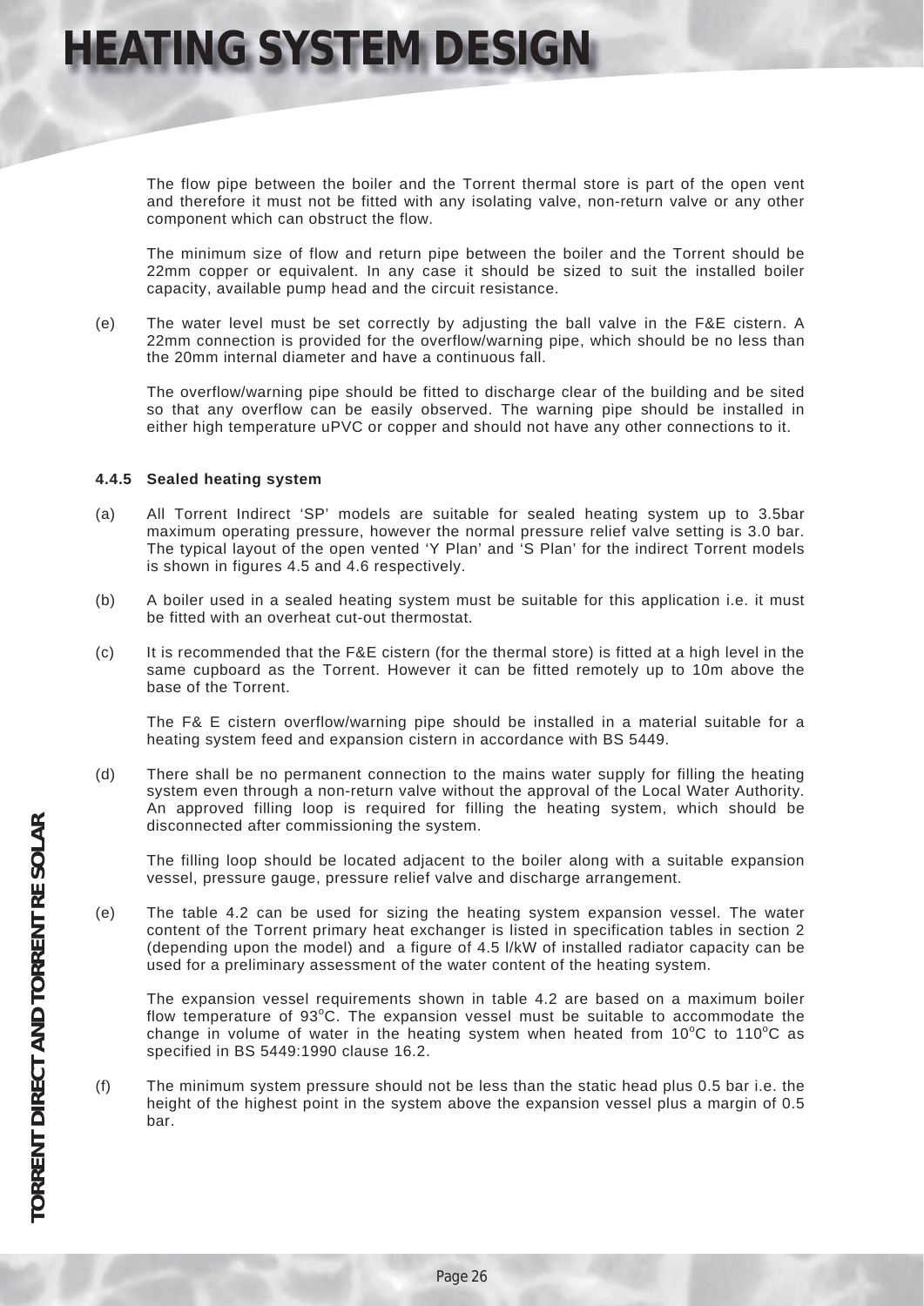# HEATING SYSTEM DESIGN

The flow pipe between the boiler and the Torrent thermal store is part of the open vent and therefore it must not be fitted with any isolating valve, non-return valve or any other component which can obstruct the flow.

The minimum size of flow and return pipe between the boiler and the Torrent should be 22mm copper or equivalent. In any case it should be sized to suit the installed boiler capacity, available pump head and the circuit resistance.

(e) The water level must be set correctly by adjusting the ball valve in the F&E cistern. A 22mm connection is provided for the overflow/warning pipe, which should be no less than the 20mm internal diameter and have a continuous fall.

The overflow/warning pipe should be fitted to discharge clear of the building and be sited so that any overflow can be easily observed. The warning pipe should be installed in either high temperature uPVC or copper and should not have any other connections to it.

#### 4.4.5 Sealed heating system

(a) All Torrent Indirect 'SP' models are suitable for sealed heating system up to 3.5bar maximum operating pressure, however the normal pressure relief valve setting is 3.0 bar. The typical layout of the open vented 'Y Plan' and 'S Plan' for the indirect Torrent models is shown in figures 4.5 and 4.6 respectively.

(b) A boiler used in a sealed heating system must be suitable for this application i.e. it must be fitted with an overheat cut-out thermostat.

(c) It is recommended that the F&E cistern (for the thermal store) is fitted at a high level in the same cupboard as the Torrent. However it can be fitted remotely up to 10m above the base of the Torrent.

The F& E cistern overflow/warning pipe should be installed in a material suitable for a heating system feed and expansion cistern in accordance with BS 5449.

(d) There shall be no permanent connection to the mains water supply for filling the heating system even through a non-return valve without the approval of the Local Water Authority. An approved filling loop is required for filling the heating system, which should be disconnected after commissioning the system.

The filling loop should be located adjacent to the boiler along with a suitable expansion vessel, pressure gauge, pressure relief valve and discharge arrangement.

(e) The table 4.2 can be used for sizing the heating system expansion vessel. The water content of the Torrent primary heat exchanger is listed in specification tables in section 2 (depending upon the model) and a figure of 4.5 l/kW of installed radiator capacity can be used for a preliminary assessment of the water content of the heating system.

The expansion vessel requirements shown in table 4.2 are based on a maximum boiler flow temperature of 93°C. The expansion vessel must be suitable to accommodate the change in volume of water in the heating system when heated from 10°C to 110°C as specified in BS 5449:1990 clause 16.2.

(f) The minimum system pressure should not be less than the static head plus 0.5 bar i.e. the height of the highest point in the system above the expansion vessel plus a margin of 0.5 bar.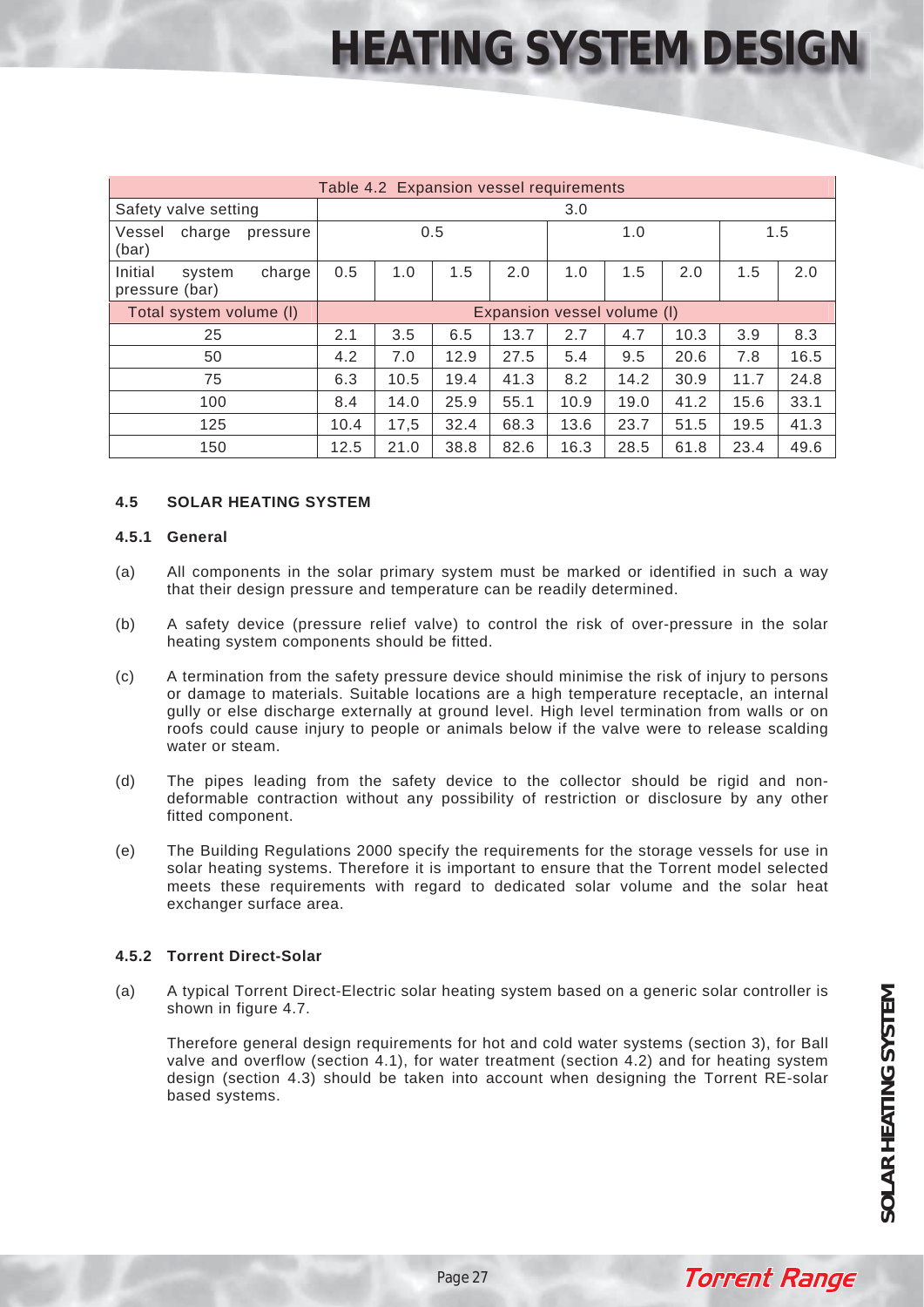| Table 4.2 Expansion vessel requirements | | | | | | | | | |
|---|---|---|---|---|---|---|---|---|---|
| Safety valve setting | 3.0 | | | | | | | | |
| Vessel charge pressure (bar) | 0.5 | | | | 1.0 | | | 1.5 | |
| Initial system charge pressure (bar) | 0.5 | 1.0 | 1.5 | 2.0 | 1.0 | 1.5 | 2.0 | 1.5 | 2.0 |
| Total system volume (l) | Expansion vessel volume (l) | | | | | | | | |
| 25 | 2.1 | 3.5 | 6.5 | 13.7 | 2.7 | 4.7 | 10.3 | 3.9 | 8.3 |
| 50 | 4.2 | 7.0 | 12.9 | 27.5 | 5.4 | 9.5 | 20.6 | 7.8 | 16.5 |
| 75 | 6.3 | 10.5 | 19.4 | 41.3 | 8.2 | 14.2 | 30.9 | 11.7 | 24.8 |
| 100 | 8.4 | 14.0 | 25.9 | 55.1 | 10.9 | 19.0 | 41.2 | 15.6 | 33.1 |
| 125 | 10.4 | 17,5 | 32.4 | 68.3 | 13.6 | 23.7 | 51.5 | 19.5 | 41.3 |
| 150 | 12.5 | 21.0 | 38.8 | 82.6 | 16.3 | 28.5 | 61.8 | 23.4 | 49.6 |

## 4.5 SOLAR HEATING SYSTEM

### 4.5.1 General

(a) All components in the solar primary system must be marked or identified in such a way that their design pressure and temperature can be readily determined.

(b) A safety device (pressure relief valve) to control the risk of over-pressure in the solar heating system components should be fitted.

(c) A termination from the safety pressure device should minimise the risk of injury to persons or damage to materials. Suitable locations are a high temperature receptacle, an internal gully or else discharge externally at ground level. High level termination from walls or on roofs could cause injury to people or animals below if the valve were to release scalding water or steam.

(d) The pipes leading from the safety device to the collector should be rigid and non-deformable contraction without any possibility of restriction or disclosure by any other fitted component.

(e) The Building Regulations 2000 specify the requirements for the storage vessels for use in solar heating systems. Therefore it is important to ensure that the Torrent model selected meets these requirements with regard to dedicated solar volume and the solar heat exchanger surface area.

### 4.5.2 Torrent Direct-Solar

(a) A typical Torrent Direct-Electric solar heating system based on a generic solar controller is shown in figure 4.7.

Therefore general design requirements for hot and cold water systems (section 3), for Ball valve and overflow (section 4.1), for water treatment (section 4.2) and for heating system design (section 4.3) should be taken into account when designing the Torrent RE-solar based systems.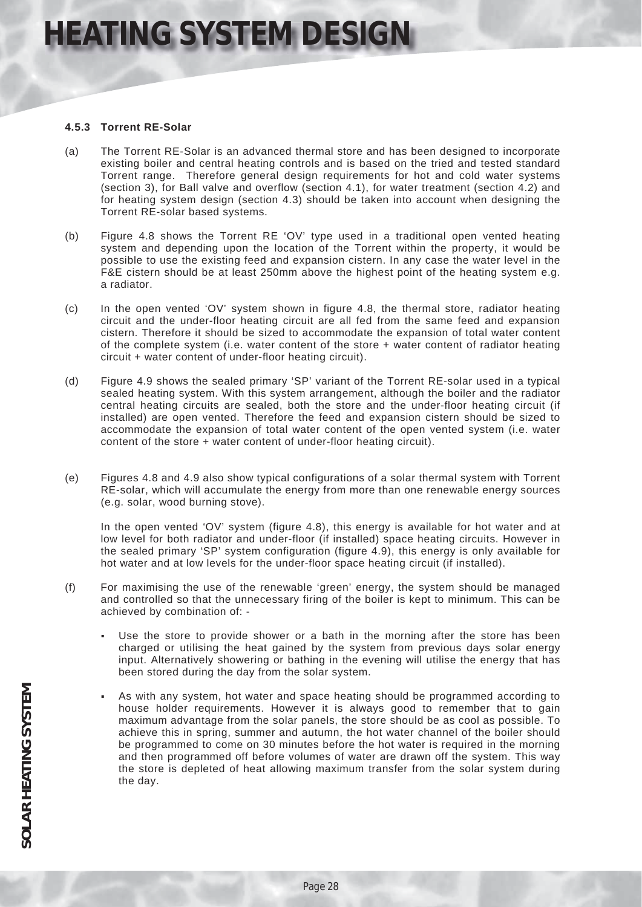### 4.5.3 Torrent RE-Solar

(a) The Torrent RE-Solar is an advanced thermal store and has been designed to incorporate existing boiler and central heating controls and is based on the tried and tested standard Torrent range. Therefore general design requirements for hot and cold water systems (section 3), for Ball valve and overflow (section 4.1), for water treatment (section 4.2) and for heating system design (section 4.3) should be taken into account when designing the Torrent RE-solar based systems.

(b) Figure 4.8 shows the Torrent RE 'OV' type used in a traditional open vented heating system and depending upon the location of the Torrent within the property, it would be possible to use the existing feed and expansion cistern. In any case the water level in the F&E cistern should be at least 250mm above the highest point of the heating system e.g. a radiator.

(c) In the open vented 'OV' system shown in figure 4.8, the thermal store, radiator heating circuit and the under-floor heating circuit are all fed from the same feed and expansion cistern. Therefore it should be sized to accommodate the expansion of total water content of the complete system (i.e. water content of the store + water content of radiator heating circuit + water content of under-floor heating circuit).

(d) Figure 4.9 shows the sealed primary 'SP' variant of the Torrent RE-solar used in a typical sealed heating system. With this system arrangement, although the boiler and the radiator central heating circuits are sealed, both the store and the under-floor heating circuit (if installed) are open vented. Therefore the feed and expansion cistern should be sized to accommodate the expansion of total water content of the open vented system (i.e. water content of the store + water content of under-floor heating circuit).

(e) Figures 4.8 and 4.9 also show typical configurations of a solar thermal system with Torrent RE-solar, which will accumulate the energy from more than one renewable energy sources (e.g. solar, wood burning stove).

In the open vented 'OV' system (figure 4.8), this energy is available for hot water and at low level for both radiator and under-floor (if installed) space heating circuits. However in the sealed primary 'SP' system configuration (figure 4.9), this energy is only available for hot water and at low levels for the under-floor space heating circuit (if installed).

(f) For maximising the use of the renewable 'green' energy, the system should be managed and controlled so that the unnecessary firing of the boiler is kept to minimum. This can be achieved by combination of: -

- Use the store to provide shower or a bath in the morning after the store has been charged or utilising the heat gained by the system from previous days solar energy input. Alternatively showering or bathing in the evening will utilise the energy that has been stored during the day from the solar system.
- As with any system, hot water and space heating should be programmed according to house holder requirements. However it is always good to remember that to gain maximum advantage from the solar panels, the store should be as cool as possible. To achieve this in spring, summer and autumn, the hot water channel of the boiler should be programmed to come on 30 minutes before the hot water is required in the morning and then programmed off before volumes of water are drawn off the system. This way the store is depleted of heat allowing maximum transfer from the solar system during the day.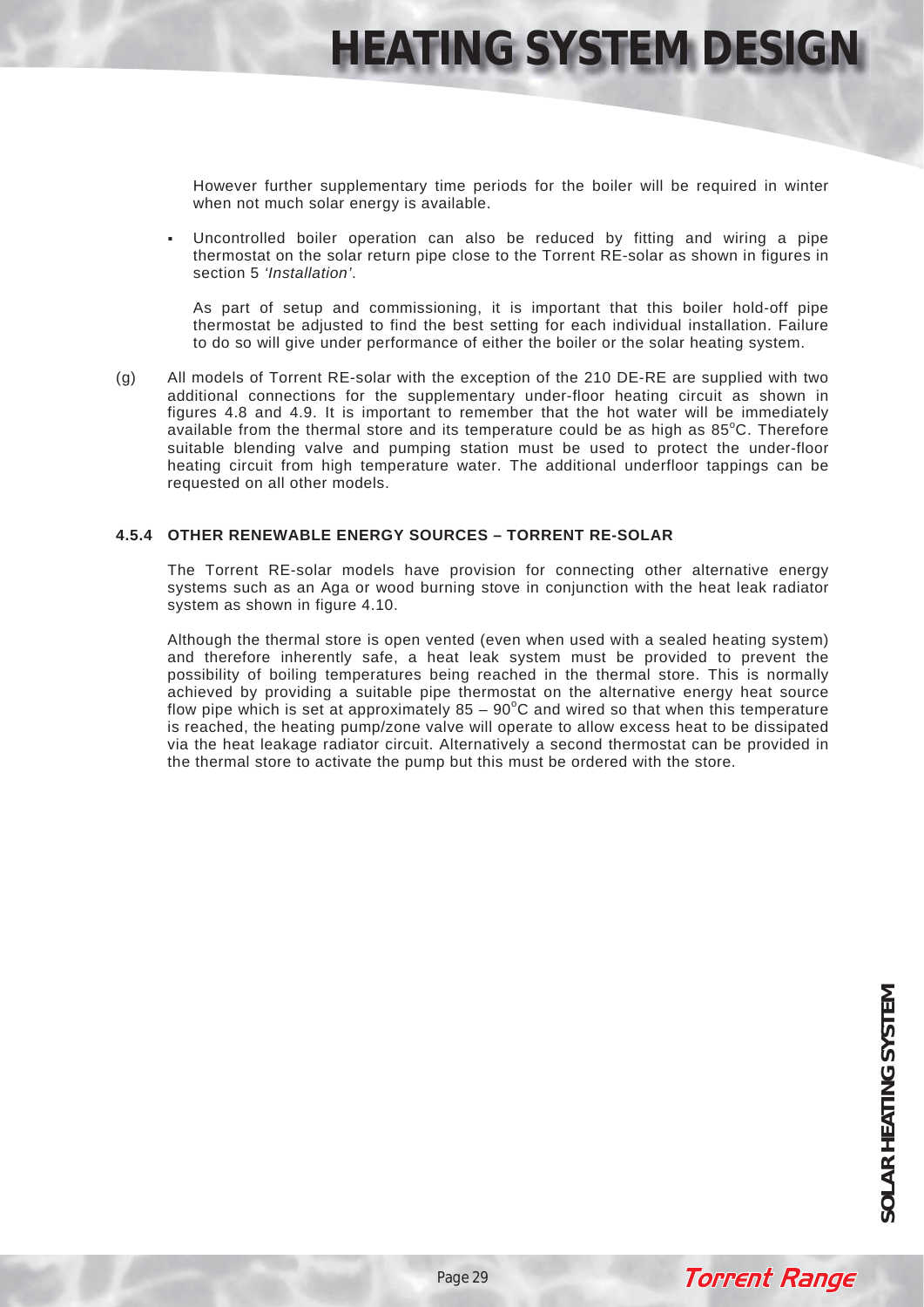However further supplementary time periods for the boiler will be required in winter when not much solar energy is available.

- Uncontrolled boiler operation can also be reduced by fitting and wiring a pipe thermostat on the solar return pipe close to the Torrent RE-solar as shown in figures in section 5 *'Installation'*.

  As part of setup and commissioning, it is important that this boiler hold-off pipe thermostat be adjusted to find the best setting for each individual installation. Failure to do so will give under performance of either the boiler or the solar heating system.

(g) All models of Torrent RE-solar with the exception of the 210 DE-RE are supplied with two additional connections for the supplementary under-floor heating circuit as shown in figures 4.8 and 4.9. It is important to remember that the hot water will be immediately available from the thermal store and its temperature could be as high as 85°C. Therefore suitable blending valve and pumping station must be used to protect the under-floor heating circuit from high temperature water. The additional underfloor tappings can be requested on all other models.

### 4.5.4 OTHER RENEWABLE ENERGY SOURCES – TORRENT RE-SOLAR

The Torrent RE-solar models have provision for connecting other alternative energy systems such as an Aga or wood burning stove in conjunction with the heat leak radiator system as shown in figure 4.10.

Although the thermal store is open vented (even when used with a sealed heating system) and therefore inherently safe, a heat leak system must be provided to prevent the possibility of boiling temperatures being reached in the thermal store. This is normally achieved by providing a suitable pipe thermostat on the alternative energy heat source flow pipe which is set at approximately 85 – 90°C and wired so that when this temperature is reached, the heating pump/zone valve will operate to allow excess heat to be dissipated via the heat leakage radiator circuit. Alternatively a second thermostat can be provided in the thermal store to activate the pump but this must be ordered with the store.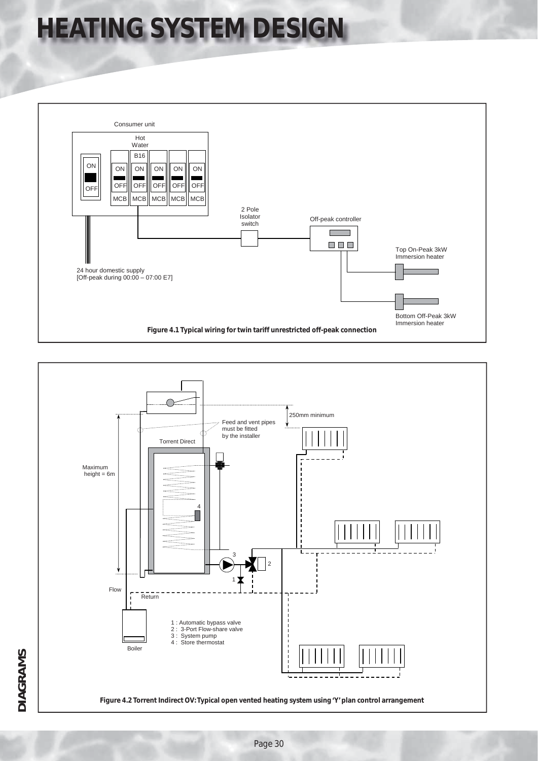# HEATING SYSTEM DESIGN

Consumer unit

Hot Water

B16

ON OFF MCB

2 Pole Isolator switch

Off-peak controller

Top On-Peak 3kW Immersion heater

Bottom Off-Peak 3kW Immersion heater

24 hour domestic supply
[Off-peak during 00:00 – 07:00 E7]

**Figure 4.1 Typical wiring for twin tariff unrestricted off-peak connection**

250mm minimum

Feed and vent pipes must be fitted by the installer

Torrent Direct

Maximum height = 6m

Flow

Return

Boiler

1 : Automatic bypass valve
2 : 3-Port Flow-share valve
3 : System pump
4 : Store thermostat

**Figure 4.2 Torrent Indirect OV: Typical open vented heating system using 'Y' plan control arrangement**

DIAGRAMS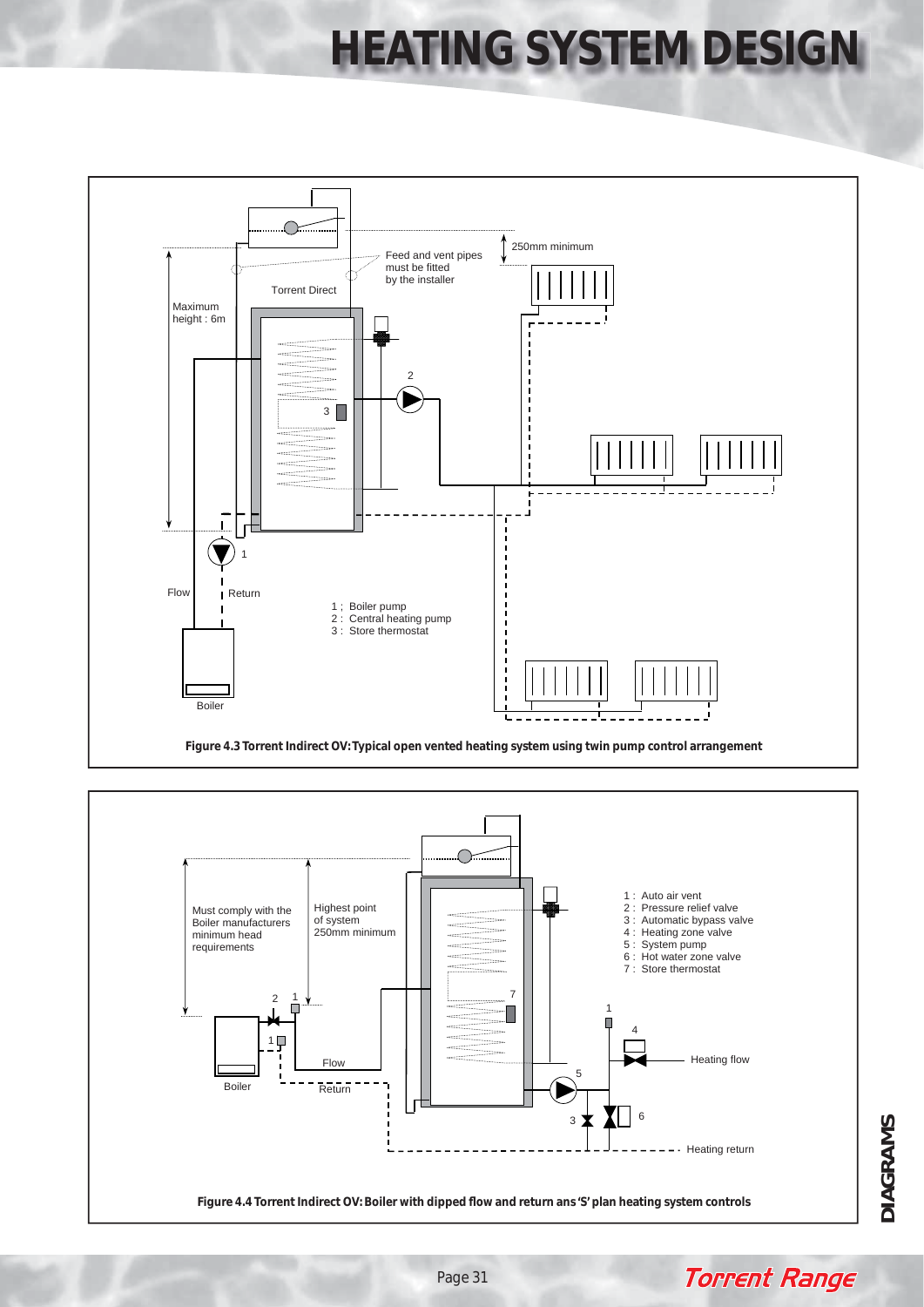# HEATING SYSTEM DESIGN

Figure 4.3 Torrent Indirect OV: Typical open vented heating system using twin pump control arrangement

Figure 4.4 Torrent Indirect OV: Boiler with dipped flow and return ans 'S' plan heating system controls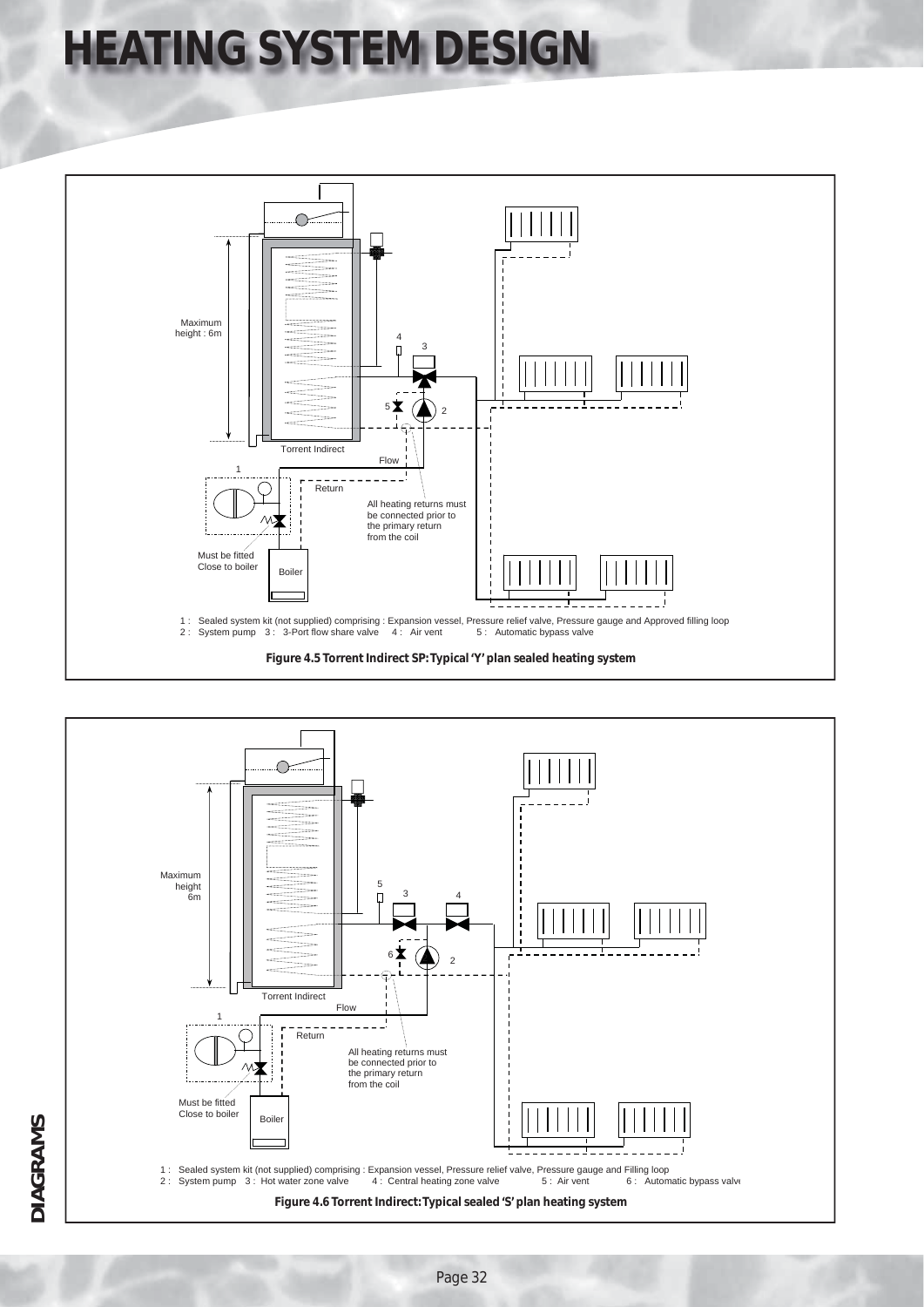# HEATING SYSTEM DESIGN

Maximum height : 6m

Torrent Indirect

Flow

Return

All heating returns must be connected prior to the primary return from the coil

Must be fitted Close to boiler

Boiler

1 : Sealed system kit (not supplied) comprising : Expansion vessel, Pressure relief valve, Pressure gauge and Approved filling loop
2 : System pump 3 : 3-Port flow share valve 4 : Air vent 5 : Automatic bypass valve

**Figure 4.5 Torrent Indirect SP: Typical 'Y' plan sealed heating system**

Maximum height 6m

Torrent Indirect

Flow

Return

All heating returns must be connected prior to the primary return from the coil

Must be fitted Close to boiler

Boiler

1 : Sealed system kit (not supplied) comprising : Expansion vessel, Pressure relief valve, Pressure gauge and Filling loop
2 : System pump 3 : Hot water zone valve 4 : Central heating zone valve 5 : Air vent 6 : Automatic bypass valve

**Figure 4.6 Torrent Indirect: Typical sealed 'S' plan heating system**

DIAGRAMS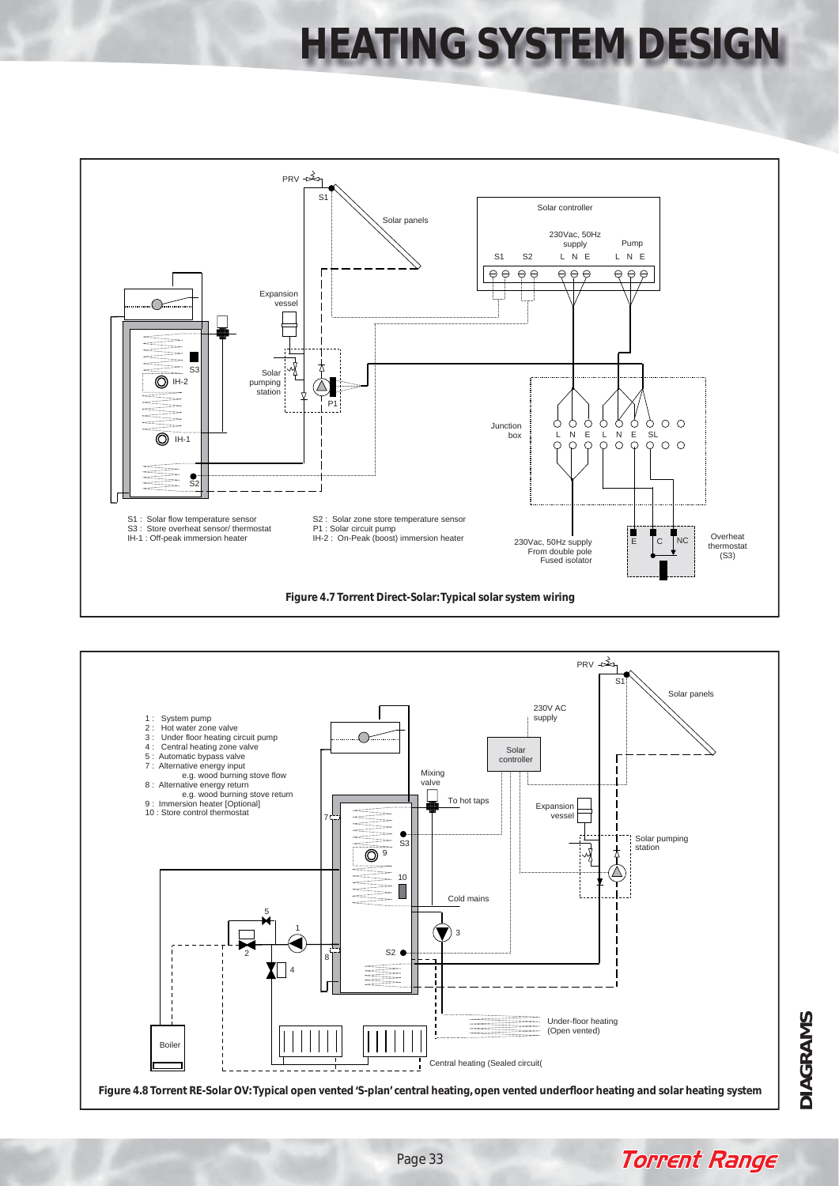# HEATING SYSTEM DESIGN

S1 : Solar flow temperature sensor
S3 : Store overheat sensor/ thermostat
IH-1 : Off-peak immersion heater

S2 : Solar zone store temperature sensor
P1 : Solar circuit pump
IH-2 : On-Peak (boost) immersion heater

**Figure 4.7 Torrent Direct-Solar: Typical solar system wiring**

1 : System pump
2 : Hot water zone valve
3 : Under floor heating circuit pump
4 : Central heating zone valve
5 : Automatic bypass valve
7 : Alternative energy input
e.g. wood burning stove flow
8 : Alternative energy return
e.g. wood burning stove return
9 : Immersion heater [Optional]
10 : Store control thermostat

**Figure 4.8 Torrent RE-Solar OV: Typical open vented 'S-plan' central heating, open vented underfloor heating and solar heating system**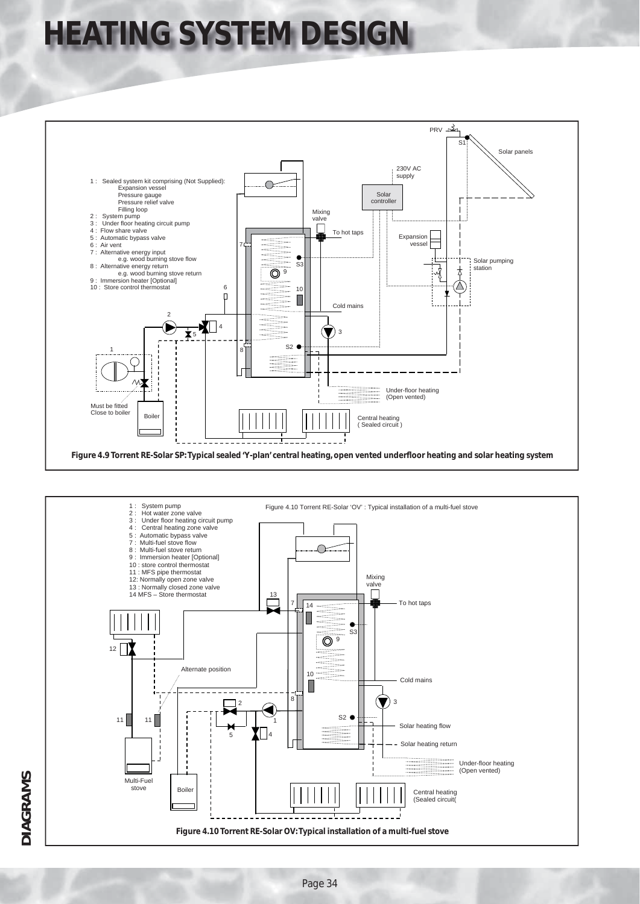# HEATING SYSTEM DESIGN

1 : Sealed system kit comprising (Not Supplied):
- Expansion vessel
- Pressure gauge
- Pressure relief valve
- Filling loop

2 : System pump
3 : Under floor heating circuit pump
4 : Flow share valve
5 : Automatic bypass valve
6 : Air vent
7 : Alternative energy input e.g. wood burning stove flow
8 : Alternative energy return e.g. wood burning stove return
9 : Immersion heater [Optional]
10 : Store control thermostat

PRV, S1, Solar panels, 230V AC supply, Solar controller, Mixing valve, To hot taps, Expansion vessel, S3, Solar pumping station, Cold mains, S2, Under-floor heating (Open vented), Must be fitted Close to boiler, Boiler, Central heating ( Sealed circuit )

**Figure 4.9 Torrent RE-Solar SP: Typical sealed 'Y-plan' central heating, open vented underfloor heating and solar heating system**

Figure 4.10 Torrent RE-Solar 'OV' : Typical installation of a multi-fuel stove

1 : System pump
2 : Hot water zone valve
3 : Under floor heating circuit pump
4 : Central heating zone valve
5 : Automatic bypass valve
7 : Multi-fuel stove flow
8 : Multi-fuel stove return
9 : Immersion heater [Optional]
10 : store control thermostat
11 : MFS pipe thermostat
12: Normally open zone valve
13 : Normally closed zone valve
14 MFS – Store thermostat

Mixing valve, To hot taps, S3, Alternate position, Cold mains, S2, Solar heating flow, Solar heating return, Under-floor heating (Open vented), Multi-Fuel stove, Boiler, Central heating (Sealed circuit(

**Figure 4.10 Torrent RE-Solar OV: Typical installation of a multi-fuel stove**

DIAGRAMS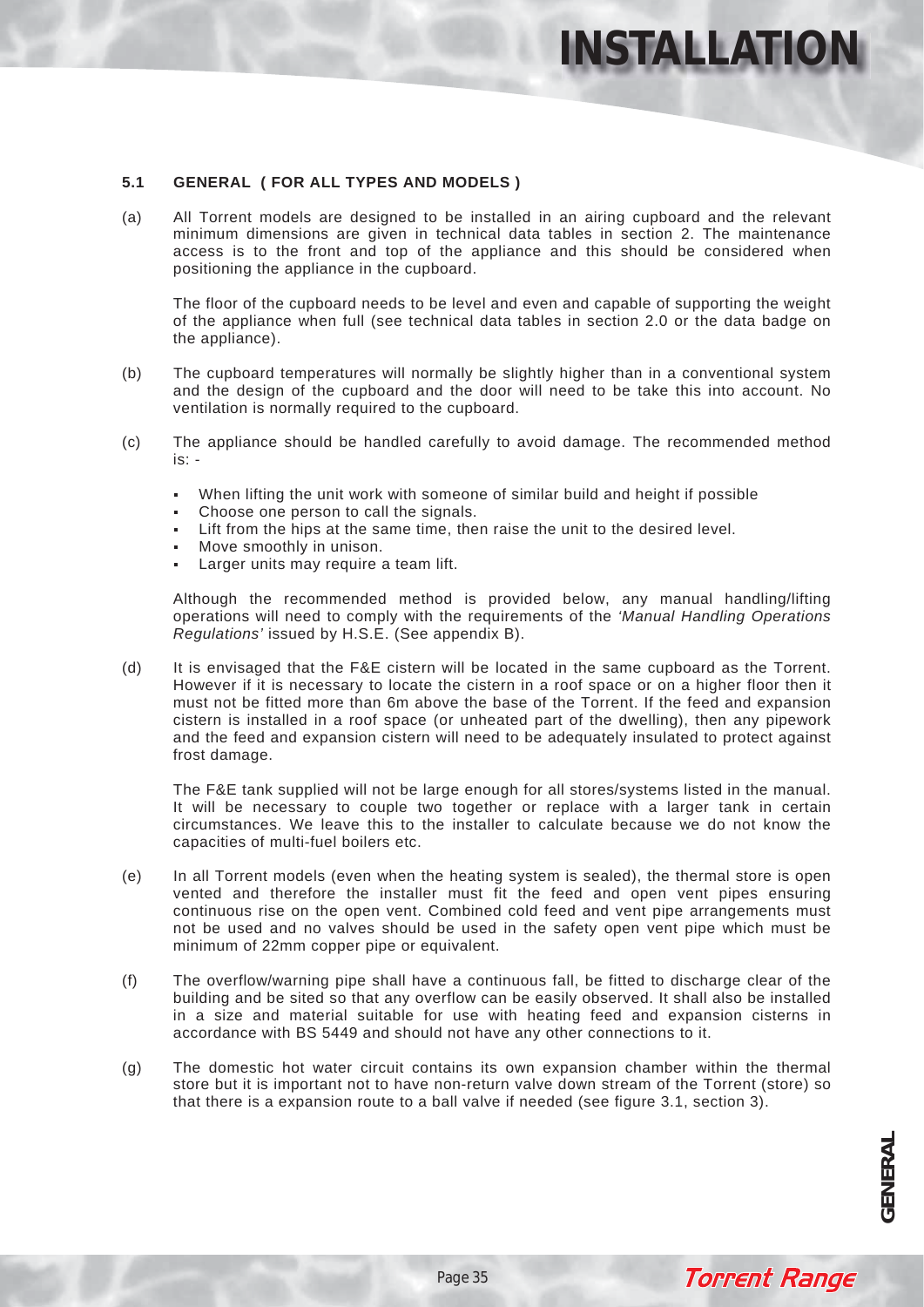### 5.1 GENERAL ( FOR ALL TYPES AND MODELS )

(a) All Torrent models are designed to be installed in an airing cupboard and the relevant minimum dimensions are given in technical data tables in section 2. The maintenance access is to the front and top of the appliance and this should be considered when positioning the appliance in the cupboard.

The floor of the cupboard needs to be level and even and capable of supporting the weight of the appliance when full (see technical data tables in section 2.0 or the data badge on the appliance).

(b) The cupboard temperatures will normally be slightly higher than in a conventional system and the design of the cupboard and the door will need to be take this into account. No ventilation is normally required to the cupboard.

(c) The appliance should be handled carefully to avoid damage. The recommended method is: -

- When lifting the unit work with someone of similar build and height if possible
- Choose one person to call the signals.
- Lift from the hips at the same time, then raise the unit to the desired level.
- Move smoothly in unison.
- Larger units may require a team lift.

Although the recommended method is provided below, any manual handling/lifting operations will need to comply with the requirements of the *'Manual Handling Operations Regulations'* issued by H.S.E. (See appendix B).

(d) It is envisaged that the F&E cistern will be located in the same cupboard as the Torrent. However if it is necessary to locate the cistern in a roof space or on a higher floor then it must not be fitted more than 6m above the base of the Torrent. If the feed and expansion cistern is installed in a roof space (or unheated part of the dwelling), then any pipework and the feed and expansion cistern will need to be adequately insulated to protect against frost damage.

The F&E tank supplied will not be large enough for all stores/systems listed in the manual. It will be necessary to couple two together or replace with a larger tank in certain circumstances. We leave this to the installer to calculate because we do not know the capacities of multi-fuel boilers etc.

(e) In all Torrent models (even when the heating system is sealed), the thermal store is open vented and therefore the installer must fit the feed and open vent pipes ensuring continuous rise on the open vent. Combined cold feed and vent pipe arrangements must not be used and no valves should be used in the safety open vent pipe which must be minimum of 22mm copper pipe or equivalent.

(f) The overflow/warning pipe shall have a continuous fall, be fitted to discharge clear of the building and be sited so that any overflow can be easily observed. It shall also be installed in a size and material suitable for use with heating feed and expansion cisterns in accordance with BS 5449 and should not have any other connections to it.

(g) The domestic hot water circuit contains its own expansion chamber within the thermal store but it is important not to have non-return valve down stream of the Torrent (store) so that there is a expansion route to a ball valve if needed (see figure 3.1, section 3).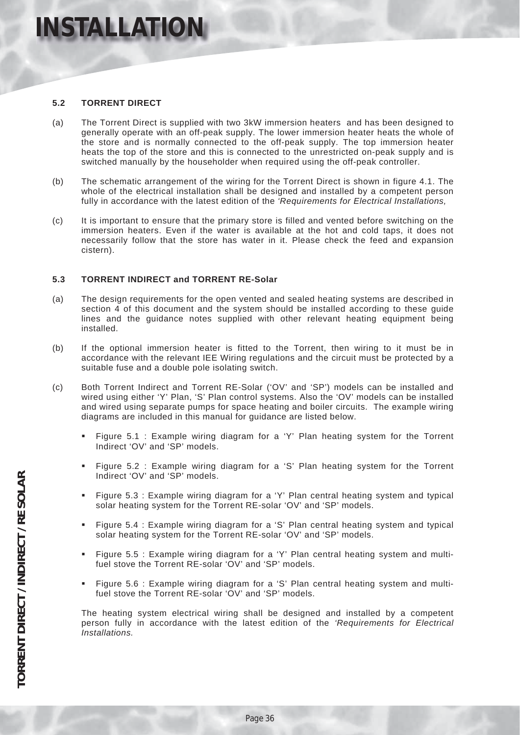# INSTALLATION

### 5.2 TORRENT DIRECT

(a) The Torrent Direct is supplied with two 3kW immersion heaters and has been designed to generally operate with an off-peak supply. The lower immersion heater heats the whole of the store and is normally connected to the off-peak supply. The top immersion heater heats the top of the store and this is connected to the unrestricted on-peak supply and is switched manually by the householder when required using the off-peak controller.

(b) The schematic arrangement of the wiring for the Torrent Direct is shown in figure 4.1. The whole of the electrical installation shall be designed and installed by a competent person fully in accordance with the latest edition of the *'Requirements for Electrical Installations,*

(c) It is important to ensure that the primary store is filled and vented before switching on the immersion heaters. Even if the water is available at the hot and cold taps, it does not necessarily follow that the store has water in it. Please check the feed and expansion cistern).

### 5.3 TORRENT INDIRECT and TORRENT RE-Solar

(a) The design requirements for the open vented and sealed heating systems are described in section 4 of this document and the system should be installed according to these guide lines and the guidance notes supplied with other relevant heating equipment being installed.

(b) If the optional immersion heater is fitted to the Torrent, then wiring to it must be in accordance with the relevant IEE Wiring regulations and the circuit must be protected by a suitable fuse and a double pole isolating switch.

(c) Both Torrent Indirect and Torrent RE-Solar ('OV' and 'SP') models can be installed and wired using either 'Y' Plan, 'S' Plan control systems. Also the 'OV' models can be installed and wired using separate pumps for space heating and boiler circuits. The example wiring diagrams are included in this manual for guidance are listed below.

- Figure 5.1 : Example wiring diagram for a 'Y' Plan heating system for the Torrent Indirect 'OV' and 'SP' models.
- Figure 5.2 : Example wiring diagram for a 'S' Plan heating system for the Torrent Indirect 'OV' and 'SP' models.
- Figure 5.3 : Example wiring diagram for a 'Y' Plan central heating system and typical solar heating system for the Torrent RE-solar 'OV' and 'SP' models.
- Figure 5.4 : Example wiring diagram for a 'S' Plan central heating system and typical solar heating system for the Torrent RE-solar 'OV' and 'SP' models.
- Figure 5.5 : Example wiring diagram for a 'Y' Plan central heating system and multi-fuel stove the Torrent RE-solar 'OV' and 'SP' models.
- Figure 5.6 : Example wiring diagram for a 'S' Plan central heating system and multi-fuel stove the Torrent RE-solar 'OV' and 'SP' models.

The heating system electrical wiring shall be designed and installed by a competent person fully in accordance with the latest edition of the *'Requirements for Electrical Installations.*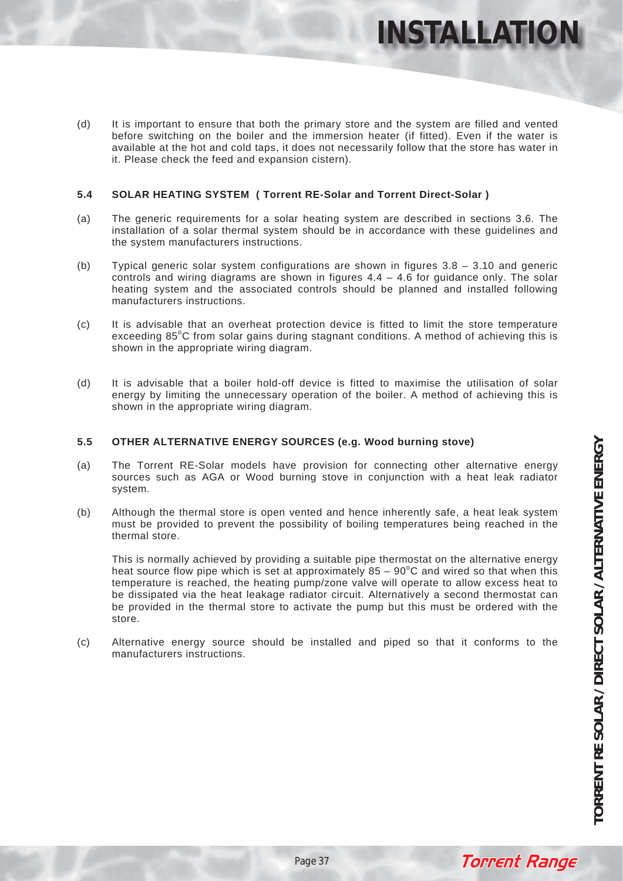(d) It is important to ensure that both the primary store and the system are filled and vented before switching on the boiler and the immersion heater (if fitted). Even if the water is available at the hot and cold taps, it does not necessarily follow that the store has water in it. Please check the feed and expansion cistern).

### 5.4 SOLAR HEATING SYSTEM ( Torrent RE-Solar and Torrent Direct-Solar )

(a) The generic requirements for a solar heating system are described in sections 3.6. The installation of a solar thermal system should be in accordance with these guidelines and the system manufacturers instructions.

(b) Typical generic solar system configurations are shown in figures 3.8 – 3.10 and generic controls and wiring diagrams are shown in figures 4.4 – 4.6 for guidance only. The solar heating system and the associated controls should be planned and installed following manufacturers instructions.

(c) It is advisable that an overheat protection device is fitted to limit the store temperature exceeding 85°C from solar gains during stagnant conditions. A method of achieving this is shown in the appropriate wiring diagram.

(d) It is advisable that a boiler hold-off device is fitted to maximise the utilisation of solar energy by limiting the unnecessary operation of the boiler. A method of achieving this is shown in the appropriate wiring diagram.

### 5.5 OTHER ALTERNATIVE ENERGY SOURCES (e.g. Wood burning stove)

(a) The Torrent RE-Solar models have provision for connecting other alternative energy sources such as AGA or Wood burning stove in conjunction with a heat leak radiator system.

(b) Although the thermal store is open vented and hence inherently safe, a heat leak system must be provided to prevent the possibility of boiling temperatures being reached in the thermal store.

This is normally achieved by providing a suitable pipe thermostat on the alternative energy heat source flow pipe which is set at approximately 85 – 90°C and wired so that when this temperature is reached, the heating pump/zone valve will operate to allow excess heat to be dissipated via the heat leakage radiator circuit. Alternatively a second thermostat can be provided in the thermal store to activate the pump but this must be ordered with the store.

(c) Alternative energy source should be installed and piped so that it conforms to the manufacturers instructions.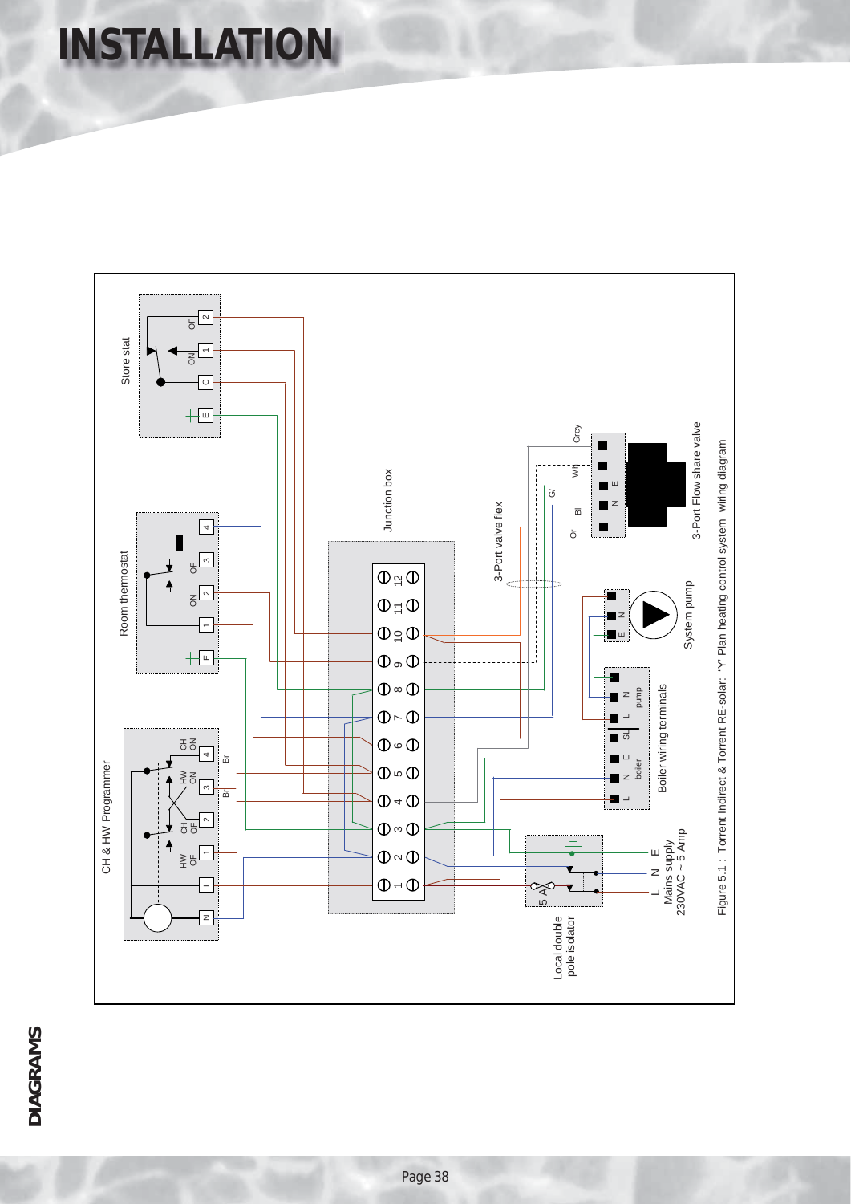# INSTALLATION

Store stat

Room thermostat

CH & HW Programmer

Junction box

3-Port valve flex

3-Port Flow share valve

System pump

Boiler wiring terminals

Local double pole isolator

Mains supply 230VAC ~ 5 Amp

Figure 5.1 : Torrent Indirect & Torrent RE-solar: 'Y' Plan heating control system wiring diagram

DIAGRAMS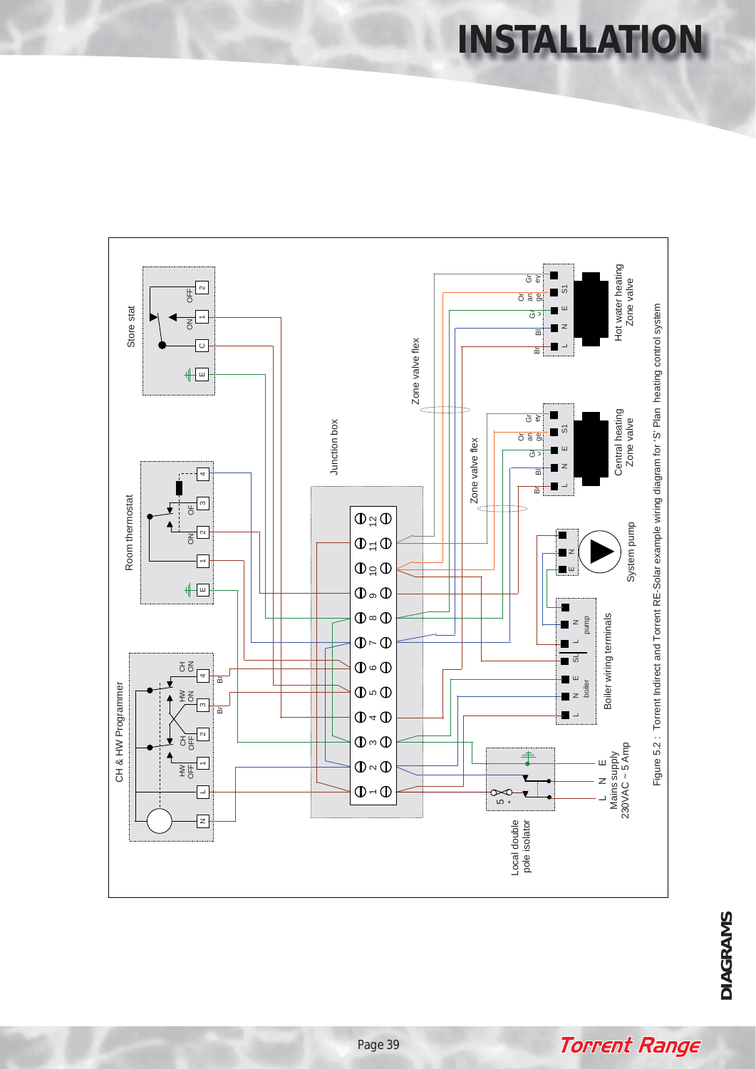# INSTALLATION

CH & HW Programmer

Room thermostat

Store stat

Junction box

Zone valve flex

Zone valve flex

Hot water heating Zone valve

Central heating Zone valve

System pump

Boiler wiring terminals

Local double pole isolator

L N E
Mains supply
230VAC ~ 5 Amp

Figure 5.2 : Torrent Indirect and Torrent RE-Solar example wiring diagram for 'S' Plan heating control system

DIAGRAMS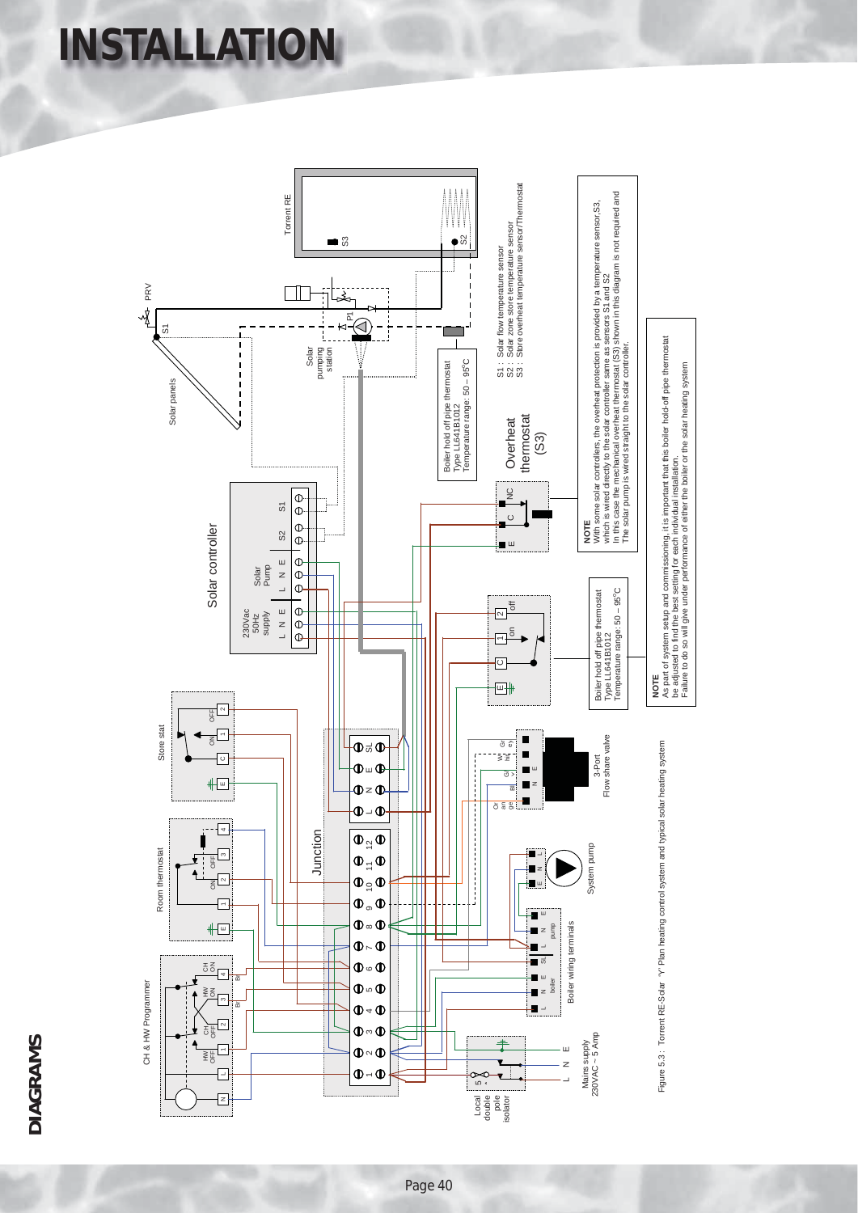# INSTALLATION

DIAGRAMS

Torrent RE

S1 : Solar flow temperature sensor
S2 : Solar zone store temperature sensor
S3 : Store overheat temperature sensor/Thermostat

Boiler hold off pipe thermostat
Type LL641B1012
Temperature range: 50 – 95°C

Overheat thermostat (S3)

**NOTE**
With some solar controllers, the overheat protection is provided by a temperature sensor, S3, which is wired directly to the solar controller same as sensors S1 and S2
In this case the mechanical overheat thermostat (S3) shown in this diagram is not required and
The solar pump is wired straight to the solar controller.

Boiler hold off pipe thermostat
Type LL641B1012
Temperature range: 50 – 95°C

**NOTE**
As part of system setup and commissioning, it is important that this boiler hold-off pipe thermostat be adjusted to find the best setting for each individual installation.
Failure to do so will give under performance of either the boiler or the solar heating system

Solar controller

Junction

Mains supply
230VAC ~ 5 Amp

Figure 5.3 : Torrent RE-Solar 'Y' Plan heating control system and typical solar heating system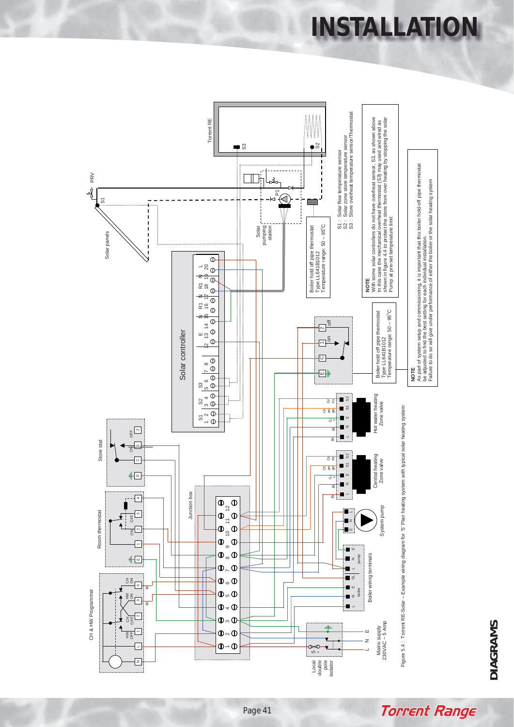# INSTALLATION

Torrent RE

S3

S2

PRV

S1

Solar panels

Solar pumping station

P1

Solar controller

S1 1 2 | S2 3 4 | S3 5 6 | 7 8 | E 12 13 14 | N 15 | R1 16 | N 17 | R1 18 | N 19 | L 20

Boiler hold off pipe thermostat
Type LL641B1012
Temperature range: 50 – 95°C

S1 : Solar flow temperature sensor
S2 : Solar zone store temperature sensor
S3 : Store overheat temperature sensor/Thermostat

**NOTE**
With some solar controllers do not have overheat sensor, S3, as shown above
In this case the mechanical overheat thermostat (S3) may used and wired as shown in figure 4.4 to protect the store from over heating by stopping the solar Pump at pre-set temperature limit

Boiler hold off pipe thermostat
Type LL641B1012
Temperature range: 50 – 95°C

**NOTE**
As part of system setup and commissioning, it is important that this boiler hold-off pipe thermostat be adjusted to find the best setting for each individual installation.
Failure to do so will give under performance of either the boiler or the solar heating system

CH & HW Programmer

Room thermostat

Store stat

Junction box

Hot water heating Zone valve

Central heating Zone valve

System pump

Boiler wiring terminals

Local double pole isolator

Mains supply 230VAC ~ 5 Amp

Figure 5.4 : Torrent RE-Solar – Example wiring diagram for 'S' Plan heating system with typical solar heating system

DIAGRAMS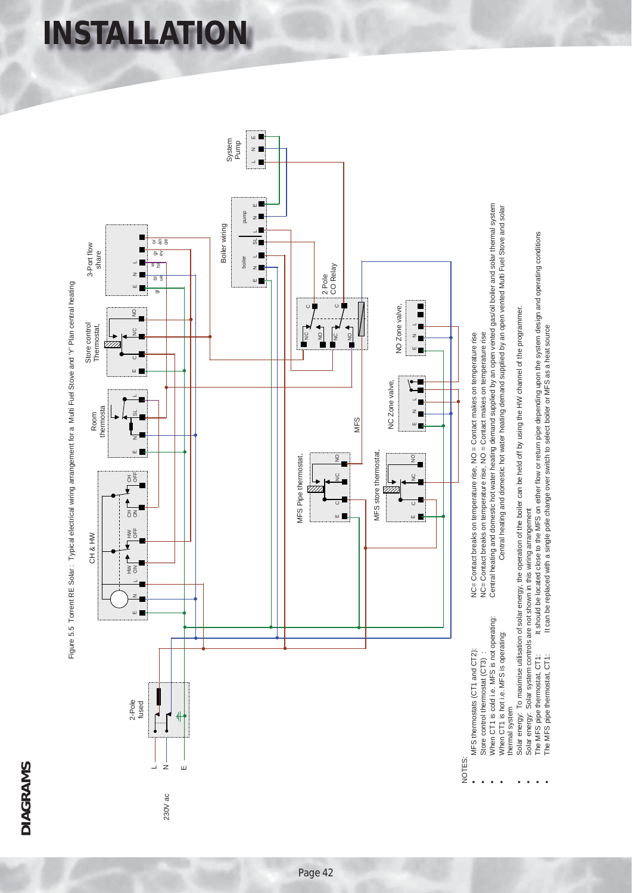# INSTALLATION

DIAGRAMS

Figure 5.5 Torrent RE Solar : Typical electrical wiring arrangement for a Multi Fuel Stove and 'Y' Plan central heating

NOTES:

- MFS thermostats (CT1 and CT2): NC= Contact breaks on temperature rise, NO = Contact makes on temperature rise
- Store control thermostat (CT3) : NC= Contact breaks on temperature rise, NO = Contact makes on temperature rise
- When CT1 is cold i.e. MFS is not operating: Central heating and domestic hot water heating demand supplied by an open vented gas/oil boiler and solar thermal system
- When CT1 is hot i.e. MFS is operating: Central heating and domestic hot water heating demand supplied by an open vented Multi Fuel Stove and solar thermal system
- Solar energy: To maximise utilisation of solar energy, the operation of the boiler can be held off by using the HW channel of the programmer.
- Solar energy: Solar system controls are not shown in this wiring arrangement
- The MFS pipe thermostat, CT1: It should be located close to the MFS on either flow or return pipe depending upon the system design and operating conditions
- The MFS pipe thermostat, CT1: It can be replaced with a single pole change over switch to select boiler or MFS as a heat source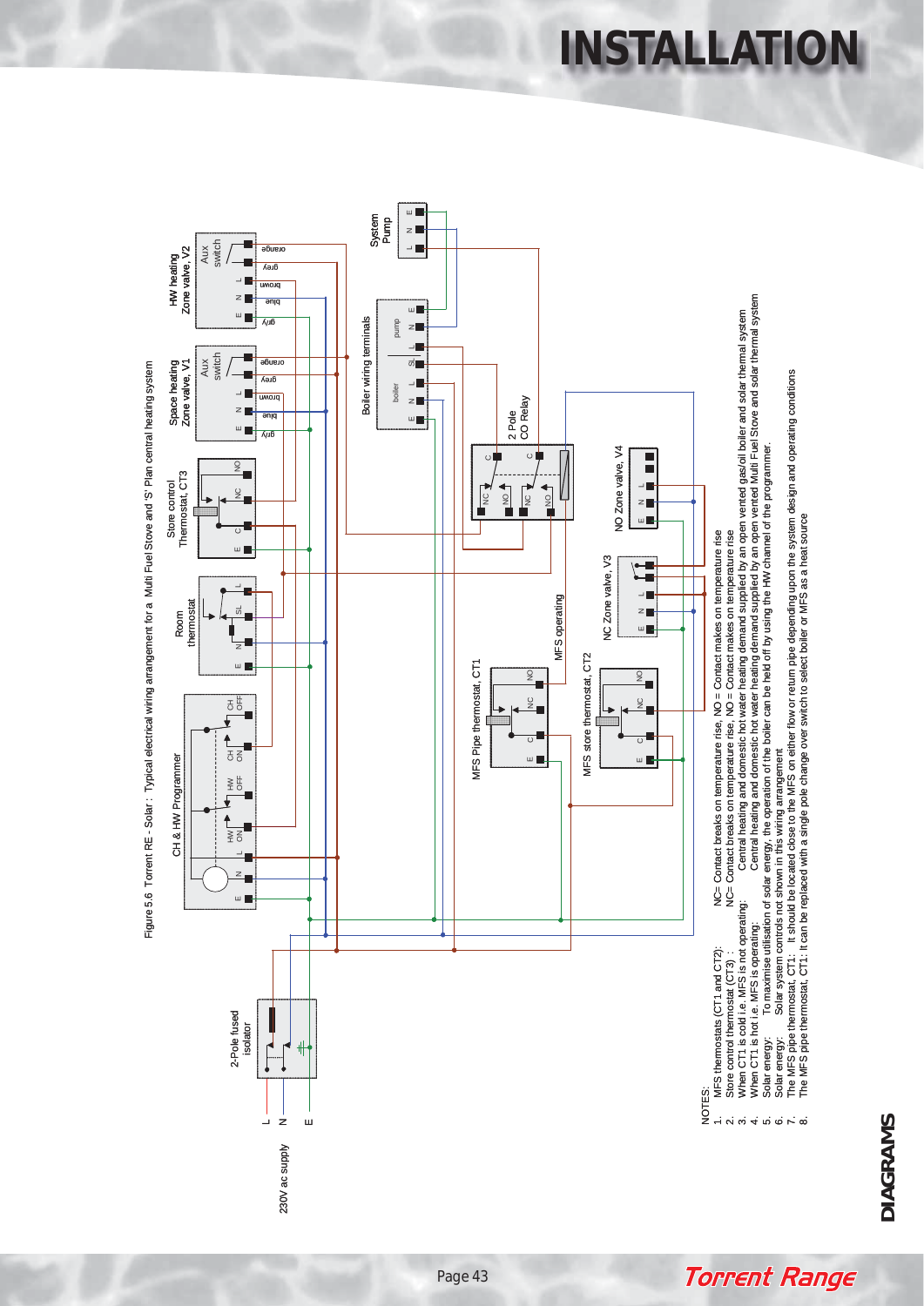# INSTALLATION

Figure 5.6 Torrent RE - Solar : Typical electrical wiring arrangement for a Multi Fuel Stove and 'S' Plan central heating system

NOTES:

1. MFS thermostats (CT1 and CT2): NC= Contact breaks on temperature rise, NO = Contact makes on temperature rise
2. Store control thermostat (CT3) : NC= Contact breaks on temperature rise, NO = Contact makes on temperature rise
3. When CT1 is cold i.e. MFS is not operating: Central heating and domestic hot water heating demand supplied by an open vented gas/oil boiler and solar thermal system
4. When CT1 is hot i.e. MFS is operating: Central heating and domestic hot water heating demand supplied by an open vented Multi Fuel Stove and solar thermal system
5. Solar energy: To maximise utilisation of solar energy, the operation of the boiler can be held off by using the HW channel of the programmer.
6. Solar energy: Solar system controls not shown in this wiring arrangement
7. The MFS pipe thermostat, CT1: It should be located close to the MFS on either flow or return pipe depending upon the system design and operating conditions
8. The MFS pipe thermostat, CT1: It can be replaced with a single pole change over switch to select boiler or MFS as a heat source

DIAGRAMS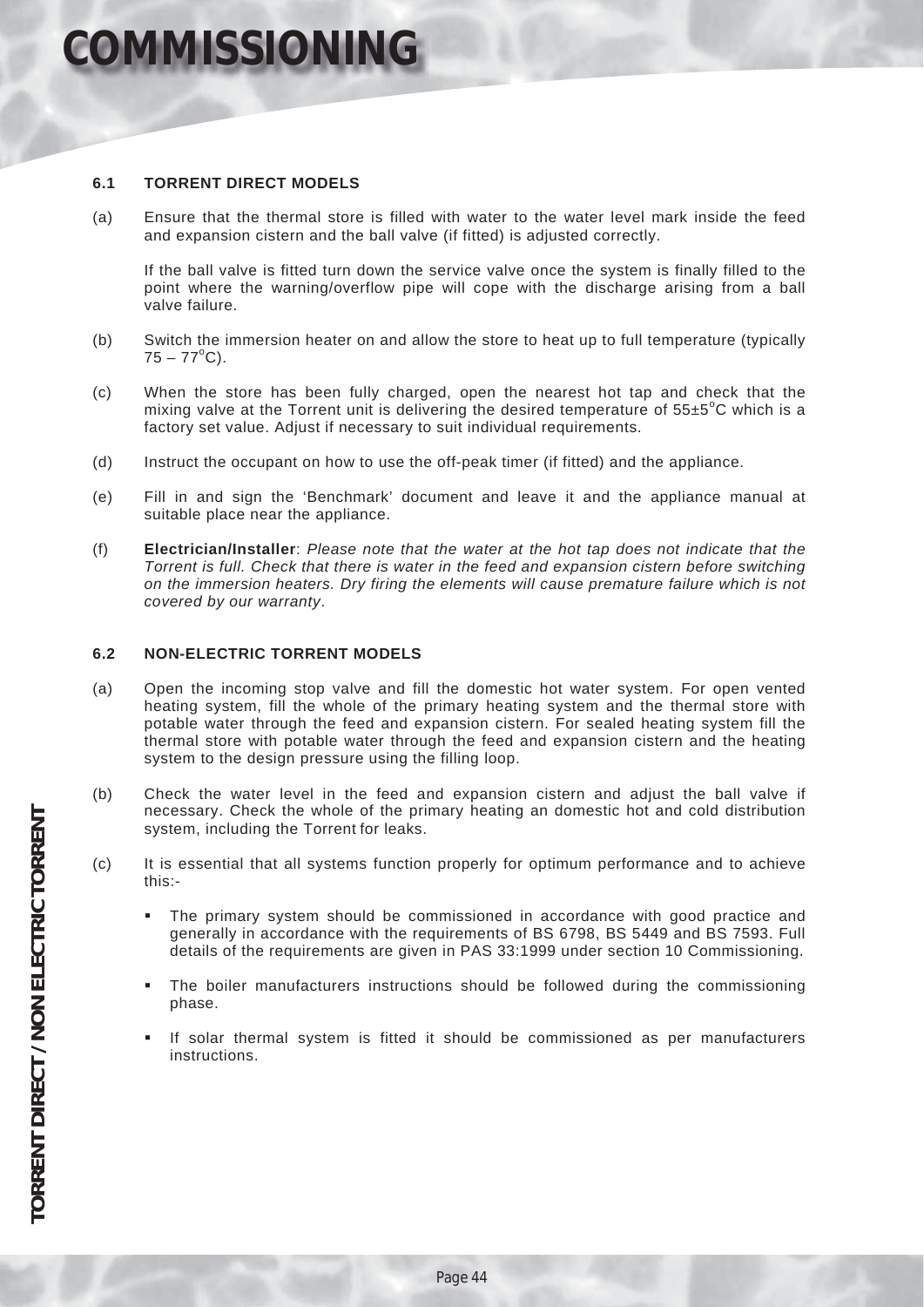# COMMISSIONING

### 6.1 TORRENT DIRECT MODELS

(a) Ensure that the thermal store is filled with water to the water level mark inside the feed and expansion cistern and the ball valve (if fitted) is adjusted correctly.

If the ball valve is fitted turn down the service valve once the system is finally filled to the point where the warning/overflow pipe will cope with the discharge arising from a ball valve failure.

(b) Switch the immersion heater on and allow the store to heat up to full temperature (typically $75 - 77^{o}C$).

(c) When the store has been fully charged, open the nearest hot tap and check that the mixing valve at the Torrent unit is delivering the desired temperature of $55 \pm 5^{o}C$ which is a factory set value. Adjust if necessary to suit individual requirements.

(d) Instruct the occupant on how to use the off-peak timer (if fitted) and the appliance.

(e) Fill in and sign the 'Benchmark' document and leave it and the appliance manual at suitable place near the appliance.

(f) **Electrician/Installer**: *Please note that the water at the hot tap does not indicate that the Torrent is full. Check that there is water in the feed and expansion cistern before switching on the immersion heaters. Dry firing the elements will cause premature failure which is not covered by our warranty*.

### 6.2 NON-ELECTRIC TORRENT MODELS

(a) Open the incoming stop valve and fill the domestic hot water system. For open vented heating system, fill the whole of the primary heating system and the thermal store with potable water through the feed and expansion cistern. For sealed heating system fill the thermal store with potable water through the feed and expansion cistern and the heating system to the design pressure using the filling loop.

(b) Check the water level in the feed and expansion cistern and adjust the ball valve if necessary. Check the whole of the primary heating an domestic hot and cold distribution system, including the Torrent for leaks.

(c) It is essential that all systems function properly for optimum performance and to achieve this:-

- The primary system should be commissioned in accordance with good practice and generally in accordance with the requirements of BS 6798, BS 5449 and BS 7593. Full details of the requirements are given in PAS 33:1999 under section 10 Commissioning.
- The boiler manufacturers instructions should be followed during the commissioning phase.
- If solar thermal system is fitted it should be commissioned as per manufacturers instructions.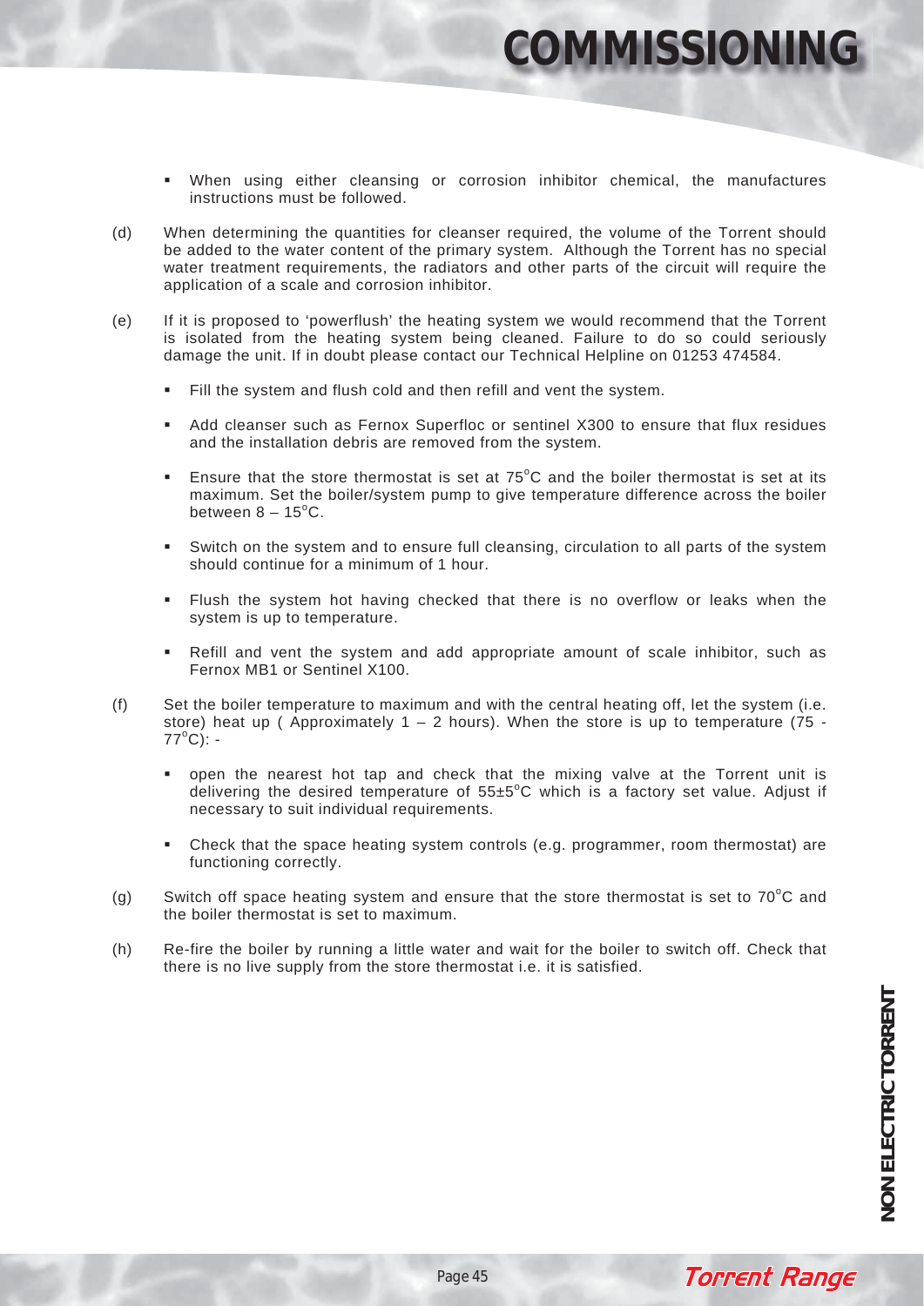# COMMISSIONING

- When using either cleansing or corrosion inhibitor chemical, the manufactures instructions must be followed.

(d) When determining the quantities for cleanser required, the volume of the Torrent should be added to the water content of the primary system. Although the Torrent has no special water treatment requirements, the radiators and other parts of the circuit will require the application of a scale and corrosion inhibitor.

(e) If it is proposed to 'powerflush' the heating system we would recommend that the Torrent is isolated from the heating system being cleaned. Failure to do so could seriously damage the unit. If in doubt please contact our Technical Helpline on 01253 474584.

- Fill the system and flush cold and then refill and vent the system.
- Add cleanser such as Fernox Superfloc or sentinel X300 to ensure that flux residues and the installation debris are removed from the system.
- Ensure that the store thermostat is set at 75°C and the boiler thermostat is set at its maximum. Set the boiler/system pump to give temperature difference across the boiler between 8 – 15°C.
- Switch on the system and to ensure full cleansing, circulation to all parts of the system should continue for a minimum of 1 hour.
- Flush the system hot having checked that there is no overflow or leaks when the system is up to temperature.
- Refill and vent the system and add appropriate amount of scale inhibitor, such as Fernox MB1 or Sentinel X100.

(f) Set the boiler temperature to maximum and with the central heating off, let the system (i.e. store) heat up ( Approximately 1 – 2 hours). When the store is up to temperature (75 - 77°C): -

- open the nearest hot tap and check that the mixing valve at the Torrent unit is delivering the desired temperature of 55±5°C which is a factory set value. Adjust if necessary to suit individual requirements.
- Check that the space heating system controls (e.g. programmer, room thermostat) are functioning correctly.

(g) Switch off space heating system and ensure that the store thermostat is set to 70°C and the boiler thermostat is set to maximum.

(h) Re-fire the boiler by running a little water and wait for the boiler to switch off. Check that there is no live supply from the store thermostat i.e. it is satisfied.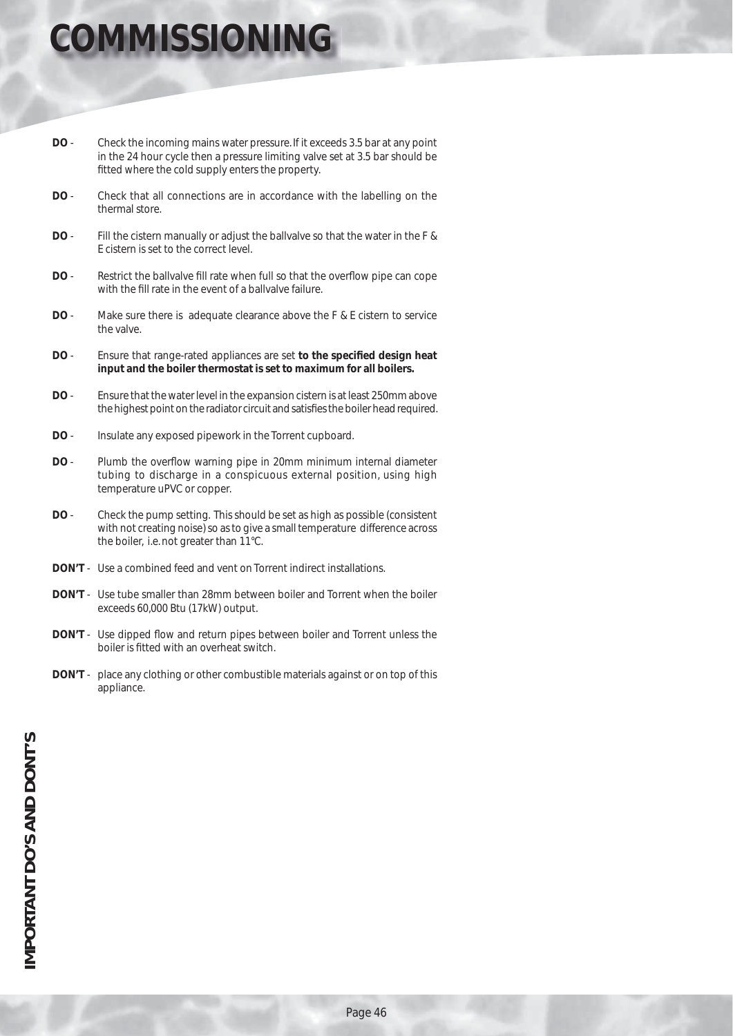# COMMISSIONING

## IMPORTANT DO'S AND DONT'S

**DO** - Check the incoming mains water pressure. If it exceeds 3.5 bar at any point in the 24 hour cycle then a pressure limiting valve set at 3.5 bar should be fitted where the cold supply enters the property.

**DO** - Check that all connections are in accordance with the labelling on the thermal store.

**DO** - Fill the cistern manually or adjust the ballvalve so that the water in the F & E cistern is set to the correct level.

**DO** - Restrict the ballvalve fill rate when full so that the overflow pipe can cope with the fill rate in the event of a ballvalve failure.

**DO** - Make sure there is adequate clearance above the F & E cistern to service the valve.

**DO** - Ensure that range-rated appliances are set **to the specified design heat input and the boiler thermostat is set to maximum for all boilers.**

**DO** - Ensure that the water level in the expansion cistern is at least 250mm above the highest point on the radiator circuit and satisfies the boiler head required.

**DO** - Insulate any exposed pipework in the Torrent cupboard.

**DO** - Plumb the overflow warning pipe in 20mm minimum internal diameter tubing to discharge in a conspicuous external position, using high temperature uPVC or copper.

**DO** - Check the pump setting. This should be set as high as possible (consistent with not creating noise) so as to give a small temperature difference across the boiler, i.e. not greater than 11°C.

**DON'T** - Use a combined feed and vent on Torrent indirect installations.

**DON'T** - Use tube smaller than 28mm between boiler and Torrent when the boiler exceeds 60,000 Btu (17kW) output.

**DON'T** - Use dipped flow and return pipes between boiler and Torrent unless the boiler is fitted with an overheat switch.

**DON'T** - place any clothing or other combustible materials against or on top of this appliance.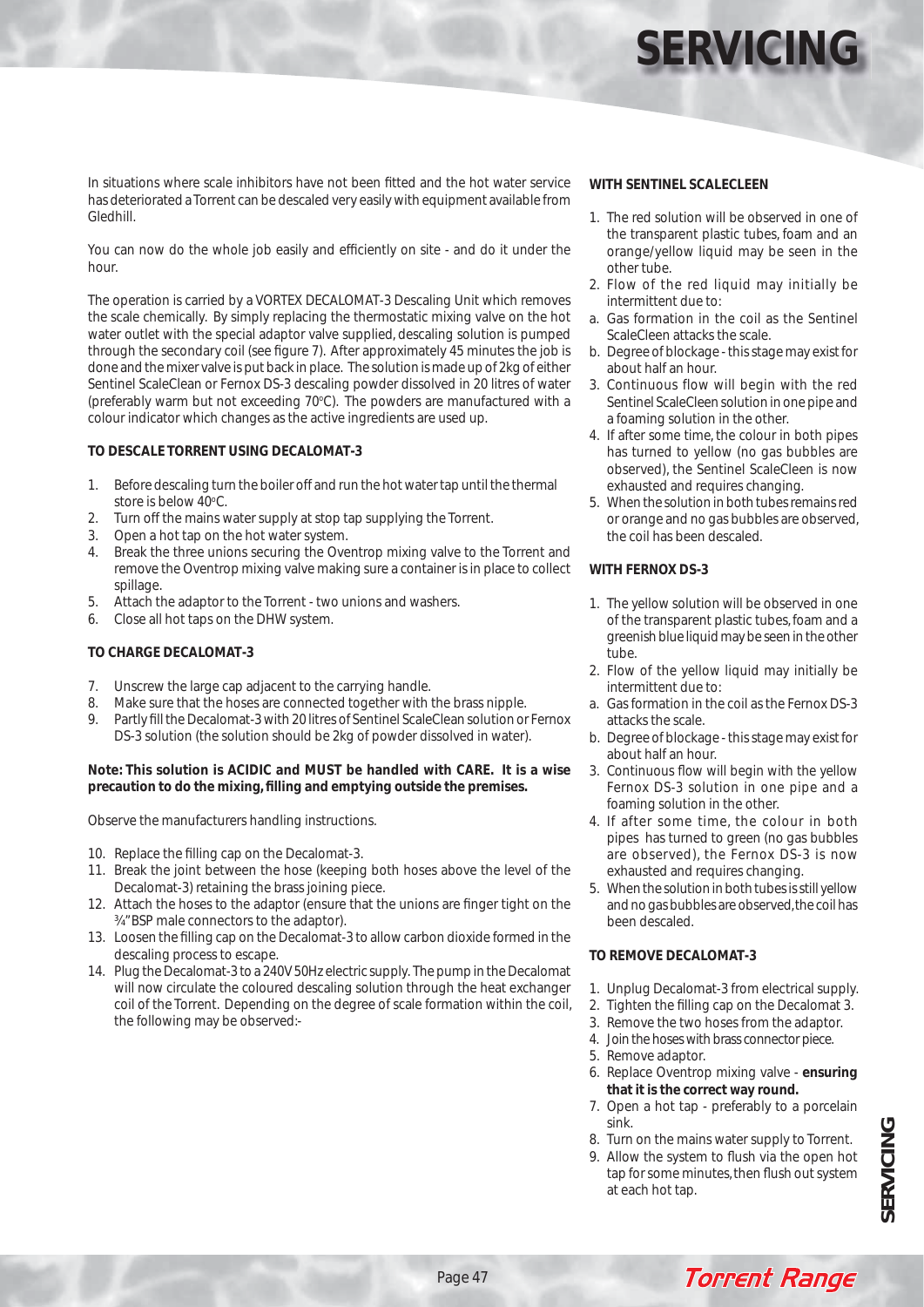# SERVICING

In situations where scale inhibitors have not been fitted and the hot water service has deteriorated a Torrent can be descaled very easily with equipment available from Gledhill.

You can now do the whole job easily and efficiently on site - and do it under the hour.

The operation is carried by a VORTEX DECALOMAT-3 Descaling Unit which removes the scale chemically. By simply replacing the thermostatic mixing valve on the hot water outlet with the special adaptor valve supplied, descaling solution is pumped through the secondary coil (see figure 7). After approximately 45 minutes the job is done and the mixer valve is put back in place. The solution is made up of 2kg of either Sentinel ScaleClean or Fernox DS-3 descaling powder dissolved in 20 litres of water (preferably warm but not exceeding 70°C). The powders are manufactured with a colour indicator which changes as the active ingredients are used up.

**TO DESCALE TORRENT USING DECALOMAT-3**

1. Before descaling turn the boiler off and run the hot water tap until the thermal store is below 40°C.
2. Turn off the mains water supply at stop tap supplying the Torrent.
3. Open a hot tap on the hot water system.
4. Break the three unions securing the Oventrop mixing valve to the Torrent and remove the Oventrop mixing valve making sure a container is in place to collect spillage.
5. Attach the adaptor to the Torrent - two unions and washers.
6. Close all hot taps on the DHW system.

**TO CHARGE DECALOMAT-3**

7. Unscrew the large cap adjacent to the carrying handle.
8. Make sure that the hoses are connected together with the brass nipple.
9. Partly fill the Decalomat-3 with 20 litres of Sentinel ScaleClean solution or Fernox DS-3 solution (the solution should be 2kg of powder dissolved in water).

**Note: This solution is ACIDIC and MUST be handled with CARE. It is a wise precaution to do the mixing, filling and emptying outside the premises.**

Observe the manufacturers handling instructions.

10. Replace the filling cap on the Decalomat-3.
11. Break the joint between the hose (keeping both hoses above the level of the Decalomat-3) retaining the brass joining piece.
12. Attach the hoses to the adaptor (ensure that the unions are finger tight on the ¾" BSP male connectors to the adaptor).
13. Loosen the filling cap on the Decalomat-3 to allow carbon dioxide formed in the descaling process to escape.
14. Plug the Decalomat-3 to a 240V 50Hz electric supply. The pump in the Decalomat will now circulate the coloured descaling solution through the heat exchanger coil of the Torrent. Depending on the degree of scale formation within the coil, the following may be observed:-

**WITH SENTINEL SCALECLEEN**

1. The red solution will be observed in one of the transparent plastic tubes, foam and an orange/yellow liquid may be seen in the other tube.
2. Flow of the red liquid may initially be intermittent due to:
   a. Gas formation in the coil as the Sentinel ScaleCleen attacks the scale.
   b. Degree of blockage - this stage may exist for about half an hour.
3. Continuous flow will begin with the red Sentinel ScaleCleen solution in one pipe and a foaming solution in the other.
4. If after some time, the colour in both pipes has turned to yellow (no gas bubbles are observed), the Sentinel ScaleCleen is now exhausted and requires changing.
5. When the solution in both tubes remains red or orange and no gas bubbles are observed, the coil has been descaled.

**WITH FERNOX DS-3**

1. The yellow solution will be observed in one of the transparent plastic tubes, foam and a greenish blue liquid may be seen in the other tube.
2. Flow of the yellow liquid may initially be intermittent due to:
   a. Gas formation in the coil as the Fernox DS-3 attacks the scale.
   b. Degree of blockage - this stage may exist for about half an hour.
3. Continuous flow will begin with the yellow Fernox DS-3 solution in one pipe and a foaming solution in the other.
4. If after some time, the colour in both pipes has turned to green (no gas bubbles are observed), the Fernox DS-3 is now exhausted and requires changing.
5. When the solution in both tubes is still yellow and no gas bubbles are observed, the coil has been descaled.

**TO REMOVE DECALOMAT-3**

1. Unplug Decalomat-3 from electrical supply.
2. Tighten the filling cap on the Decalomat 3.
3. Remove the two hoses from the adaptor.
4. Join the hoses with brass connector piece.
5. Remove adaptor.
6. Replace Oventrop mixing valve - **ensuring that it is the correct way round.**
7. Open a hot tap - preferably to a porcelain sink.
8. Turn on the mains water supply to Torrent.
9. Allow the system to flush via the open hot tap for some minutes, then flush out system at each hot tap.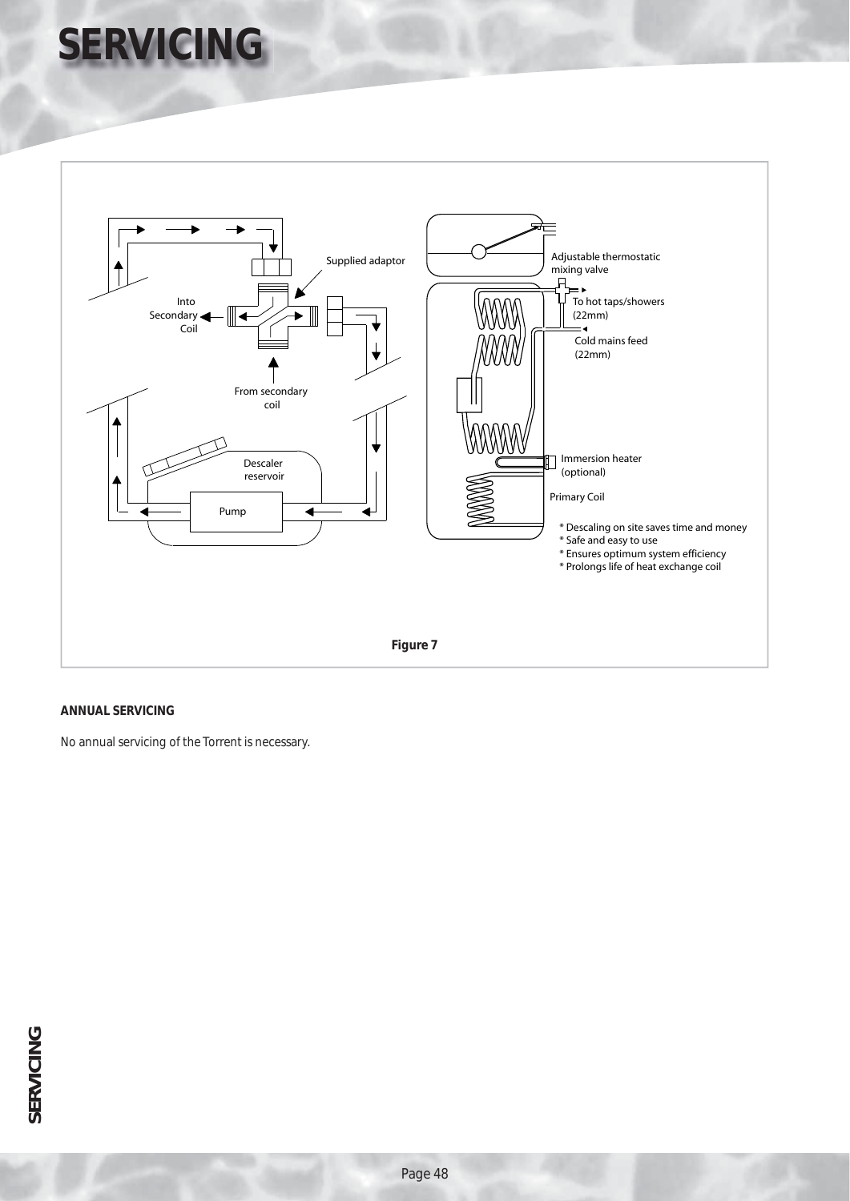# SERVICING

Supplied adaptor

Into Secondary Coil

From secondary coil

Descaler reservoir

Pump

Adjustable thermostatic mixing valve

To hot taps/showers (22mm)

Cold mains feed (22mm)

Immersion heater (optional)

Primary Coil

* Descaling on site saves time and money
* Safe and easy to use
* Ensures optimum system efficiency
* Prolongs life of heat exchange coil

**Figure 7**

**ANNUAL SERVICING**

No annual servicing of the Torrent is necessary.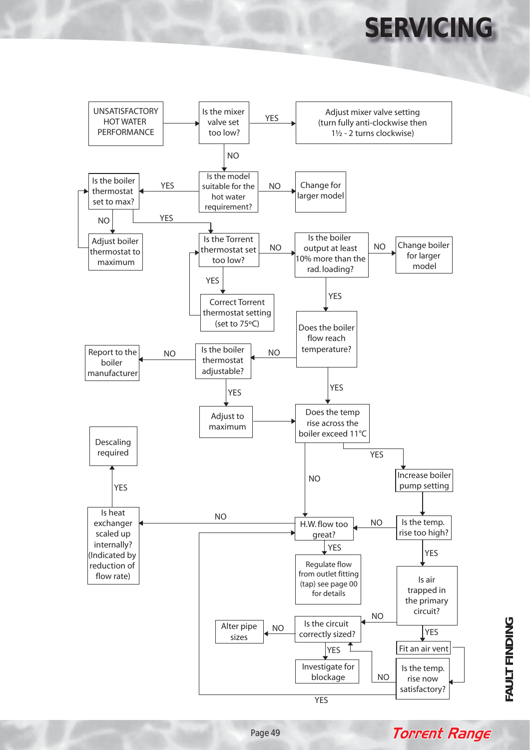# SERVICING

UNSATISFACTORY HOT WATER PERFORMANCE

Is the mixer valve set too low?

YES

Adjust mixer valve setting (turn fully anti-clockwise then 1½ - 2 turns clockwise)

NO

Is the model suitable for the hot water requirement?

NO

Change for larger model

YES

Is the boiler thermostat set to max?

NO

Adjust boiler thermostat to maximum

YES

Is the Torrent thermostat set too low?

YES

Correct Torrent thermostat setting (set to 75°C)

NO

Is the boiler output at least 10% more than the rad. loading?

NO

Change boiler for larger model

YES

Does the boiler flow reach temperature?

NO

Is the boiler thermostat adjustable?

NO

Report to the boiler manufacturer

YES

Adjust to maximum

YES

Does the temp rise across the boiler exceed 11°C

YES

Increase boiler pump setting

Is the temp. rise too high?

YES

Is air trapped in the primary circuit?

YES

Fit an air vent

Is the temp. rise now satisfactory?

YES

NO

NO

Is the circuit correctly sized?

NO

Alter pipe sizes

YES

Investigate for blockage

NO

H.W. flow too great?

YES

Regulate flow from outlet fitting (tap) see page 00 for details

NO

Is heat exchanger scaled up internally? (Indicated by reduction of flow rate)

YES

Descaling required

FAULT FINDING

Torrent Range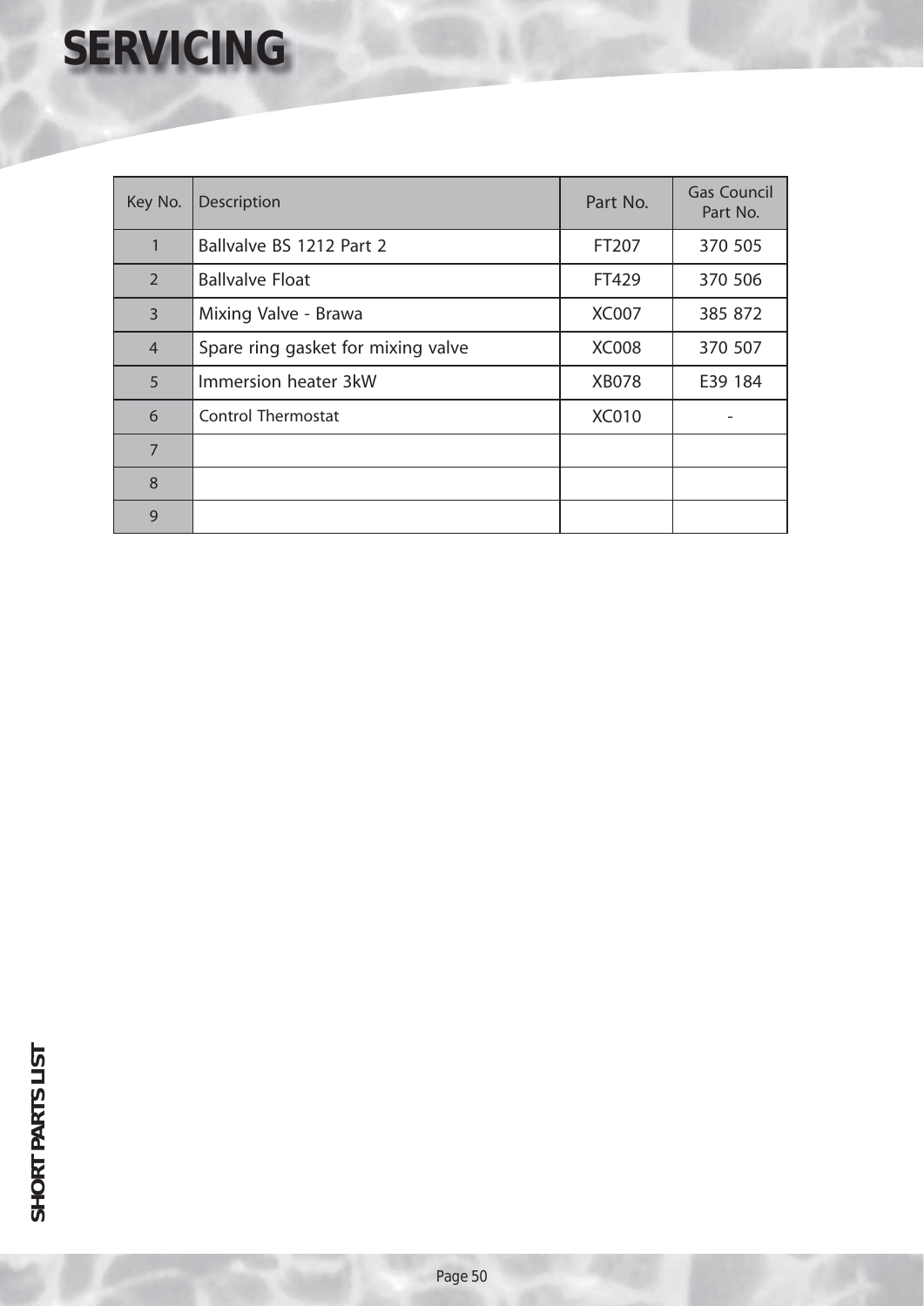# SERVICING

## SHORT PARTS LIST

| Key No. | Description | Part No. | Gas Council Part No. |
|---|---|---|---|
| 1 | Ballvalve BS 1212 Part 2 | FT207 | 370 505 |
| 2 | Ballvalve Float | FT429 | 370 506 |
| 3 | Mixing Valve - Brawa | XC007 | 385 872 |
| 4 | Spare ring gasket for mixing valve | XC008 | 370 507 |
| 5 | Immersion heater 3kW | XB078 | E39 184 |
| 6 | Control Thermostat | XC010 | - |
| 7 | | | |
| 8 | | | |
| 9 | | | |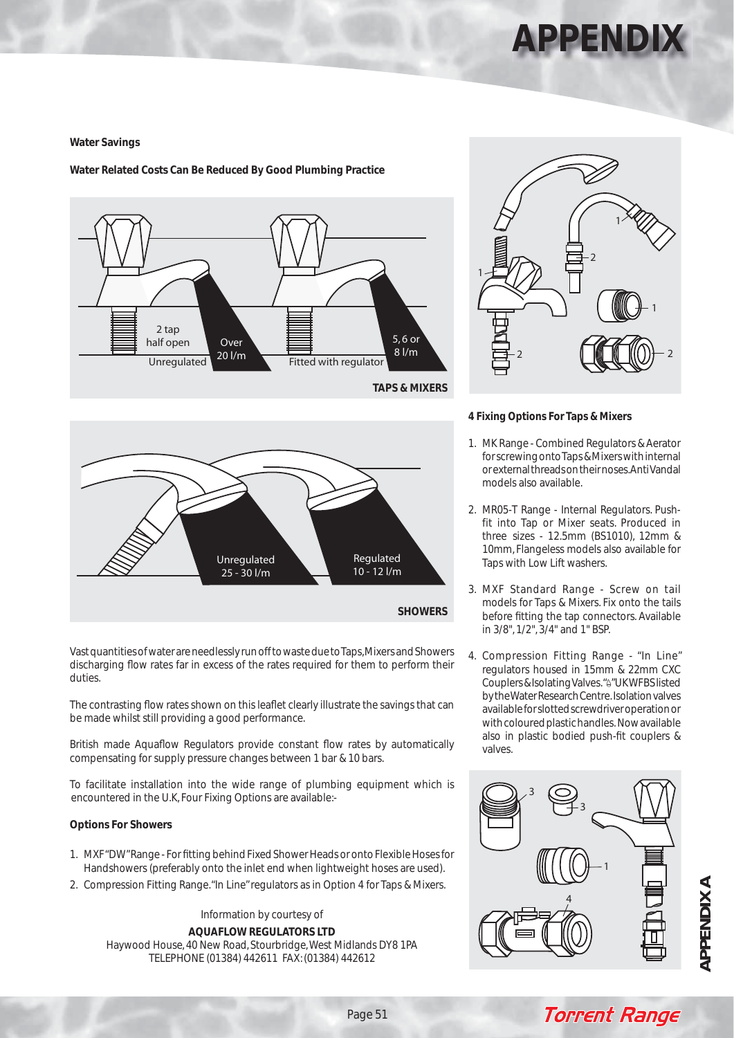# APPENDIX

**Water Savings**

**Water Related Costs Can Be Reduced By Good Plumbing Practice**

2 tap half open — Unregulated — Over 20 l/m

Fitted with regulator — 5, 6 or 8 l/m

**TAPS & MIXERS**

Unregulated 25 - 30 l/m

Regulated 10 - 12 l/m

**SHOWERS**

Vast quantities of water are needlessly run off to waste due to Taps, Mixers and Showers discharging flow rates far in excess of the rates required for them to perform their duties.

The contrasting flow rates shown on this leaflet clearly illustrate the savings that can be made whilst still providing a good performance.

British made Aquaflow Regulators provide constant flow rates by automatically compensating for supply pressure changes between 1 bar & 10 bars.

To facilitate installation into the wide range of plumbing equipment which is encountered in the U.K, Four Fixing Options are available:-

**Options For Showers**

1. MXF "DW" Range - For fitting behind Fixed Shower Heads or onto Flexible Hoses for Handshowers (preferably onto the inlet end when lightweight hoses are used).
2. Compression Fitting Range. "In Line" regulators as in Option 4 for Taps & Mixers.

Information by courtesy of

**AQUAFLOW REGULATORS LTD**

Haywood House, 40 New Road, Stourbridge, West Midlands DY8 1PA

TELEPHONE (01384) 442611 FAX: (01384) 442612

**4 Fixing Options For Taps & Mixers**

1. MK Range - Combined Regulators & Aerator for screwing onto Taps & Mixers with internal or external threads on their noses. Anti Vandal models also available.
2. MR05-T Range - Internal Regulators. Push-fit into Tap or Mixer seats. Produced in three sizes - 12.5mm (BS1010), 12mm & 10mm, Flangeless models also available for Taps with Low Lift washers.
3. MXF Standard Range - Screw on tail models for Taps & Mixers. Fix onto the tails before fitting the tap connectors. Available in 3/8", 1/2", 3/4" and 1" BSP.
4. Compression Fitting Range - "In Line" regulators housed in 15mm & 22mm CXC Couplers & Isolating Valves. "♘" UK WFBS listed by the Water Research Centre. Isolation valves available for slotted screwdriver operation or with coloured plastic handles. Now available also in plastic bodied push-fit couplers & valves.

APPENDIX A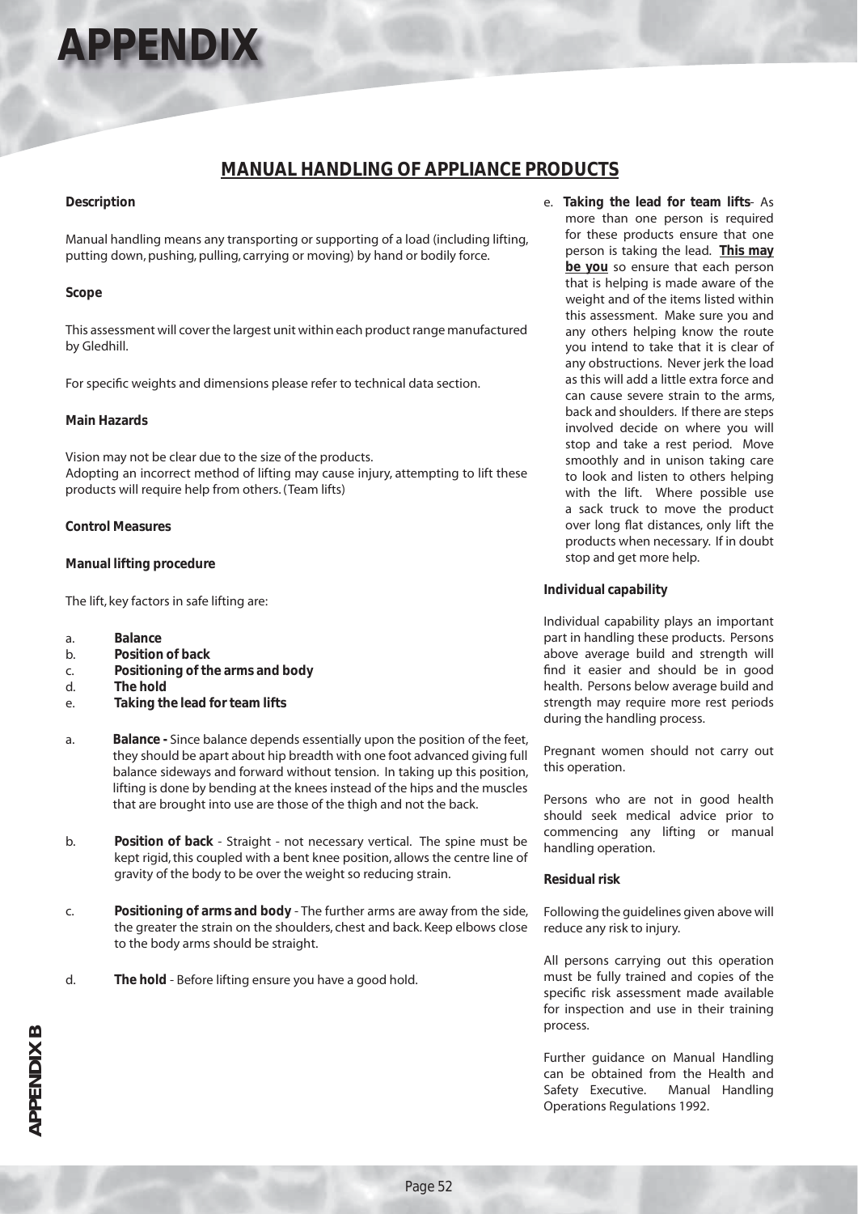# APPENDIX

## MANUAL HANDLING OF APPLIANCE PRODUCTS

**Description**

Manual handling means any transporting or supporting of a load (including lifting, putting down, pushing, pulling, carrying or moving) by hand or bodily force.

**Scope**

This assessment will cover the largest unit within each product range manufactured by Gledhill.

For specific weights and dimensions please refer to technical data section.

**Main Hazards**

Vision may not be clear due to the size of the products.
Adopting an incorrect method of lifting may cause injury, attempting to lift these products will require help from others. (Team lifts)

**Control Measures**

**Manual lifting procedure**

The lift, key factors in safe lifting are:

a. **Balance**
b. **Position of back**
c. **Positioning of the arms and body**
d. **The hold**
e. **Taking the lead for team lifts**

a. **Balance -** Since balance depends essentially upon the position of the feet, they should be apart about hip breadth with one foot advanced giving full balance sideways and forward without tension. In taking up this position, lifting is done by bending at the knees instead of the hips and the muscles that are brought into use are those of the thigh and not the back.

b. **Position of back** - Straight - not necessary vertical. The spine must be kept rigid, this coupled with a bent knee position, allows the centre line of gravity of the body to be over the weight so reducing strain.

c. **Positioning of arms and body** - The further arms are away from the side, the greater the strain on the shoulders, chest and back. Keep elbows close to the body arms should be straight.

d. **The hold** - Before lifting ensure you have a good hold.

e. **Taking the lead for team lifts**- As more than one person is required for these products ensure that one person is taking the lead. **<u>This may be you</u>** so ensure that each person that is helping is made aware of the weight and of the items listed within this assessment. Make sure you and any others helping know the route you intend to take that it is clear of any obstructions. Never jerk the load as this will add a little extra force and can cause severe strain to the arms, back and shoulders. If there are steps involved decide on where you will stop and take a rest period. Move smoothly and in unison taking care to look and listen to others helping with the lift. Where possible use a sack truck to move the product over long flat distances, only lift the products when necessary. If in doubt stop and get more help.

**Individual capability**

Individual capability plays an important part in handling these products. Persons above average build and strength will find it easier and should be in good health. Persons below average build and strength may require more rest periods during the handling process.

Pregnant women should not carry out this operation.

Persons who are not in good health should seek medical advice prior to commencing any lifting or manual handling operation.

**Residual risk**

Following the guidelines given above will reduce any risk to injury.

All persons carrying out this operation must be fully trained and copies of the specific risk assessment made available for inspection and use in their training process.

Further guidance on Manual Handling can be obtained from the Health and Safety Executive. Manual Handling Operations Regulations 1992.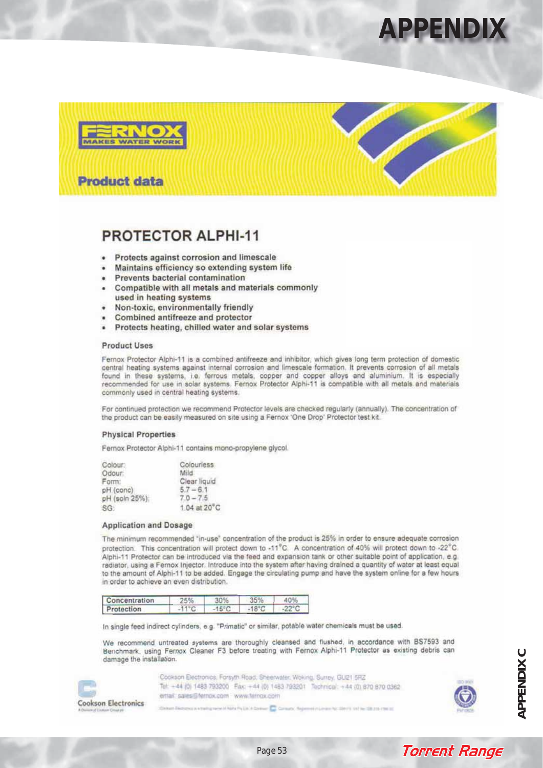FERNOX
MAKES WATER WORK

Product data

## PROTECTOR ALPHI-11

- Protects against corrosion and limescale
- Maintains efficiency so extending system life
- Prevents bacterial contamination
- Compatible with all metals and materials commonly used in heating systems
- Non-toxic, environmentally friendly
- Combined antifreeze and protector
- Protects heating, chilled water and solar systems

### Product Uses

Fernox Protector Alphi-11 is a combined antifreeze and inhibitor, which gives long term protection of domestic central heating systems against internal corrosion and limescale formation. It prevents corrosion of all metals found in these systems, i.e. ferrous metals, copper and copper alloys and aluminium. It is especially recommended for use in solar systems. Fernox Protector Alphi-11 is compatible with all metals and materials commonly used in central heating systems.

For continued protection we recommend Protector levels are checked regularly (annually). The concentration of the product can be easily measured on site using a Fernox 'One Drop' Protector test kit.

### Physical Properties

Fernox Protector Alphi-11 contains mono-propylene glycol.

| | |
|---|---|
| Colour: | Colourless |
| Odour: | Mild |
| Form: | Clear liquid |
| pH (conc) | 5.7 – 6.1 |
| pH (soln 25%): | 7.0 – 7.5 |
| SG: | 1.04 at 20°C |

### Application and Dosage

The minimum recommended "in-use" concentration of the product is 25% in order to ensure adequate corrosion protection. This concentration will protect down to -11°C. A concentration of 40% will protect down to -22°C. Alphi-11 Protector can be introduced via the feed and expansion tank or other suitable point of application, e.g. radiator, using a Fernox Injector. Introduce into the system after having drained a quantity of water at least equal to the amount of Alphi-11 to be added. Engage the circulating pump and have the system online for a few hours in order to achieve an even distribution.

| Concentration | 25% | 30% | 35% | 40% |
|---|---|---|---|---|
| Protection | -11°C | -15°C | -18°C | -22°C |

In single feed indirect cylinders, e.g. "Primatic" or similar, potable water chemicals must be used.

We recommend untreated systems are thoroughly cleansed and flushed, in accordance with BS7593 and Benchmark, using Fernox Cleaner F3 before treating with Fernox Alphi-11 Protector as existing debris can damage the installation.

Cookson Electronics

Cookson Electronics, Forsyth Road, Sheerwater, Woking, Surrey, GU21 5RZ
Tel: +44 (0) 1483 793200 Fax: +44 (0) 1483 793201 Technical: +44 (0) 870 870 0362
email: sales@fernox.com www.fernox.com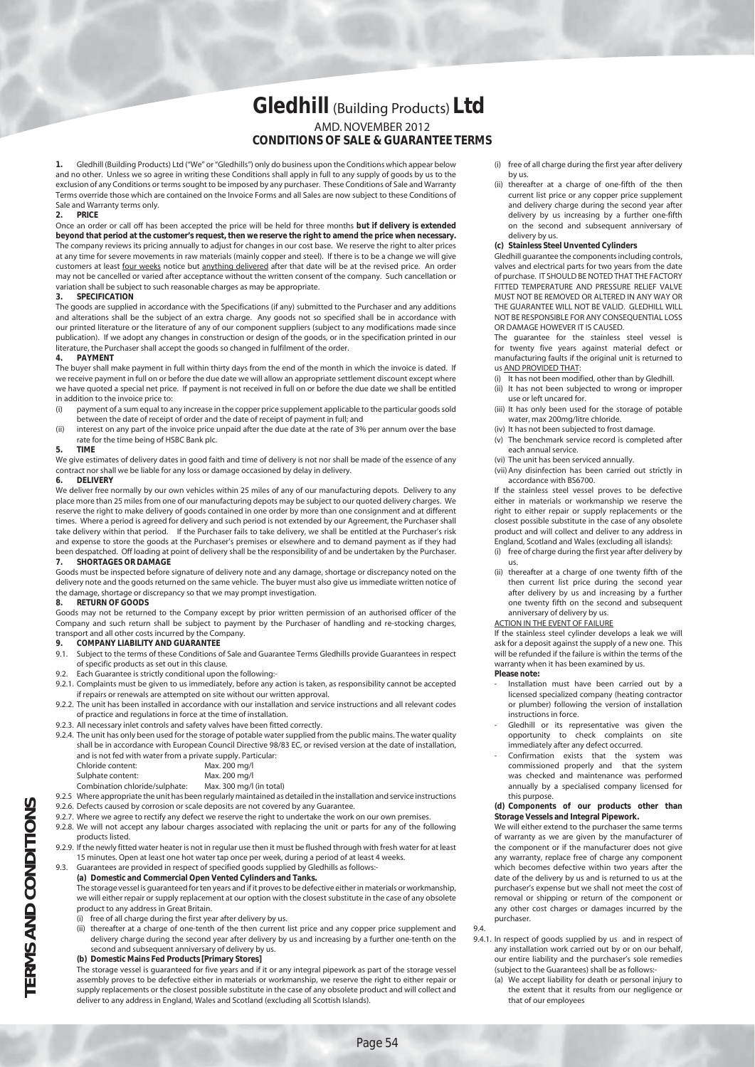# Gledhill (Building Products) Ltd

AMD. NOVEMBER 2012

## CONDITIONS OF SALE & GUARANTEE TERMS

**1.** Gledhill (Building Products) Ltd ("We" or "Gledhills") only do business upon the Conditions which appear below and no other. Unless we so agree in writing these Conditions shall apply in full to any supply of goods by us to the exclusion of any Conditions or terms sought to be imposed by any purchaser. These Conditions of Sale and Warranty Terms override those which are contained on the Invoice Forms and all Sales are now subject to these Conditions of Sale and Warranty terms only.

**2. PRICE**

Once an order or call off has been accepted the price will be held for three months **but if delivery is extended beyond that period at the customer's request, then we reserve the right to amend the price when necessary.** The company reviews its pricing annually to adjust for changes in our cost base. We reserve the right to alter prices at any time for severe movements in raw materials (mainly copper and steel). If there is to be a change we will give customers at least four weeks notice but anything delivered after that date will be at the revised price. An order may not be cancelled or varied after acceptance without the written consent of the company. Such cancellation or variation shall be subject to such reasonable charges as may be appropriate.

**3. SPECIFICATION**

The goods are supplied in accordance with the Specifications (if any) submitted to the Purchaser and any additions and alterations shall be the subject of an extra charge. Any goods not so specified shall be in accordance with our printed literature or the literature of any of our component suppliers (subject to any modifications made since publication). If we adopt any changes in construction or design of the goods, or in the specification printed in our literature, the Purchaser shall accept the goods so changed in fulfilment of the order.

**4. PAYMENT**

The buyer shall make payment in full within thirty days from the end of the month in which the invoice is dated. If we receive payment in full on or before the due date we will allow an appropriate settlement discount except where we have quoted a special net price. If payment is not received in full on or before the due date we shall be entitled in addition to the invoice price to:

(i) payment of a sum equal to any increase in the copper price supplement applicable to the particular goods sold between the date of receipt of order and the date of receipt of payment in full; and

(ii) interest on any part of the invoice price unpaid after the due date at the rate of 3% per annum over the base rate for the time being of HSBC Bank plc.

**5. TIME**

We give estimates of delivery dates in good faith and time of delivery is not nor shall be made of the essence of any contract nor shall we be liable for any loss or damage occasioned by delay in delivery.

**6. DELIVERY**

We deliver free normally by our own vehicles within 25 miles of any of our manufacturing depots. Delivery to any place more than 25 miles from one of our manufacturing depots may be subject to our quoted delivery charges. We reserve the right to make delivery of goods contained in one order by more than one consignment and at different times. Where a period is agreed for delivery and such period is not extended by our Agreement, the Purchaser shall take delivery within that period. If the Purchaser fails to take delivery, we shall be entitled at the Purchaser's risk and expense to store the goods at the Purchaser's premises or elsewhere and to demand payment as if they had been despatched. Off loading at point of delivery shall be the responsibility of and be undertaken by the Purchaser.

**7. SHORTAGES OR DAMAGE**

Goods must be inspected before signature of delivery note and any damage, shortage or discrepancy noted on the delivery note and the goods returned on the same vehicle. The buyer must also give us immediate written notice of the damage, shortage or discrepancy so that we may prompt investigation.

**8. RETURN OF GOODS**

Goods may not be returned to the Company except by prior written permission of an authorised officer of the Company and such return shall be subject to payment by the Purchaser of handling and re-stocking charges, transport and all other costs incurred by the Company.

**9. COMPANY LIABILITY AND GUARANTEE**

9.1. Subject to the terms of these Conditions of Sale and Guarantee Terms Gledhills provide Guarantees in respect of specific products as set out in this clause.

9.2. Each Guarantee is strictly conditional upon the following:-

9.2.1. Complaints must be given to us immediately, before any action is taken, as responsibility cannot be accepted if repairs or renewals are attempted on site without our written approval.

9.2.2. The unit has been installed in accordance with our installation and service instructions and all relevant codes of practice and regulations in force at the time of installation.

9.2.3. All necessary inlet controls and safety valves have been fitted correctly.

9.2.4. The unit has only been used for the storage of potable water supplied from the public mains. The water quality shall be in accordance with European Council Directive 98/83 EC, or revised version at the date of installation, and is not fed with water from a private supply. Particular:

| | |
|---|---|
| Chloride content: | Max. 200 mg/l |
| Sulphate content: | Max. 200 mg/l |
| Combination chloride/sulphate: | Max. 300 mg/l (in total) |

9.2.5 Where appropriate the unit has been regularly maintained as detailed in the installation and service instructions

9.2.6. Defects caused by corrosion or scale deposits are not covered by any Guarantee.

9.2.7. Where we agree to rectify any defect we reserve the right to undertake the work on our own premises.

9.2.8. We will not accept any labour charges associated with replacing the unit or parts for any of the following products listed.

9.2.9. If the newly fitted water heater is not in regular use then it must be flushed through with fresh water for at least 15 minutes. Open at least one hot water tap once per week, during a period of at least 4 weeks.

9.3. Guarantees are provided in respect of specified goods supplied by Gledhills as follows:-

**(a) Domestic and Commercial Open Vented Cylinders and Tanks.**

The storage vessel is guaranteed for ten years and if it proves to be defective either in materials or workmanship, we will either repair or supply replacement at our option with the closest substitute in the case of any obsolete product to any address in Great Britain.

(i) free of all charge during the first year after delivery by us.

(ii) thereafter at a charge of one-tenth of the then current list price and any copper price supplement and delivery charge during the second year after delivery by us and increasing by a further one-tenth on the second and subsequent anniversary of delivery by us.

**(b) Domestic Mains Fed Products [Primary Stores]**

The storage vessel is guaranteed for five years and if it or any integral pipework as part of the storage vessel assembly proves to be defective either in materials or workmanship, we reserve the right to either repair or supply replacements or the closest possible substitute in the case of any obsolete product and will collect and deliver to any address in England, Wales and Scotland (excluding all Scottish Islands).

(i) free of all charge during the first year after delivery by us.

(ii) thereafter at a charge of one-fifth of the then current list price or any copper price supplement and delivery charge during the second year after delivery by us increasing by a further one-fifth on the second and subsequent anniversary of delivery by us.

**(c) Stainless Steel Unvented Cylinders**

Gledhill guarantee the components including controls, valves and electrical parts for two years from the date of purchase. IT SHOULD BE NOTED THAT THE FACTORY FITTED TEMPERATURE AND PRESSURE RELIEF VALVE MUST NOT BE REMOVED OR ALTERED IN ANY WAY OR THE GUARANTEE WILL NOT BE VALID. GLEDHILL WILL NOT BE RESPONSIBLE FOR ANY CONSEQUENTIAL LOSS OR DAMAGE HOWEVER IT IS CAUSED.

The guarantee for the stainless steel vessel is for twenty five years against material defect or manufacturing faults if the original unit is returned to us AND PROVIDED THAT:

(i) It has not been modified, other than by Gledhill.

(ii) It has not been subjected to wrong or improper use or left uncared for.

(iii) It has only been used for the storage of potable water, max 200mg/litre chloride.

(iv) It has not been subjected to frost damage.

(v) The benchmark service record is completed after each annual service.

(vi) The unit has been serviced annually.

(vii) Any disinfection has been carried out strictly in accordance with BS6700.

If the stainless steel vessel proves to be defective either in materials or workmanship we reserve the right to either repair or supply replacements or the closest possible substitute in the case of any obsolete product and will collect and deliver to any address in England, Scotland and Wales (excluding all islands):

(i) free of charge during the first year after delivery by us.

(ii) thereafter at a charge of one twenty fifth of the then current list price during the second year after delivery by us and increasing by a further one twenty fifth on the second and subsequent anniversary of delivery by us.

ACTION IN THE EVENT OF FAILURE

If the stainless steel cylinder develops a leak we will ask for a deposit against the supply of a new one. This will be refunded if the failure is within the terms of the warranty when it has been examined by us.

**Please note:**

- Installation must have been carried out by a licensed specialized company (heating contractor or plumber) following the version of installation instructions in force.
- Gledhill or its representative was given the opportunity to check complaints on site immediately after any defect occurred.
- Confirmation exists that the system was commissioned properly and that the system was checked and maintenance was performed annually by a specialised company licensed for this purpose.

**(d) Components of our products other than Storage Vessels and Integral Pipework.**

We will either extend to the purchaser the same terms of warranty as we are given by the manufacturer of the component or if the manufacturer does not give any warranty, replace free of charge any component which becomes defective within two years after the date of the delivery by us and is returned to us at the purchaser's expense but we shall not meet the cost of removal or shipping or return of the component or any other cost charges or damages incurred by the purchaser.

9.4.

9.4.1. In respect of goods supplied by us and in respect of any installation work carried out by or on our behalf, our entire liability and the purchaser's sole remedies (subject to the Guarantees) shall be as follows:-

(a) We accept liability for death or personal injury to the extent that it results from our negligence or that of our employees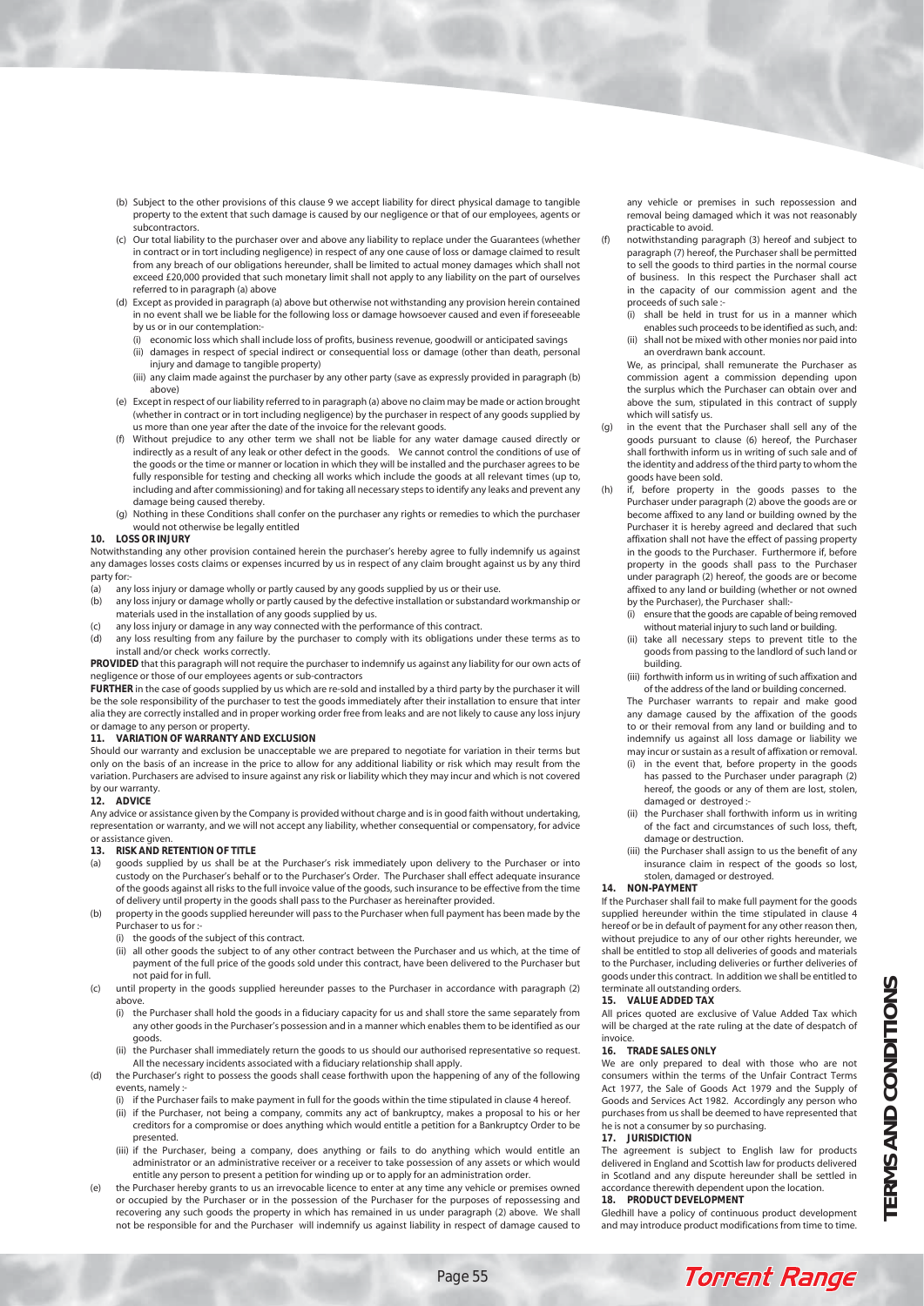(b) Subject to the other provisions of this clause 9 we accept liability for direct physical damage to tangible property to the extent that such damage is caused by our negligence or that of our employees, agents or subcontractors.

(c) Our total liability to the purchaser over and above any liability to replace under the Guarantees (whether in contract or in tort including negligence) in respect of any one cause of loss or damage claimed to result from any breach of our obligations hereunder, shall be limited to actual money damages which shall not exceed £20,000 provided that such monetary limit shall not apply to any liability on the part of ourselves referred to in paragraph (a) above

(d) Except as provided in paragraph (a) above but otherwise not withstanding any provision herein contained in no event shall we be liable for the following loss or damage howsoever caused and even if foreseeable by us or in our contemplation:-

(i) economic loss which shall include loss of profits, business revenue, goodwill or anticipated savings
(ii) damages in respect of special indirect or consequential loss or damage (other than death, personal injury and damage to tangible property)
(iii) any claim made against the purchaser by any other party (save as expressly provided in paragraph (b) above)

(e) Except in respect of our liability referred to in paragraph (a) above no claim may be made or action brought (whether in contract or in tort including negligence) by the purchaser in respect of any goods supplied by us more than one year after the date of the invoice for the relevant goods.

(f) Without prejudice to any other term we shall not be liable for any water damage caused directly or indirectly as a result of any leak or other defect in the goods. We cannot control the conditions of use of the goods or the time or manner or location in which they will be installed and the purchaser agrees to be fully responsible for testing and checking all works which include the goods at all relevant times (up to, including and after commissioning) and for taking all necessary steps to identify any leaks and prevent any damage being caused thereby.

(g) Nothing in these Conditions shall confer on the purchaser any rights or remedies to which the purchaser would not otherwise be legally entitled

**10. LOSS OR INJURY**

Notwithstanding any other provision contained herein the purchaser's hereby agree to fully indemnify us against any damages losses costs claims or expenses incurred by us in respect of any claim brought against us by any third party for:-

(a) any loss injury or damage wholly or partly caused by any goods supplied by us or their use.
(b) any loss injury or damage wholly or partly caused by the defective installation or substandard workmanship or materials used in the installation of any goods supplied by us.
(c) any loss injury or damage in any way connected with the performance of this contract.
(d) any loss resulting from any failure by the purchaser to comply with its obligations under these terms as to install and/or check works correctly.

**PROVIDED** that this paragraph will not require the purchaser to indemnify us against any liability for our own acts of negligence or those of our employees agents or sub-contractors

**FURTHER** in the case of goods supplied by us which are re-sold and installed by a third party by the purchaser it will be the sole responsibility of the purchaser to test the goods immediately after their installation to ensure that inter alia they are correctly installed and in proper working order free from leaks and are not likely to cause any loss injury or damage to any person or property.

**11. VARIATION OF WARRANTY AND EXCLUSION**

Should our warranty and exclusion be unacceptable we are prepared to negotiate for variation in their terms but only on the basis of an increase in the price to allow for any additional liability or risk which may result from the variation. Purchasers are advised to insure against any risk or liability which they may incur and which is not covered by our warranty.

**12. ADVICE**

Any advice or assistance given by the Company is provided without charge and is in good faith without undertaking, representation or warranty, and we will not accept any liability, whether consequential or compensatory, for advice or assistance given.

**13. RISK AND RETENTION OF TITLE**

(a) goods supplied by us shall be at the Purchaser's risk immediately upon delivery to the Purchaser or into custody on the Purchaser's behalf or to the Purchaser's Order. The Purchaser shall effect adequate insurance of the goods against all risks to the full invoice value of the goods, such insurance to be effective from the time of delivery until property in the goods shall pass to the Purchaser as hereinafter provided.

(b) property in the goods supplied hereunder will pass to the Purchaser when full payment has been made by the Purchaser to us for :-

(i) the goods of the subject of this contract.
(ii) all other goods the subject to of any other contract between the Purchaser and us which, at the time of payment of the full price of the goods sold under this contract, have been delivered to the Purchaser but not paid for in full.

(c) until property in the goods supplied hereunder passes to the Purchaser in accordance with paragraph (2) above.

(i) the Purchaser shall hold the goods in a fiduciary capacity for us and shall store the same separately from any other goods in the Purchaser's possession and in a manner which enables them to be identified as our goods.
(ii) the Purchaser shall immediately return the goods to us should our authorised representative so request. All the necessary incidents associated with a fiduciary relationship shall apply.

(d) the Purchaser's right to possess the goods shall cease forthwith upon the happening of any of the following events, namely :-

(i) if the Purchaser fails to make payment in full for the goods within the time stipulated in clause 4 hereof.
(ii) if the Purchaser, not being a company, commits any act of bankruptcy, makes a proposal to his or her creditors for a compromise or does anything which would entitle a petition for a Bankruptcy Order to be presented.
(iii) if the Purchaser, being a company, does anything or fails to do anything which would entitle an administrator or an administrative receiver or a receiver to take possession of any assets or which would entitle any person to present a petition for winding up or to apply for an administration order.

(e) the Purchaser hereby grants to us an irrevocable licence to enter at any time any vehicle or premises owned or occupied by the Purchaser or in the possession of the Purchaser for the purposes of repossessing and recovering any such goods the property in which has remained in us under paragraph (2) above. We shall not be responsible for and the Purchaser will indemnify us against liability in respect of damage caused to any vehicle or premises in such repossession and removal being damaged which it was not reasonably practicable to avoid.

(f) notwithstanding paragraph (3) hereof and subject to paragraph (7) hereof, the Purchaser shall be permitted to sell the goods to third parties in the normal course of business. In this respect the Purchaser shall act in the capacity of our commission agent and the proceeds of such sale :-

(i) shall be held in trust for us in a manner which enables such proceeds to be identified as such, and:
(ii) shall not be mixed with other monies nor paid into an overdrawn bank account.

We, as principal, shall remunerate the Purchaser as commission agent a commission depending upon the surplus which the Purchaser can obtain over and above the sum, stipulated in this contract of supply which will satisfy us.

(g) in the event that the Purchaser shall sell any of the goods pursuant to clause (6) hereof, the Purchaser shall forthwith inform us in writing of such sale and of the identity and address of the third party to whom the goods have been sold.

(h) if, before property in the goods passes to the Purchaser under paragraph (2) above the goods are or become affixed to any land or building owned by the Purchaser it is hereby agreed and declared that such affixation shall not have the effect of passing property in the goods to the Purchaser. Furthermore if, before property in the goods shall pass to the Purchaser under paragraph (2) hereof, the goods are or become affixed to any land or building (whether or not owned by the Purchaser), the Purchaser shall:-

(i) ensure that the goods are capable of being removed without material injury to such land or building.
(ii) take all necessary steps to prevent title to the goods from passing to the landlord of such land or building.
(iii) forthwith inform us in writing of such affixation and of the address of the land or building concerned.

The Purchaser warrants to repair and make good any damage caused by the affixation of the goods to or their removal from any land or building and to indemnify us against all loss damage or liability we may incur or sustain as a result of affixation or removal.

(i) in the event that, before property in the goods has passed to the Purchaser under paragraph (2) hereof, the goods or any of them are lost, stolen, damaged or destroyed :-
(ii) the Purchaser shall forthwith inform us in writing of the fact and circumstances of such loss, theft, damage or destruction.
(iii) the Purchaser shall assign to us the benefit of any insurance claim in respect of the goods so lost, stolen, damaged or destroyed.

**14. NON-PAYMENT**

If the Purchaser shall fail to make full payment for the goods supplied hereunder within the time stipulated in clause 4 hereof or be in default of payment for any other reason then, without prejudice to any of our other rights hereunder, we shall be entitled to stop all deliveries of goods and materials to the Purchaser, including deliveries or further deliveries of goods under this contract. In addition we shall be entitled to terminate all outstanding orders.

**15. VALUE ADDED TAX**

All prices quoted are exclusive of Value Added Tax which will be charged at the rate ruling at the date of despatch of invoice.

**16. TRADE SALES ONLY**

We are only prepared to deal with those who are not consumers within the terms of the Unfair Contract Terms Act 1977, the Sale of Goods Act 1979 and the Supply of Goods and Services Act 1982. Accordingly any person who purchases from us shall be deemed to have represented that he is not a consumer by so purchasing.

**17. JURISDICTION**

The agreement is subject to English law for products delivered in England and Scottish law for products delivered in Scotland and any dispute hereunder shall be settled in accordance therewith dependent upon the location.

**18. PRODUCT DEVELOPMENT**

Gledhill have a policy of continuous product development and may introduce product modifications from time to time.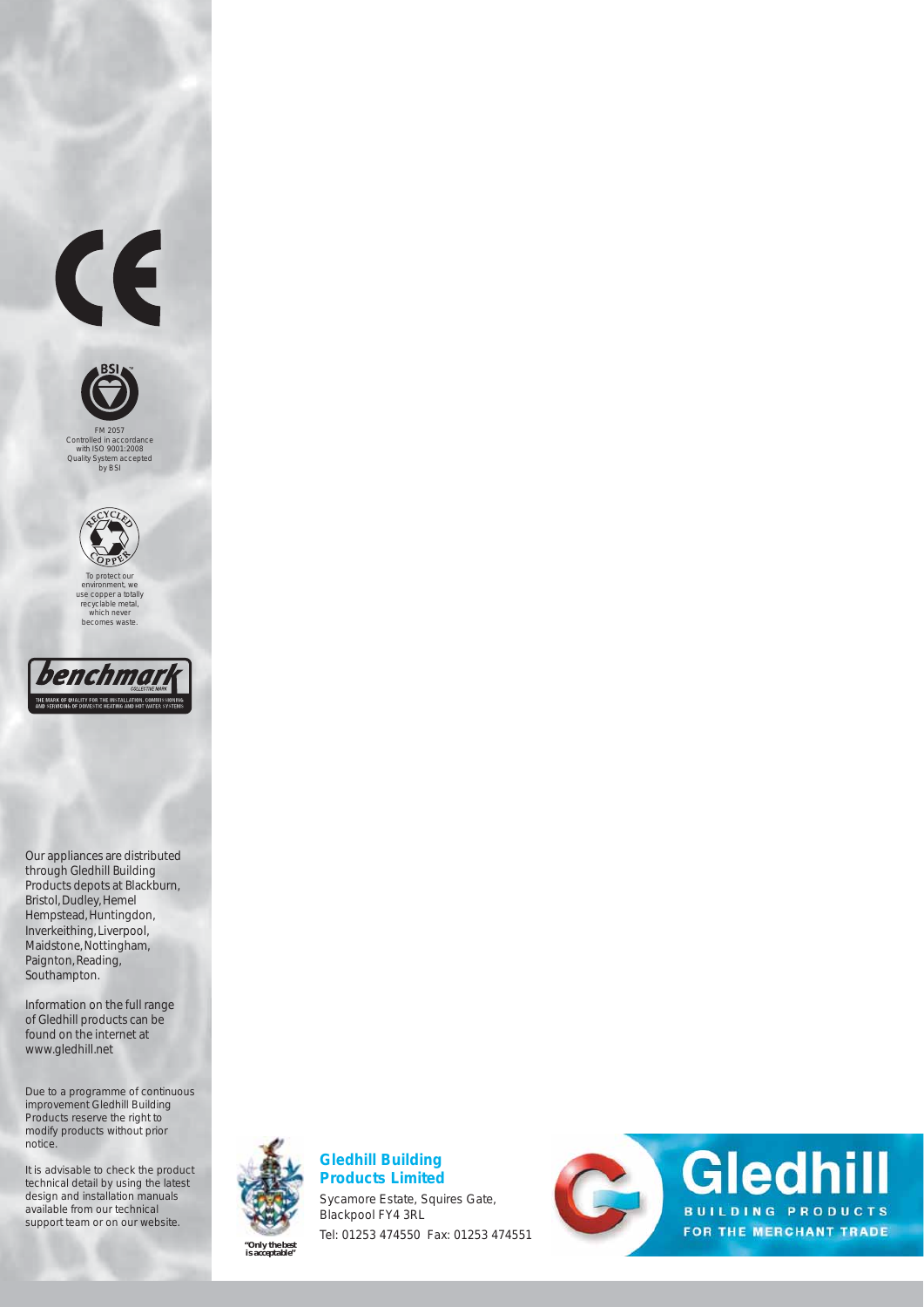FM 2057
Controlled in accordance with ISO 9001:2008
Quality System accepted by BSI

To protect our environment, we use copper a totally recyclable metal, which never becomes waste.

benchmark
COLLECTIVE MARK
THE MARK OF QUALITY FOR THE INSTALLATION, COMMISSIONING AND SERVICING OF DOMESTIC HEATING AND HOT WATER SYSTEMS

Our appliances are distributed through Gledhill Building Products depots at Blackburn, Bristol, Dudley, Hemel Hempstead, Huntingdon, Inverkeithing, Liverpool, Maidstone, Nottingham, Paignton, Reading, Southampton.

Information on the full range of Gledhill products can be found on the internet at www.gledhill.net

Due to a programme of continuous improvement Gledhill Building Products reserve the right to modify products without prior notice.

It is advisable to check the product technical detail by using the latest design and installation manuals available from our technical support team or on our website.

"Only the best is acceptable"

**Gledhill Building Products Limited**

Sycamore Estate, Squires Gate,
Blackpool FY4 3RL
Tel: 01253 474550 Fax: 01253 474551

Gledhill
BUILDING PRODUCTS
FOR THE MERCHANT TRADE